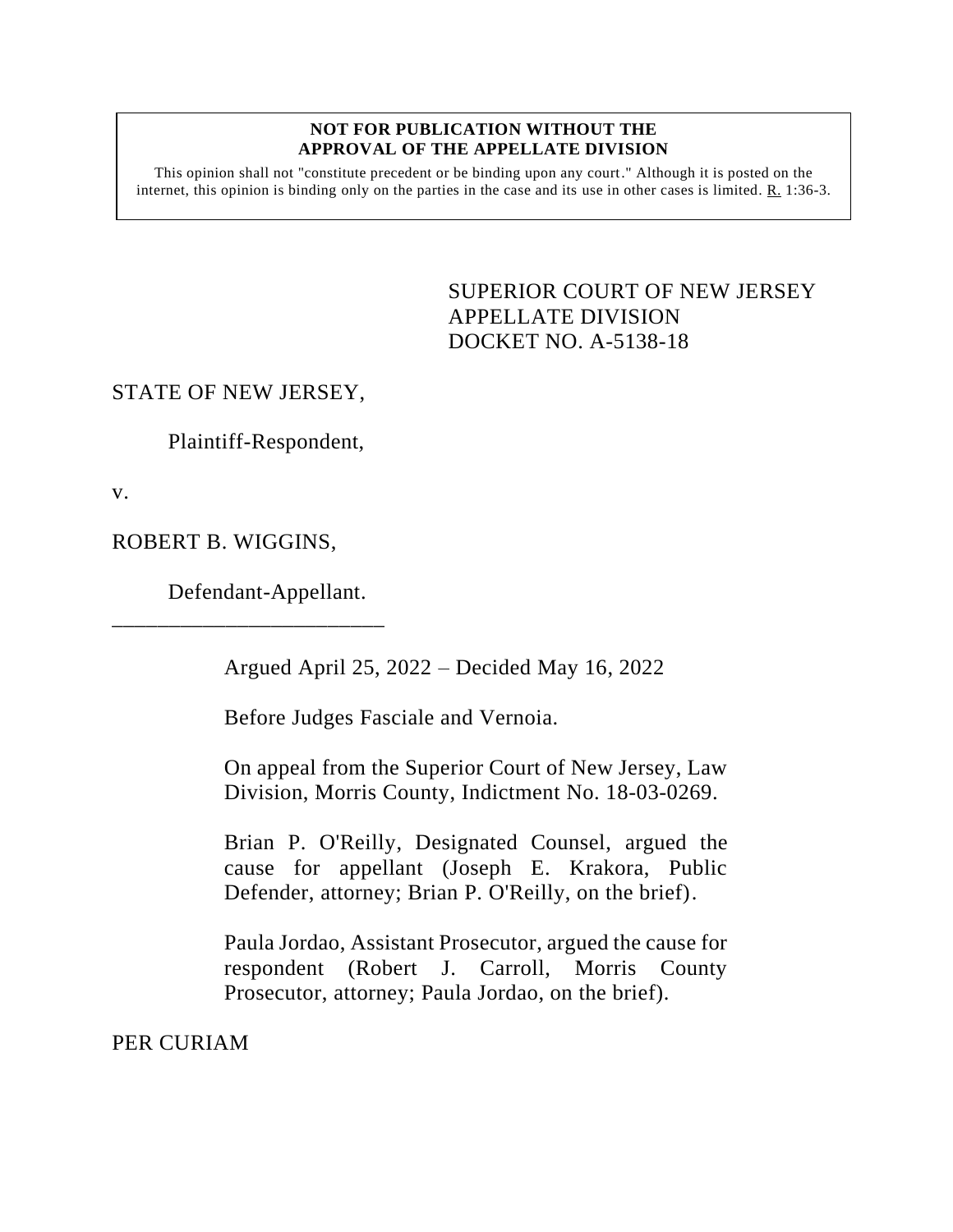**NOT FOR PUBLICATION WITHOUT THE APPROVAL OF THE APPELLATE DIVISION**

This opinion shall not "constitute precedent or be binding upon any court." Although it is posted on the internet, this opinion is binding only on the parties in the case and its use in other cases is limited. R. 1:36-3.

SUPERIOR COURT OF NEW JERSEY
APPELLATE DIVISION
DOCKET NO. A-5138-18

STATE OF NEW JERSEY,

Plaintiff-Respondent,

v.

ROBERT B. WIGGINS,

Defendant-Appellant.

\_\_\_\_\_\_\_\_\_\_\_\_\_\_\_\_\_\_\_\_\_\_\_\_\_\_

Argued April 25, 2022 – Decided May 16, 2022

Before Judges Fasciale and Vernoia.

On appeal from the Superior Court of New Jersey, Law Division, Morris County, Indictment No. 18-03-0269.

Brian P. O'Reilly, Designated Counsel, argued the cause for appellant (Joseph E. Krakora, Public Defender, attorney; Brian P. O'Reilly, on the brief).

Paula Jordao, Assistant Prosecutor, argued the cause for respondent (Robert J. Carroll, Morris County Prosecutor, attorney; Paula Jordao, on the brief).

PER CURIAM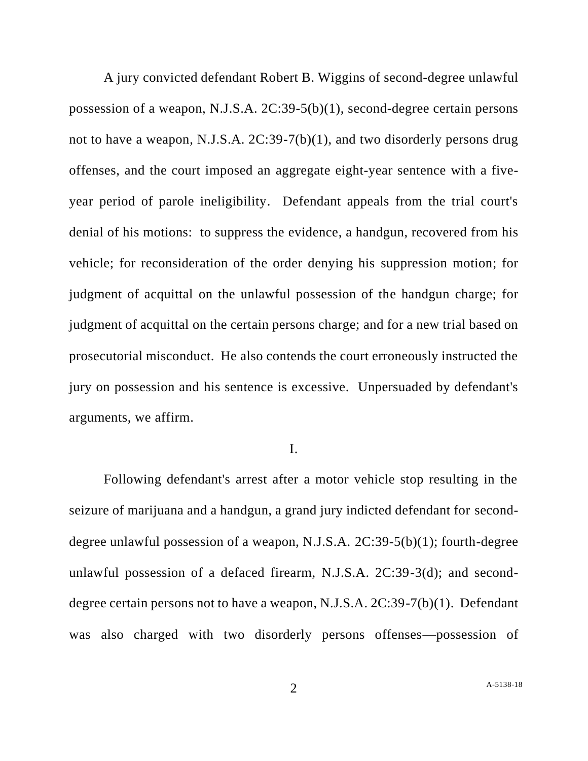A jury convicted defendant Robert B. Wiggins of second-degree unlawful possession of a weapon, N.J.S.A. 2C:39-5(b)(1), second-degree certain persons not to have a weapon, N.J.S.A. 2C:39-7(b)(1), and two disorderly persons drug offenses, and the court imposed an aggregate eight-year sentence with a five-year period of parole ineligibility. Defendant appeals from the trial court's denial of his motions: to suppress the evidence, a handgun, recovered from his vehicle; for reconsideration of the order denying his suppression motion; for judgment of acquittal on the unlawful possession of the handgun charge; for judgment of acquittal on the certain persons charge; and for a new trial based on prosecutorial misconduct. He also contends the court erroneously instructed the jury on possession and his sentence is excessive. Unpersuaded by defendant's arguments, we affirm.

I.

Following defendant's arrest after a motor vehicle stop resulting in the seizure of marijuana and a handgun, a grand jury indicted defendant for second-degree unlawful possession of a weapon, N.J.S.A. 2C:39-5(b)(1); fourth-degree unlawful possession of a defaced firearm, N.J.S.A. 2C:39-3(d); and second-degree certain persons not to have a weapon, N.J.S.A. 2C:39-7(b)(1). Defendant was also charged with two disorderly persons offenses—possession of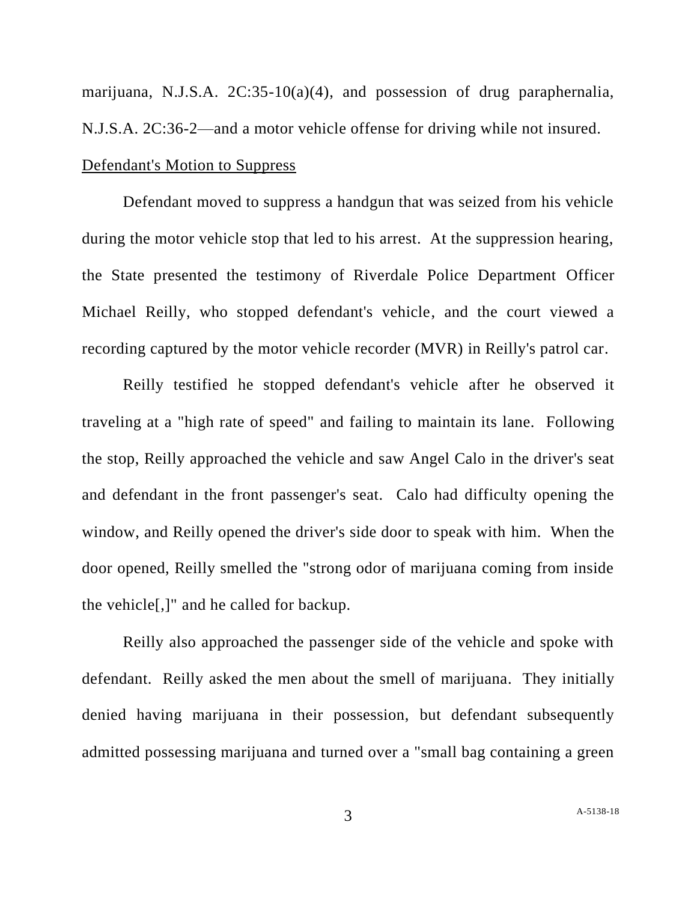marijuana, N.J.S.A. 2C:35-10(a)(4), and possession of drug paraphernalia, N.J.S.A. 2C:36-2—and a motor vehicle offense for driving while not insured.

Defendant's Motion to Suppress

Defendant moved to suppress a handgun that was seized from his vehicle during the motor vehicle stop that led to his arrest. At the suppression hearing, the State presented the testimony of Riverdale Police Department Officer Michael Reilly, who stopped defendant's vehicle, and the court viewed a recording captured by the motor vehicle recorder (MVR) in Reilly's patrol car.

Reilly testified he stopped defendant's vehicle after he observed it traveling at a "high rate of speed" and failing to maintain its lane. Following the stop, Reilly approached the vehicle and saw Angel Calo in the driver's seat and defendant in the front passenger's seat. Calo had difficulty opening the window, and Reilly opened the driver's side door to speak with him. When the door opened, Reilly smelled the "strong odor of marijuana coming from inside the vehicle[,]" and he called for backup.

Reilly also approached the passenger side of the vehicle and spoke with defendant. Reilly asked the men about the smell of marijuana. They initially denied having marijuana in their possession, but defendant subsequently admitted possessing marijuana and turned over a "small bag containing a green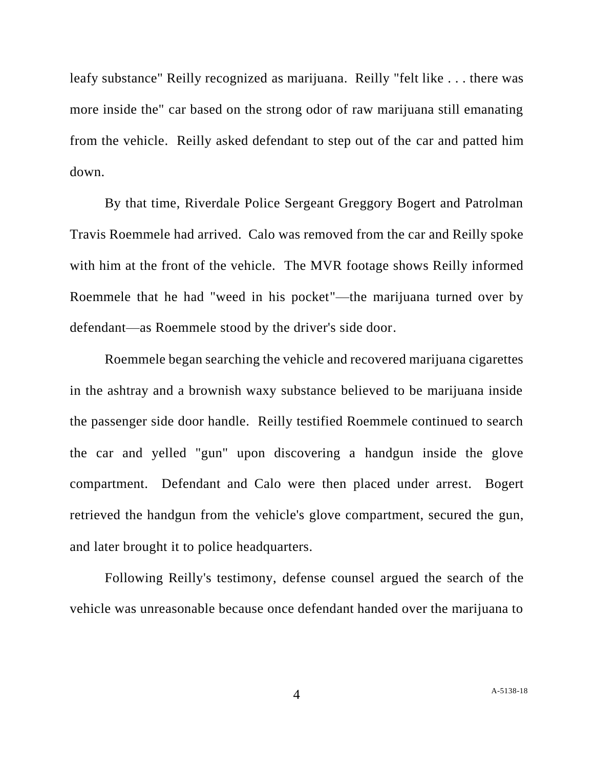leafy substance" Reilly recognized as marijuana. Reilly "felt like . . . there was more inside the" car based on the strong odor of raw marijuana still emanating from the vehicle. Reilly asked defendant to step out of the car and patted him down.

By that time, Riverdale Police Sergeant Greggory Bogert and Patrolman Travis Roemmele had arrived. Calo was removed from the car and Reilly spoke with him at the front of the vehicle. The MVR footage shows Reilly informed Roemmele that he had "weed in his pocket"—the marijuana turned over by defendant—as Roemmele stood by the driver's side door.

Roemmele began searching the vehicle and recovered marijuana cigarettes in the ashtray and a brownish waxy substance believed to be marijuana inside the passenger side door handle. Reilly testified Roemmele continued to search the car and yelled "gun" upon discovering a handgun inside the glove compartment. Defendant and Calo were then placed under arrest. Bogert retrieved the handgun from the vehicle's glove compartment, secured the gun, and later brought it to police headquarters.

Following Reilly's testimony, defense counsel argued the search of the vehicle was unreasonable because once defendant handed over the marijuana to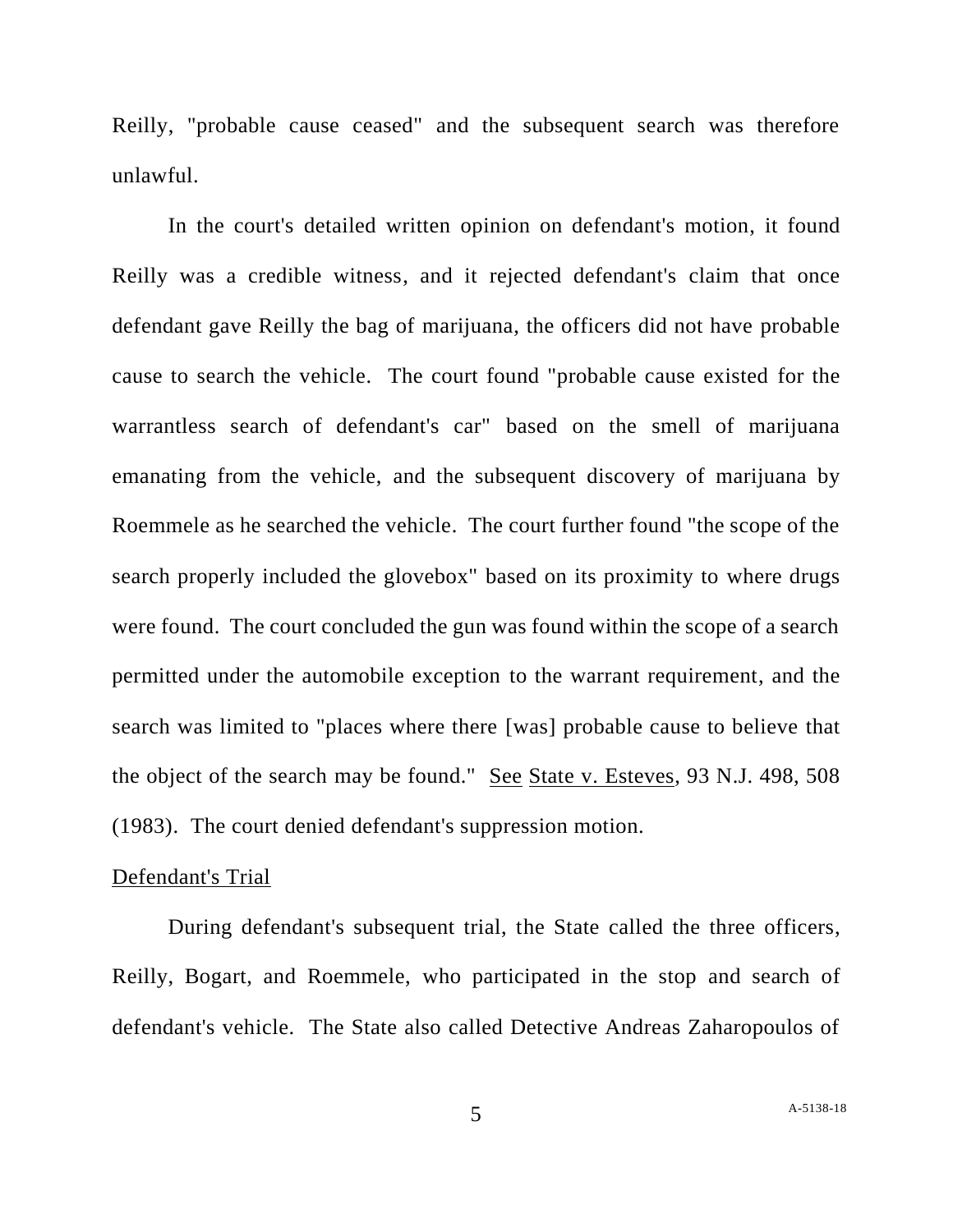Reilly, "probable cause ceased" and the subsequent search was therefore unlawful.

In the court's detailed written opinion on defendant's motion, it found Reilly was a credible witness, and it rejected defendant's claim that once defendant gave Reilly the bag of marijuana, the officers did not have probable cause to search the vehicle. The court found "probable cause existed for the warrantless search of defendant's car" based on the smell of marijuana emanating from the vehicle, and the subsequent discovery of marijuana by Roemmele as he searched the vehicle. The court further found "the scope of the search properly included the glovebox" based on its proximity to where drugs were found. The court concluded the gun was found within the scope of a search permitted under the automobile exception to the warrant requirement, and the search was limited to "places where there [was] probable cause to believe that the object of the search may be found." See State v. Esteves, 93 N.J. 498, 508 (1983). The court denied defendant's suppression motion.

Defendant's Trial

During defendant's subsequent trial, the State called the three officers, Reilly, Bogart, and Roemmele, who participated in the stop and search of defendant's vehicle. The State also called Detective Andreas Zaharopoulos of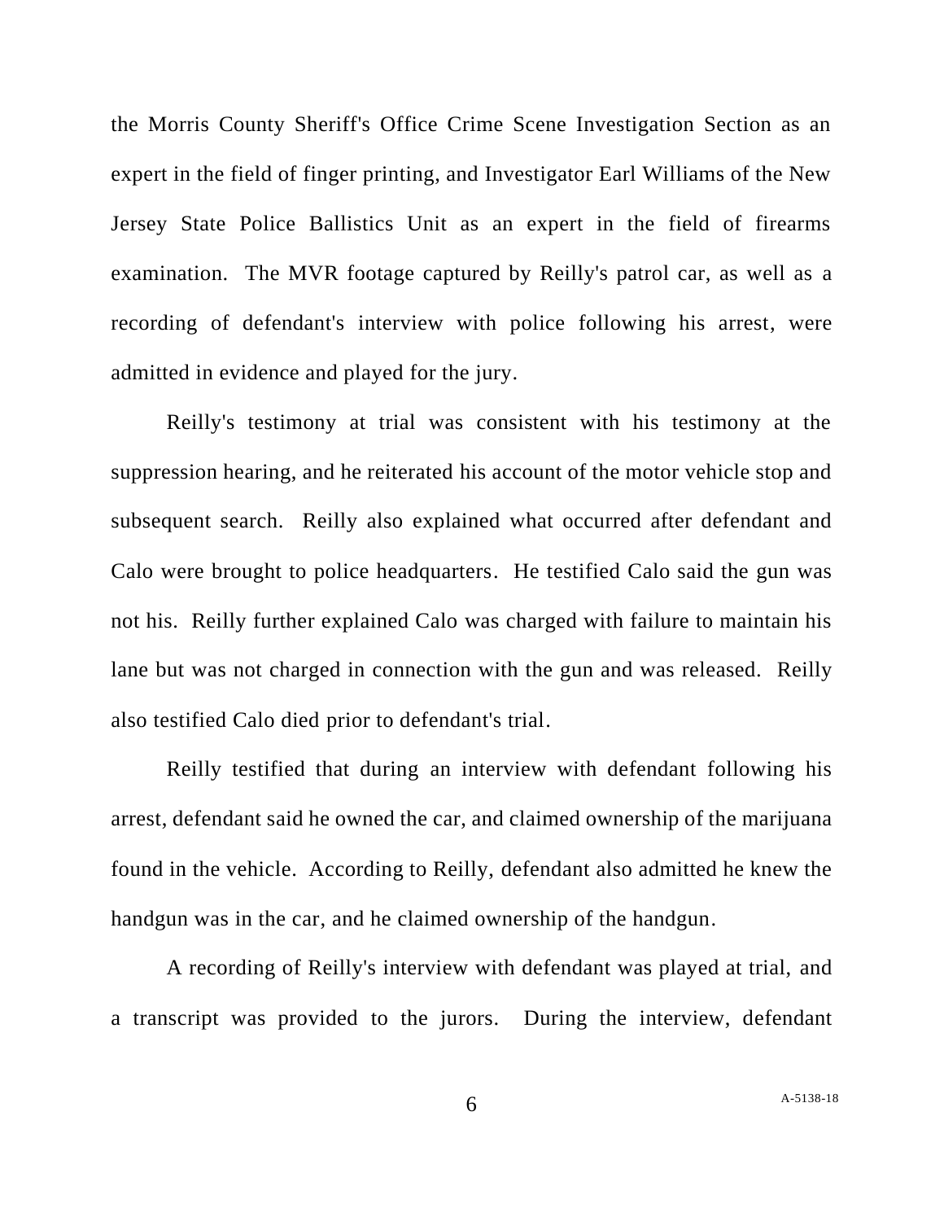the Morris County Sheriff's Office Crime Scene Investigation Section as an expert in the field of finger printing, and Investigator Earl Williams of the New Jersey State Police Ballistics Unit as an expert in the field of firearms examination. The MVR footage captured by Reilly's patrol car, as well as a recording of defendant's interview with police following his arrest, were admitted in evidence and played for the jury.

Reilly's testimony at trial was consistent with his testimony at the suppression hearing, and he reiterated his account of the motor vehicle stop and subsequent search. Reilly also explained what occurred after defendant and Calo were brought to police headquarters. He testified Calo said the gun was not his. Reilly further explained Calo was charged with failure to maintain his lane but was not charged in connection with the gun and was released. Reilly also testified Calo died prior to defendant's trial.

Reilly testified that during an interview with defendant following his arrest, defendant said he owned the car, and claimed ownership of the marijuana found in the vehicle. According to Reilly, defendant also admitted he knew the handgun was in the car, and he claimed ownership of the handgun.

A recording of Reilly's interview with defendant was played at trial, and a transcript was provided to the jurors. During the interview, defendant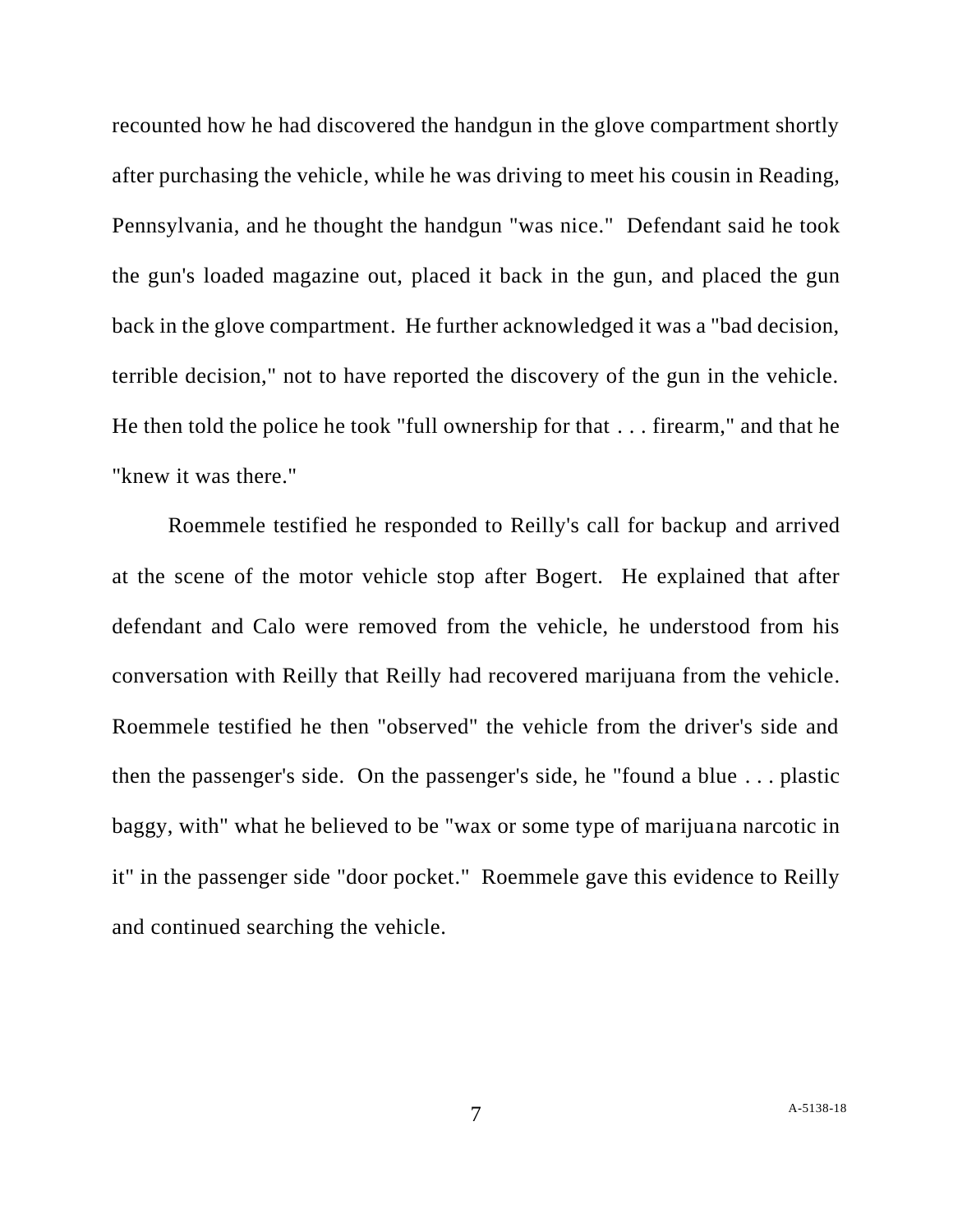recounted how he had discovered the handgun in the glove compartment shortly after purchasing the vehicle, while he was driving to meet his cousin in Reading, Pennsylvania, and he thought the handgun "was nice." Defendant said he took the gun's loaded magazine out, placed it back in the gun, and placed the gun back in the glove compartment. He further acknowledged it was a "bad decision, terrible decision," not to have reported the discovery of the gun in the vehicle. He then told the police he took "full ownership for that . . . firearm," and that he "knew it was there."

Roemmele testified he responded to Reilly's call for backup and arrived at the scene of the motor vehicle stop after Bogert. He explained that after defendant and Calo were removed from the vehicle, he understood from his conversation with Reilly that Reilly had recovered marijuana from the vehicle. Roemmele testified he then "observed" the vehicle from the driver's side and then the passenger's side. On the passenger's side, he "found a blue . . . plastic baggy, with" what he believed to be "wax or some type of marijuana narcotic in it" in the passenger side "door pocket." Roemmele gave this evidence to Reilly and continued searching the vehicle.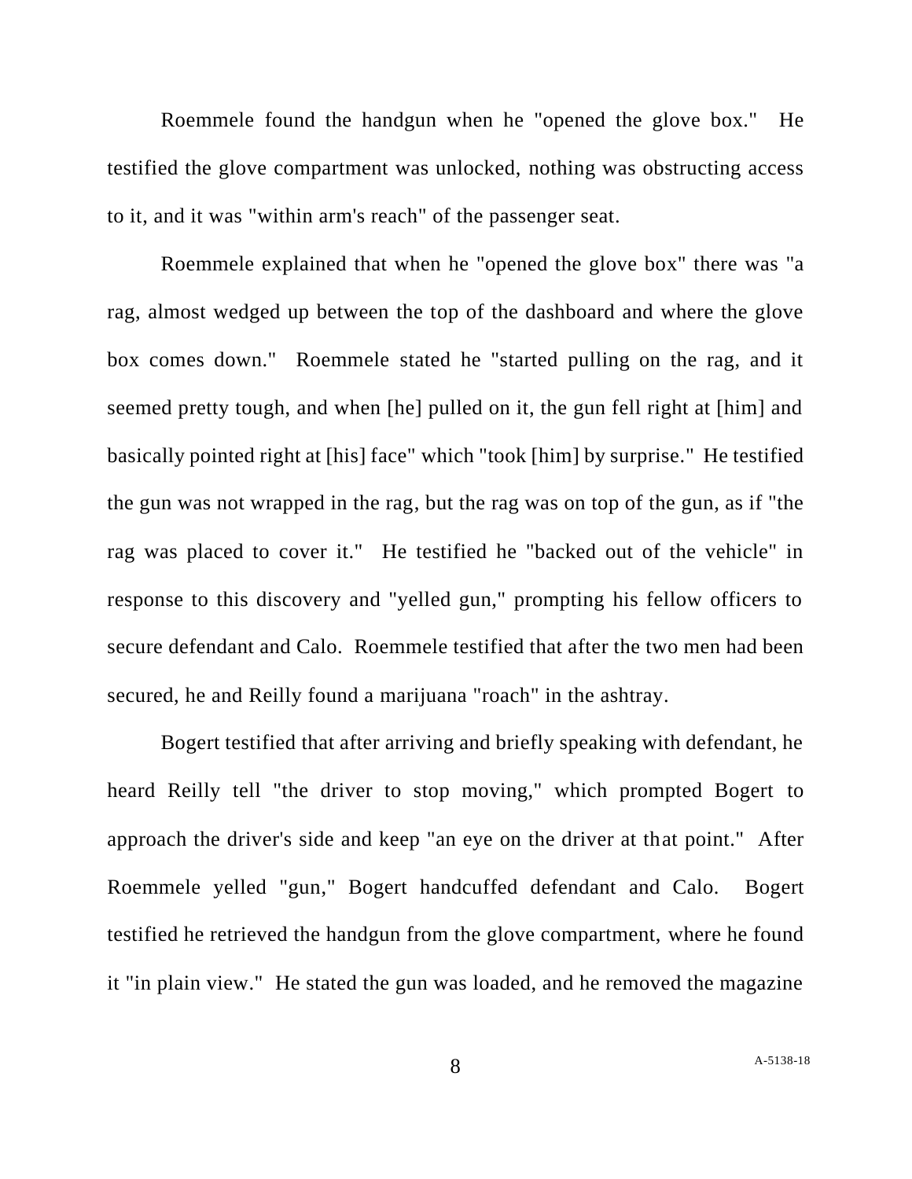Roemmele found the handgun when he "opened the glove box." He testified the glove compartment was unlocked, nothing was obstructing access to it, and it was "within arm's reach" of the passenger seat.

Roemmele explained that when he "opened the glove box" there was "a rag, almost wedged up between the top of the dashboard and where the glove box comes down." Roemmele stated he "started pulling on the rag, and it seemed pretty tough, and when [he] pulled on it, the gun fell right at [him] and basically pointed right at [his] face" which "took [him] by surprise." He testified the gun was not wrapped in the rag, but the rag was on top of the gun, as if "the rag was placed to cover it." He testified he "backed out of the vehicle" in response to this discovery and "yelled gun," prompting his fellow officers to secure defendant and Calo. Roemmele testified that after the two men had been secured, he and Reilly found a marijuana "roach" in the ashtray.

Bogert testified that after arriving and briefly speaking with defendant, he heard Reilly tell "the driver to stop moving," which prompted Bogert to approach the driver's side and keep "an eye on the driver at that point." After Roemmele yelled "gun," Bogert handcuffed defendant and Calo. Bogert testified he retrieved the handgun from the glove compartment, where he found it "in plain view." He stated the gun was loaded, and he removed the magazine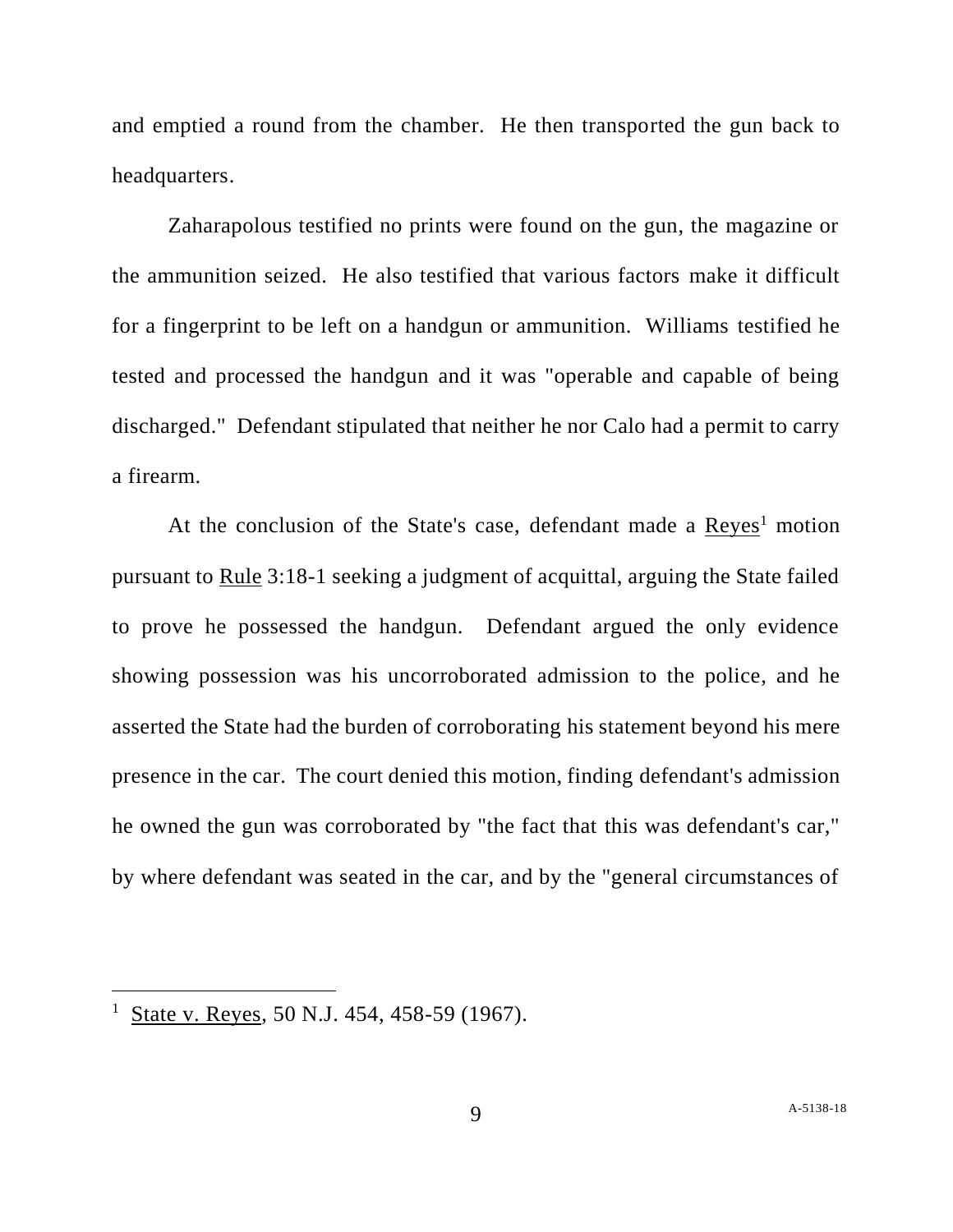and emptied a round from the chamber. He then transported the gun back to headquarters.

Zaharapolous testified no prints were found on the gun, the magazine or the ammunition seized. He also testified that various factors make it difficult for a fingerprint to be left on a handgun or ammunition. Williams testified he tested and processed the handgun and it was "operable and capable of being discharged." Defendant stipulated that neither he nor Calo had a permit to carry a firearm.

At the conclusion of the State's case, defendant made a Reyes[1] motion pursuant to Rule 3:18-1 seeking a judgment of acquittal, arguing the State failed to prove he possessed the handgun. Defendant argued the only evidence showing possession was his uncorroborated admission to the police, and he asserted the State had the burden of corroborating his statement beyond his mere presence in the car. The court denied this motion, finding defendant's admission he owned the gun was corroborated by "the fact that this was defendant's car," by where defendant was seated in the car, and by the "general circumstances of

---

[1] State v. Reyes, 50 N.J. 454, 458-59 (1967).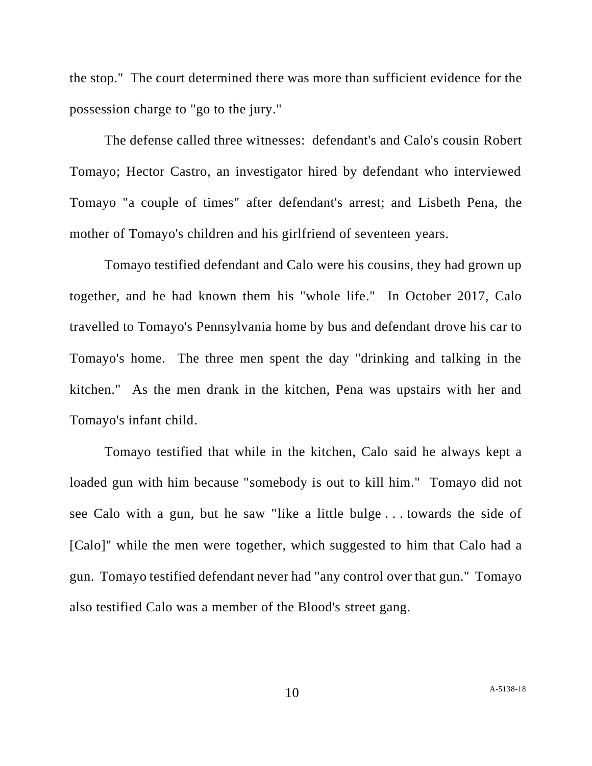the stop." The court determined there was more than sufficient evidence for the possession charge to "go to the jury."

The defense called three witnesses: defendant's and Calo's cousin Robert Tomayo; Hector Castro, an investigator hired by defendant who interviewed Tomayo "a couple of times" after defendant's arrest; and Lisbeth Pena, the mother of Tomayo's children and his girlfriend of seventeen years.

Tomayo testified defendant and Calo were his cousins, they had grown up together, and he had known them his "whole life." In October 2017, Calo travelled to Tomayo's Pennsylvania home by bus and defendant drove his car to Tomayo's home. The three men spent the day "drinking and talking in the kitchen." As the men drank in the kitchen, Pena was upstairs with her and Tomayo's infant child.

Tomayo testified that while in the kitchen, Calo said he always kept a loaded gun with him because "somebody is out to kill him." Tomayo did not see Calo with a gun, but he saw "like a little bulge . . . towards the side of [Calo]" while the men were together, which suggested to him that Calo had a gun. Tomayo testified defendant never had "any control over that gun." Tomayo also testified Calo was a member of the Blood's street gang.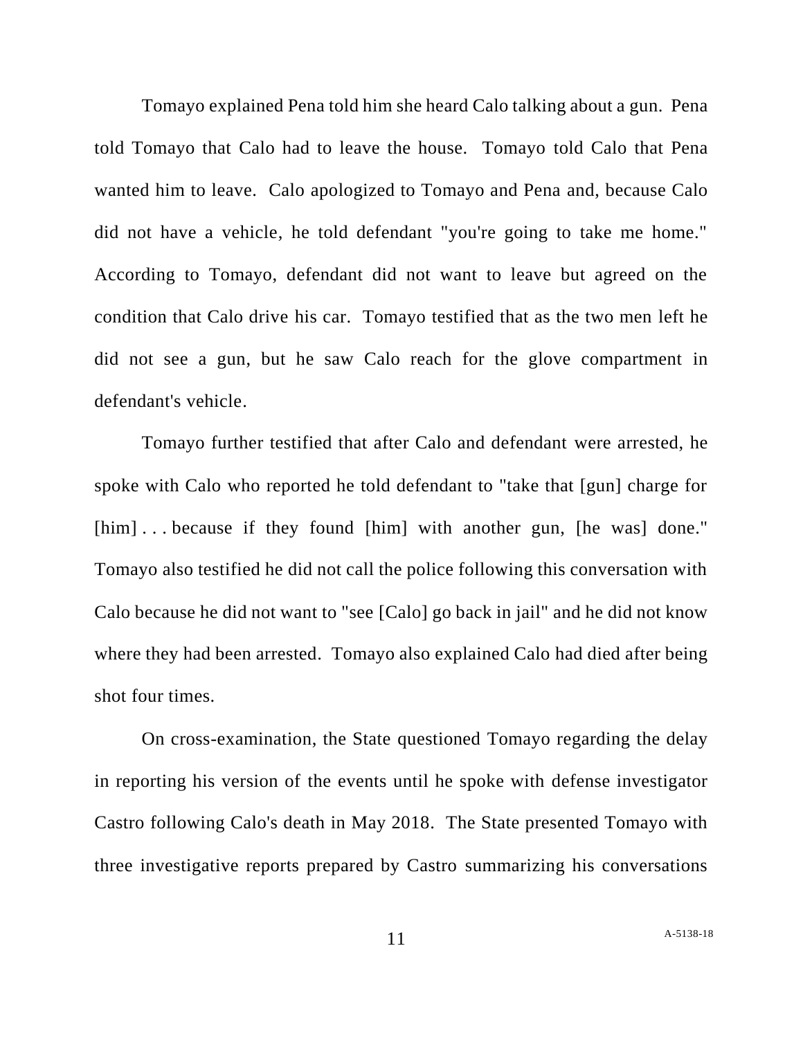Tomayo explained Pena told him she heard Calo talking about a gun. Pena told Tomayo that Calo had to leave the house. Tomayo told Calo that Pena wanted him to leave. Calo apologized to Tomayo and Pena and, because Calo did not have a vehicle, he told defendant "you're going to take me home." According to Tomayo, defendant did not want to leave but agreed on the condition that Calo drive his car. Tomayo testified that as the two men left he did not see a gun, but he saw Calo reach for the glove compartment in defendant's vehicle.

Tomayo further testified that after Calo and defendant were arrested, he spoke with Calo who reported he told defendant to "take that [gun] charge for [him] . . . because if they found [him] with another gun, [he was] done." Tomayo also testified he did not call the police following this conversation with Calo because he did not want to "see [Calo] go back in jail" and he did not know where they had been arrested. Tomayo also explained Calo had died after being shot four times.

On cross-examination, the State questioned Tomayo regarding the delay in reporting his version of the events until he spoke with defense investigator Castro following Calo's death in May 2018. The State presented Tomayo with three investigative reports prepared by Castro summarizing his conversations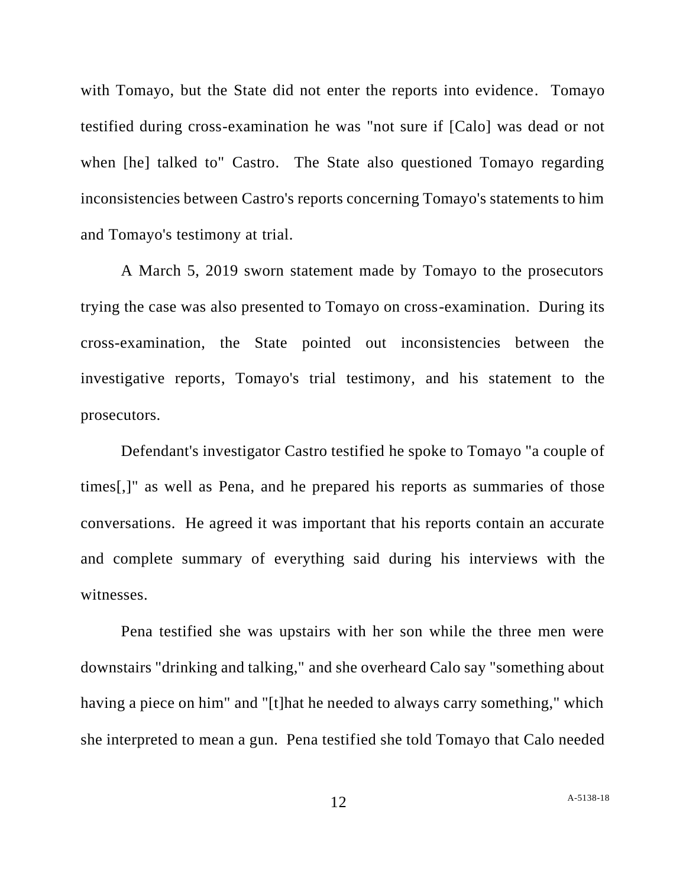with Tomayo, but the State did not enter the reports into evidence. Tomayo testified during cross-examination he was "not sure if [Calo] was dead or not when [he] talked to" Castro. The State also questioned Tomayo regarding inconsistencies between Castro's reports concerning Tomayo's statements to him and Tomayo's testimony at trial.

A March 5, 2019 sworn statement made by Tomayo to the prosecutors trying the case was also presented to Tomayo on cross-examination. During its cross-examination, the State pointed out inconsistencies between the investigative reports, Tomayo's trial testimony, and his statement to the prosecutors.

Defendant's investigator Castro testified he spoke to Tomayo "a couple of times[,]" as well as Pena, and he prepared his reports as summaries of those conversations. He agreed it was important that his reports contain an accurate and complete summary of everything said during his interviews with the witnesses.

Pena testified she was upstairs with her son while the three men were downstairs "drinking and talking," and she overheard Calo say "something about having a piece on him" and "[t]hat he needed to always carry something," which she interpreted to mean a gun. Pena testified she told Tomayo that Calo needed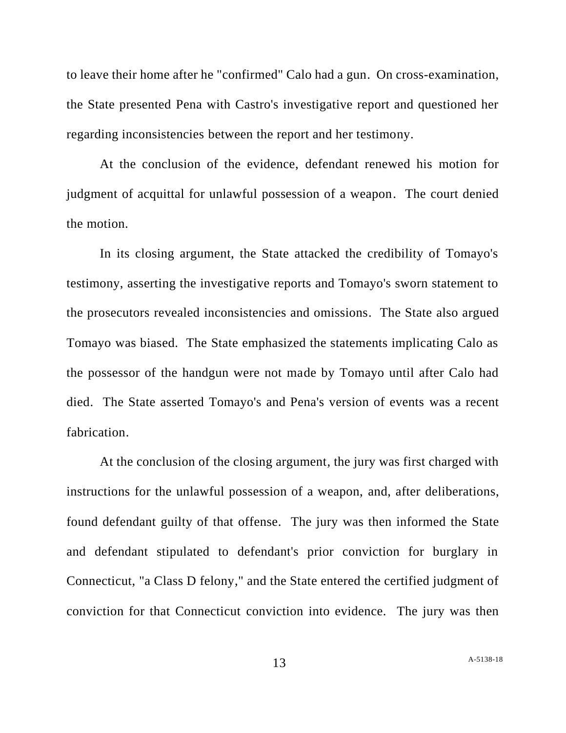to leave their home after he "confirmed" Calo had a gun. On cross-examination, the State presented Pena with Castro's investigative report and questioned her regarding inconsistencies between the report and her testimony.

At the conclusion of the evidence, defendant renewed his motion for judgment of acquittal for unlawful possession of a weapon. The court denied the motion.

In its closing argument, the State attacked the credibility of Tomayo's testimony, asserting the investigative reports and Tomayo's sworn statement to the prosecutors revealed inconsistencies and omissions. The State also argued Tomayo was biased. The State emphasized the statements implicating Calo as the possessor of the handgun were not made by Tomayo until after Calo had died. The State asserted Tomayo's and Pena's version of events was a recent fabrication.

At the conclusion of the closing argument, the jury was first charged with instructions for the unlawful possession of a weapon, and, after deliberations, found defendant guilty of that offense. The jury was then informed the State and defendant stipulated to defendant's prior conviction for burglary in Connecticut, "a Class D felony," and the State entered the certified judgment of conviction for that Connecticut conviction into evidence. The jury was then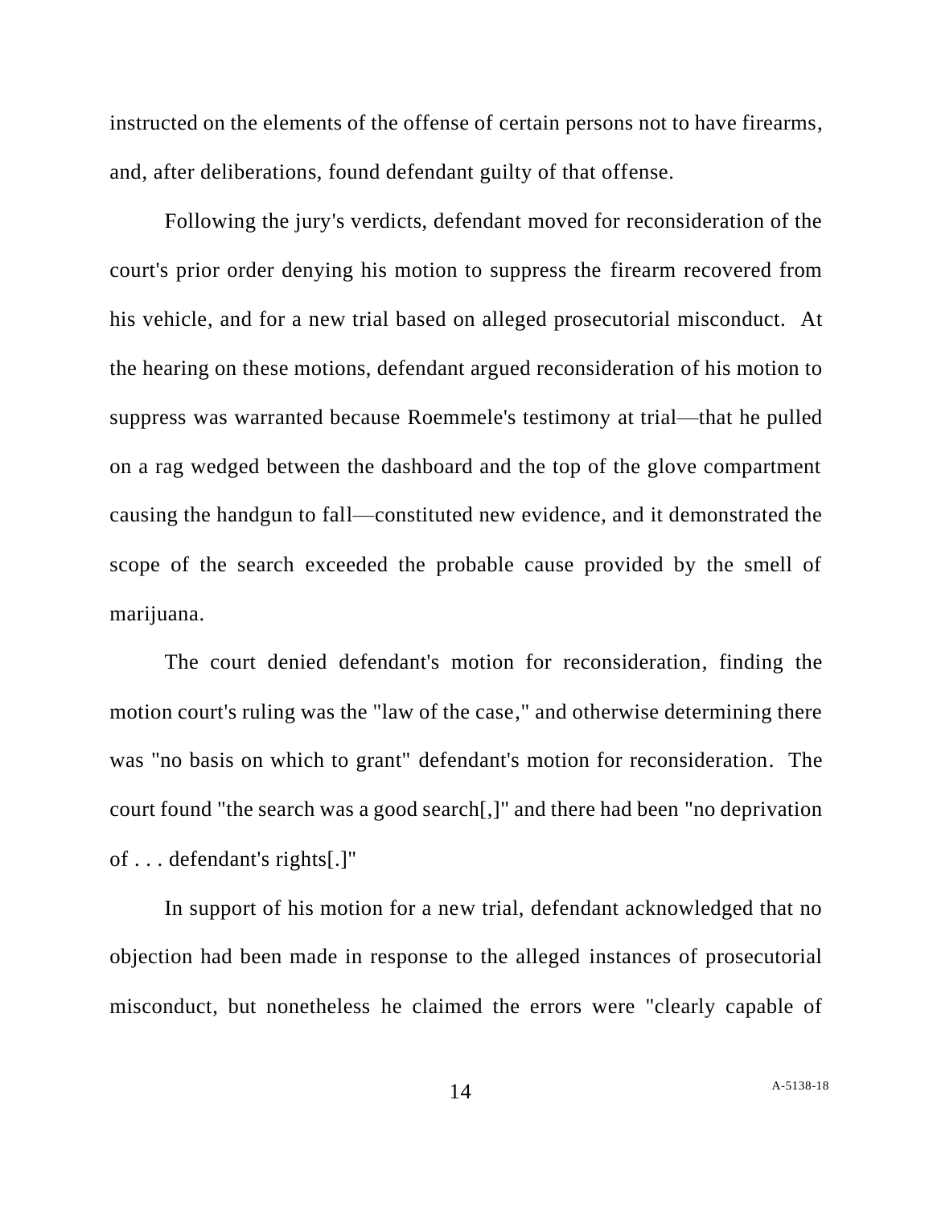instructed on the elements of the offense of certain persons not to have firearms, and, after deliberations, found defendant guilty of that offense.

Following the jury's verdicts, defendant moved for reconsideration of the court's prior order denying his motion to suppress the firearm recovered from his vehicle, and for a new trial based on alleged prosecutorial misconduct. At the hearing on these motions, defendant argued reconsideration of his motion to suppress was warranted because Roemmele's testimony at trial—that he pulled on a rag wedged between the dashboard and the top of the glove compartment causing the handgun to fall—constituted new evidence, and it demonstrated the scope of the search exceeded the probable cause provided by the smell of marijuana.

The court denied defendant's motion for reconsideration, finding the motion court's ruling was the "law of the case," and otherwise determining there was "no basis on which to grant" defendant's motion for reconsideration. The court found "the search was a good search[,]" and there had been "no deprivation of . . . defendant's rights[.]"

In support of his motion for a new trial, defendant acknowledged that no objection had been made in response to the alleged instances of prosecutorial misconduct, but nonetheless he claimed the errors were "clearly capable of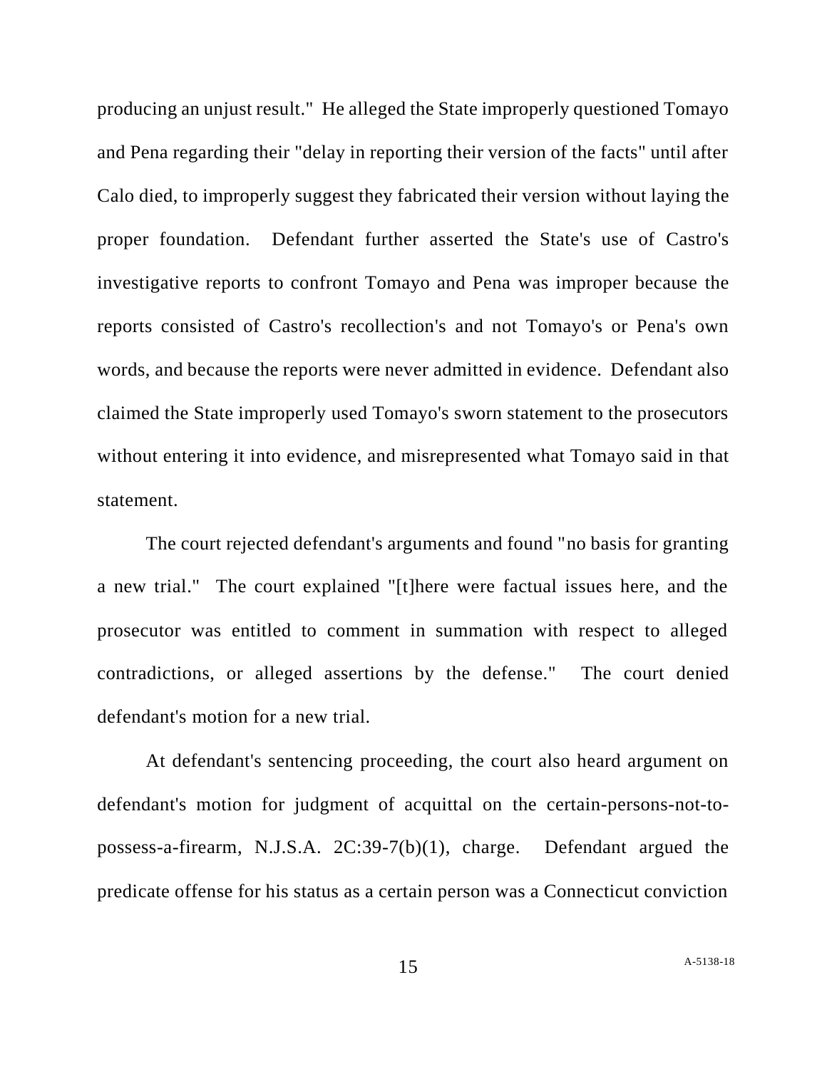producing an unjust result." He alleged the State improperly questioned Tomayo and Pena regarding their "delay in reporting their version of the facts" until after Calo died, to improperly suggest they fabricated their version without laying the proper foundation. Defendant further asserted the State's use of Castro's investigative reports to confront Tomayo and Pena was improper because the reports consisted of Castro's recollection's and not Tomayo's or Pena's own words, and because the reports were never admitted in evidence. Defendant also claimed the State improperly used Tomayo's sworn statement to the prosecutors without entering it into evidence, and misrepresented what Tomayo said in that statement.

The court rejected defendant's arguments and found "no basis for granting a new trial." The court explained "[t]here were factual issues here, and the prosecutor was entitled to comment in summation with respect to alleged contradictions, or alleged assertions by the defense." The court denied defendant's motion for a new trial.

At defendant's sentencing proceeding, the court also heard argument on defendant's motion for judgment of acquittal on the certain-persons-not-to-possess-a-firearm, N.J.S.A. 2C:39-7(b)(1), charge. Defendant argued the predicate offense for his status as a certain person was a Connecticut conviction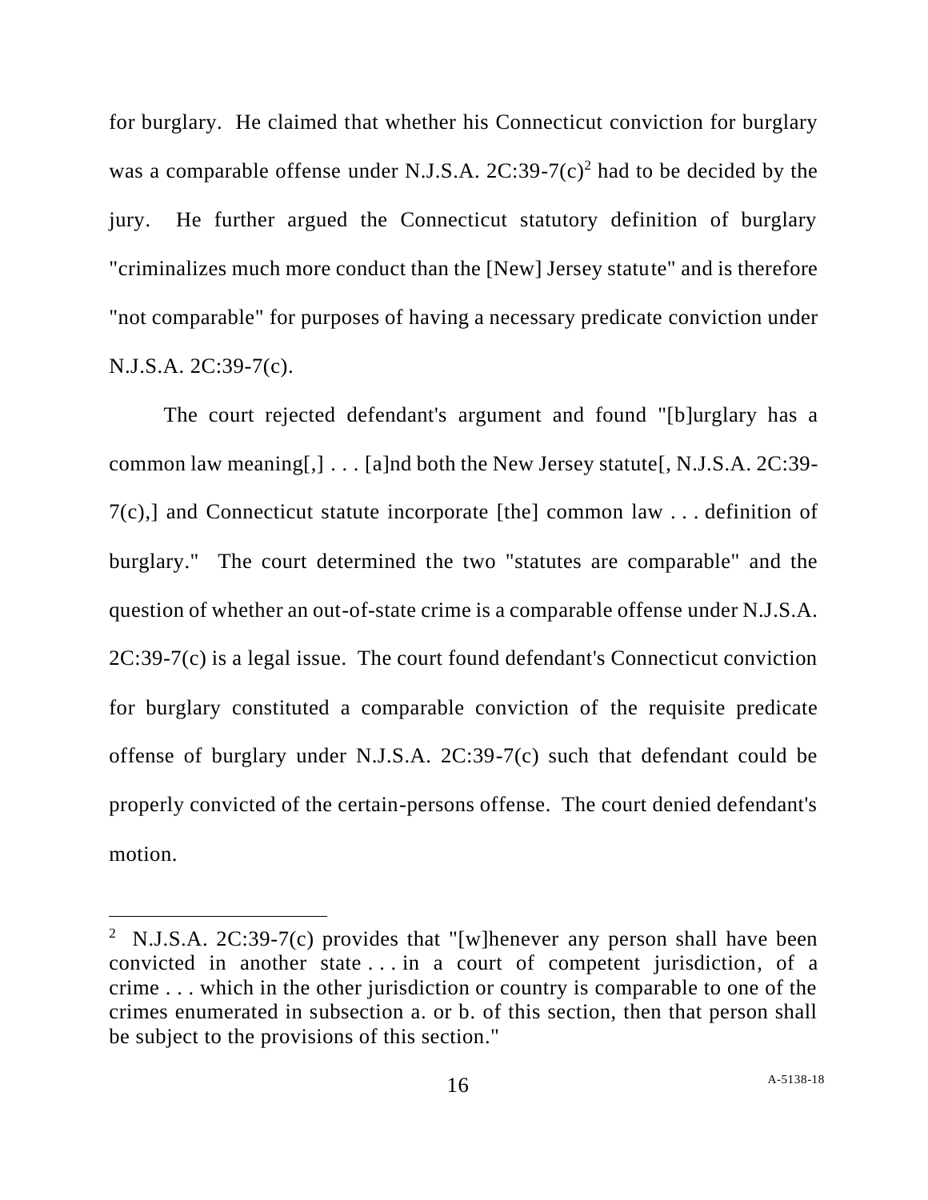for burglary. He claimed that whether his Connecticut conviction for burglary was a comparable offense under N.J.S.A. 2C:39-7(c)[2] had to be decided by the jury. He further argued the Connecticut statutory definition of burglary "criminalizes much more conduct than the [New] Jersey statute" and is therefore "not comparable" for purposes of having a necessary predicate conviction under N.J.S.A. 2C:39-7(c).

The court rejected defendant's argument and found "[b]urglary has a common law meaning[,] . . . [a]nd both the New Jersey statute[, N.J.S.A. 2C:39-7(c),] and Connecticut statute incorporate [the] common law . . . definition of burglary." The court determined the two "statutes are comparable" and the question of whether an out-of-state crime is a comparable offense under N.J.S.A. 2C:39-7(c) is a legal issue. The court found defendant's Connecticut conviction for burglary constituted a comparable conviction of the requisite predicate offense of burglary under N.J.S.A. 2C:39-7(c) such that defendant could be properly convicted of the certain-persons offense. The court denied defendant's motion.

---

[2] N.J.S.A. 2C:39-7(c) provides that "[w]henever any person shall have been convicted in another state . . . in a court of competent jurisdiction, of a crime . . . which in the other jurisdiction or country is comparable to one of the crimes enumerated in subsection a. or b. of this section, then that person shall be subject to the provisions of this section."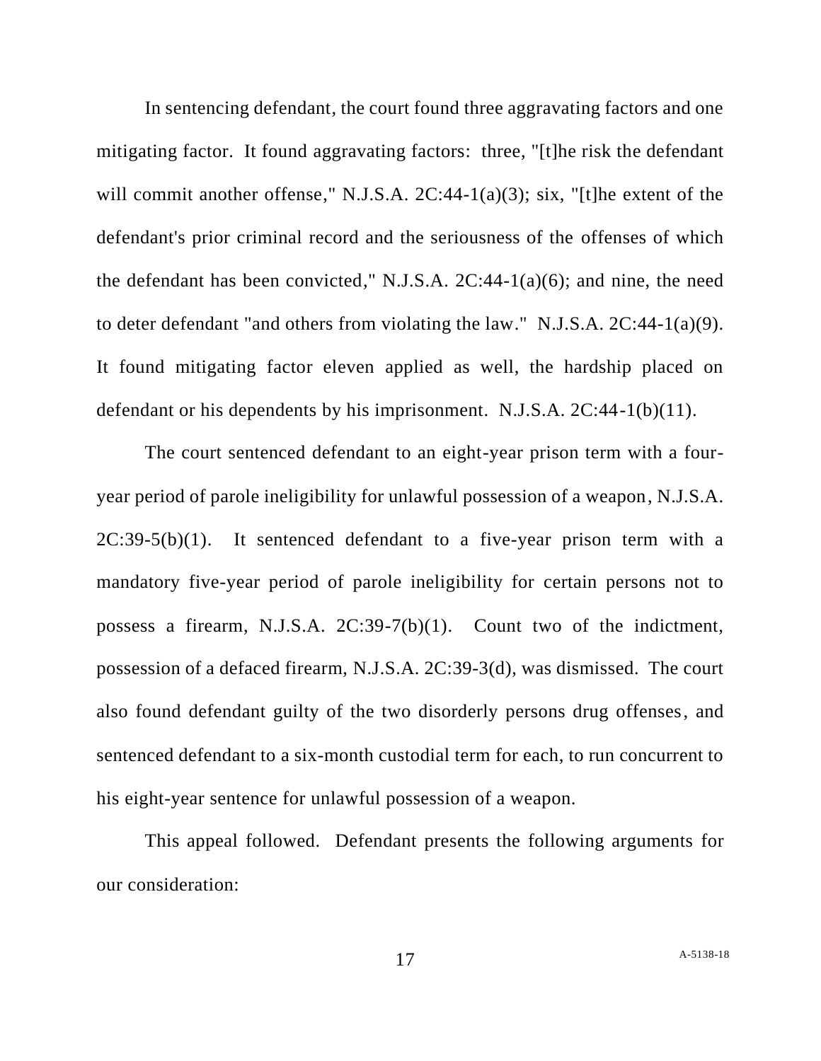In sentencing defendant, the court found three aggravating factors and one mitigating factor. It found aggravating factors: three, "[t]he risk the defendant will commit another offense," N.J.S.A. 2C:44-1(a)(3); six, "[t]he extent of the defendant's prior criminal record and the seriousness of the offenses of which the defendant has been convicted," N.J.S.A. 2C:44-1(a)(6); and nine, the need to deter defendant "and others from violating the law." N.J.S.A. 2C:44-1(a)(9). It found mitigating factor eleven applied as well, the hardship placed on defendant or his dependents by his imprisonment. N.J.S.A. 2C:44-1(b)(11).

The court sentenced defendant to an eight-year prison term with a four-year period of parole ineligibility for unlawful possession of a weapon, N.J.S.A. 2C:39-5(b)(1). It sentenced defendant to a five-year prison term with a mandatory five-year period of parole ineligibility for certain persons not to possess a firearm, N.J.S.A. 2C:39-7(b)(1). Count two of the indictment, possession of a defaced firearm, N.J.S.A. 2C:39-3(d), was dismissed. The court also found defendant guilty of the two disorderly persons drug offenses, and sentenced defendant to a six-month custodial term for each, to run concurrent to his eight-year sentence for unlawful possession of a weapon.

This appeal followed. Defendant presents the following arguments for our consideration: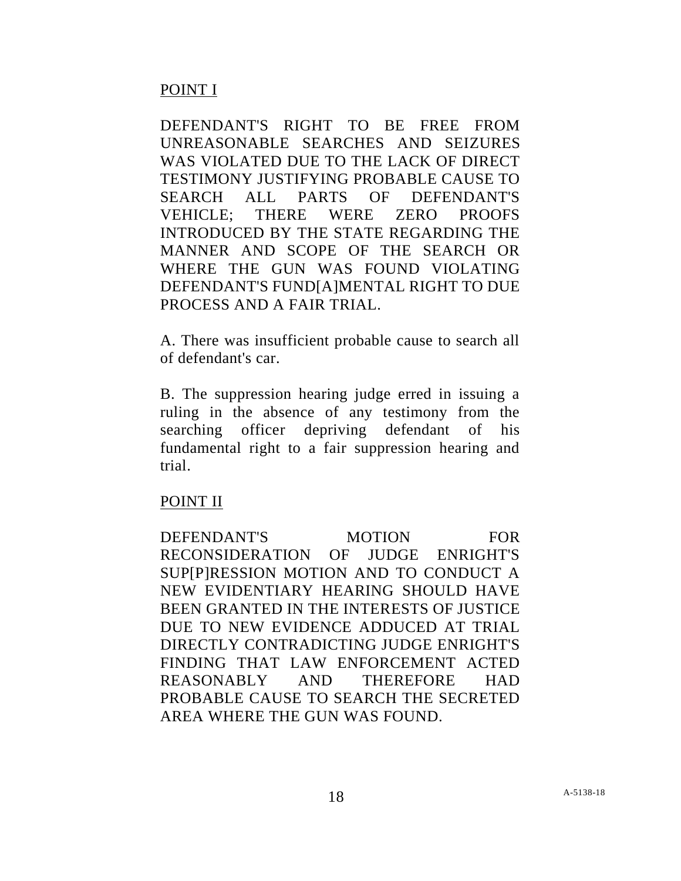POINT I

DEFENDANT'S RIGHT TO BE FREE FROM UNREASONABLE SEARCHES AND SEIZURES WAS VIOLATED DUE TO THE LACK OF DIRECT TESTIMONY JUSTIFYING PROBABLE CAUSE TO SEARCH ALL PARTS OF DEFENDANT'S VEHICLE; THERE WERE ZERO PROOFS INTRODUCED BY THE STATE REGARDING THE MANNER AND SCOPE OF THE SEARCH OR WHERE THE GUN WAS FOUND VIOLATING DEFENDANT'S FUND[A]MENTAL RIGHT TO DUE PROCESS AND A FAIR TRIAL.

A. There was insufficient probable cause to search all of defendant's car.

B. The suppression hearing judge erred in issuing a ruling in the absence of any testimony from the searching officer depriving defendant of his fundamental right to a fair suppression hearing and trial.

POINT II

DEFENDANT'S MOTION FOR RECONSIDERATION OF JUDGE ENRIGHT'S SUP[P]RESSION MOTION AND TO CONDUCT A NEW EVIDENTIARY HEARING SHOULD HAVE BEEN GRANTED IN THE INTERESTS OF JUSTICE DUE TO NEW EVIDENCE ADDUCED AT TRIAL DIRECTLY CONTRADICTING JUDGE ENRIGHT'S FINDING THAT LAW ENFORCEMENT ACTED REASONABLY AND THEREFORE HAD PROBABLE CAUSE TO SEARCH THE SECRETED AREA WHERE THE GUN WAS FOUND.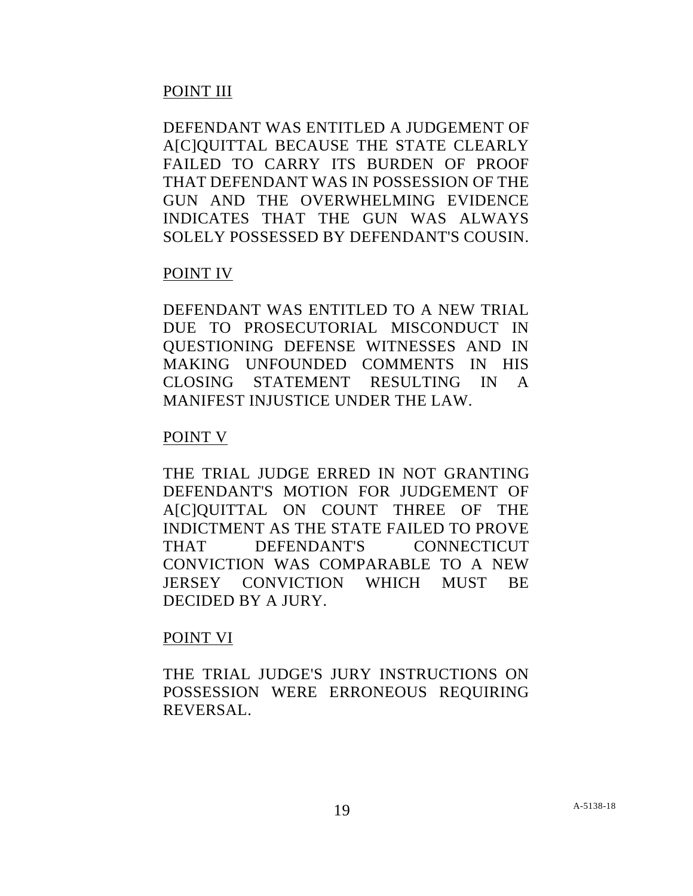POINT III

DEFENDANT WAS ENTITLED A JUDGEMENT OF A[C]QUITTAL BECAUSE THE STATE CLEARLY FAILED TO CARRY ITS BURDEN OF PROOF THAT DEFENDANT WAS IN POSSESSION OF THE GUN AND THE OVERWHELMING EVIDENCE INDICATES THAT THE GUN WAS ALWAYS SOLELY POSSESSED BY DEFENDANT'S COUSIN.

POINT IV

DEFENDANT WAS ENTITLED TO A NEW TRIAL DUE TO PROSECUTORIAL MISCONDUCT IN QUESTIONING DEFENSE WITNESSES AND IN MAKING UNFOUNDED COMMENTS IN HIS CLOSING STATEMENT RESULTING IN A MANIFEST INJUSTICE UNDER THE LAW.

POINT V

THE TRIAL JUDGE ERRED IN NOT GRANTING DEFENDANT'S MOTION FOR JUDGEMENT OF A[C]QUITTAL ON COUNT THREE OF THE INDICTMENT AS THE STATE FAILED TO PROVE THAT DEFENDANT'S CONNECTICUT CONVICTION WAS COMPARABLE TO A NEW JERSEY CONVICTION WHICH MUST BE DECIDED BY A JURY.

POINT VI

THE TRIAL JUDGE'S JURY INSTRUCTIONS ON POSSESSION WERE ERRONEOUS REQUIRING REVERSAL.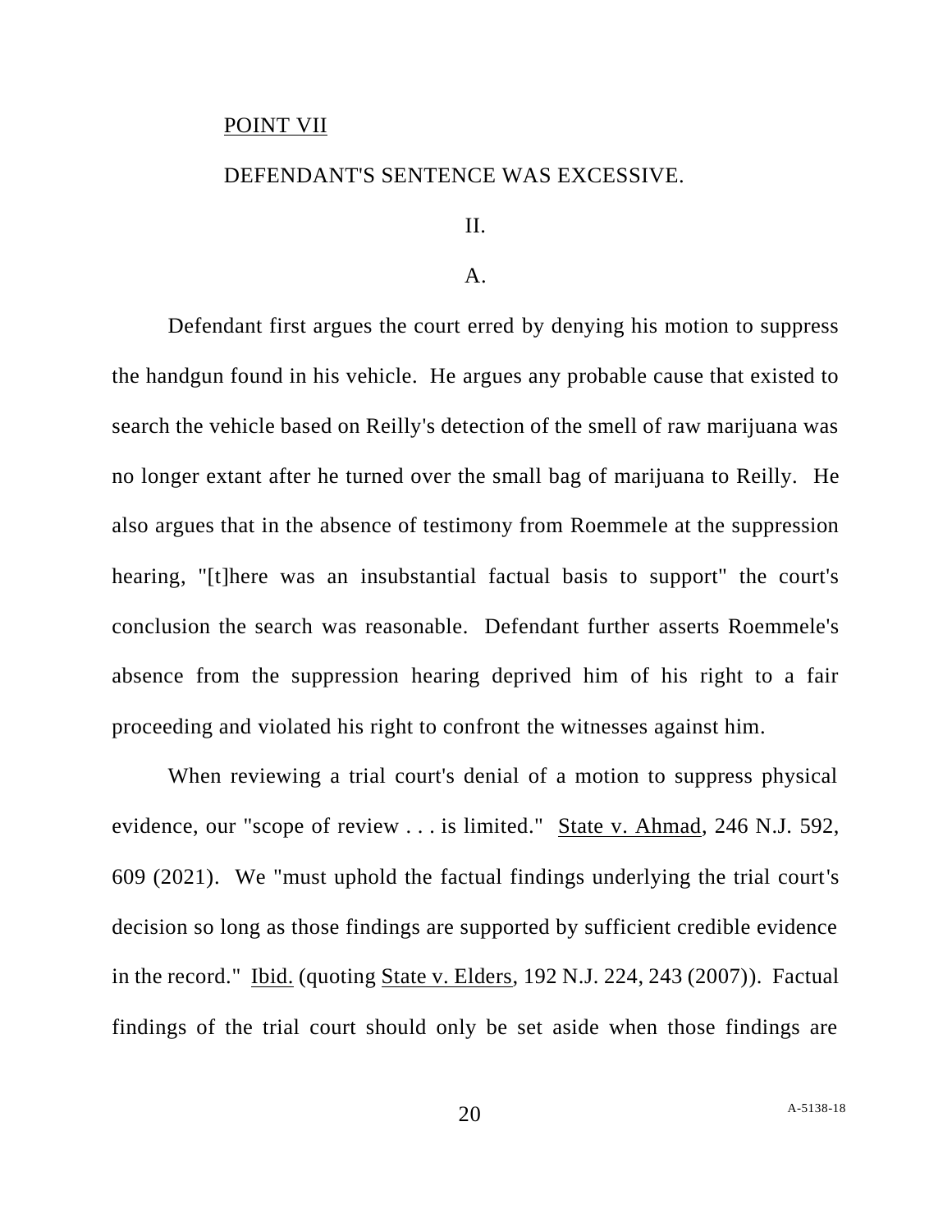POINT VII

DEFENDANT'S SENTENCE WAS EXCESSIVE.

II.

A.

Defendant first argues the court erred by denying his motion to suppress the handgun found in his vehicle. He argues any probable cause that existed to search the vehicle based on Reilly's detection of the smell of raw marijuana was no longer extant after he turned over the small bag of marijuana to Reilly. He also argues that in the absence of testimony from Roemmele at the suppression hearing, "[t]here was an insubstantial factual basis to support" the court's conclusion the search was reasonable. Defendant further asserts Roemmele's absence from the suppression hearing deprived him of his right to a fair proceeding and violated his right to confront the witnesses against him.

When reviewing a trial court's denial of a motion to suppress physical evidence, our "scope of review . . . is limited." State v. Ahmad, 246 N.J. 592, 609 (2021). We "must uphold the factual findings underlying the trial court's decision so long as those findings are supported by sufficient credible evidence in the record." Ibid. (quoting State v. Elders, 192 N.J. 224, 243 (2007)). Factual findings of the trial court should only be set aside when those findings are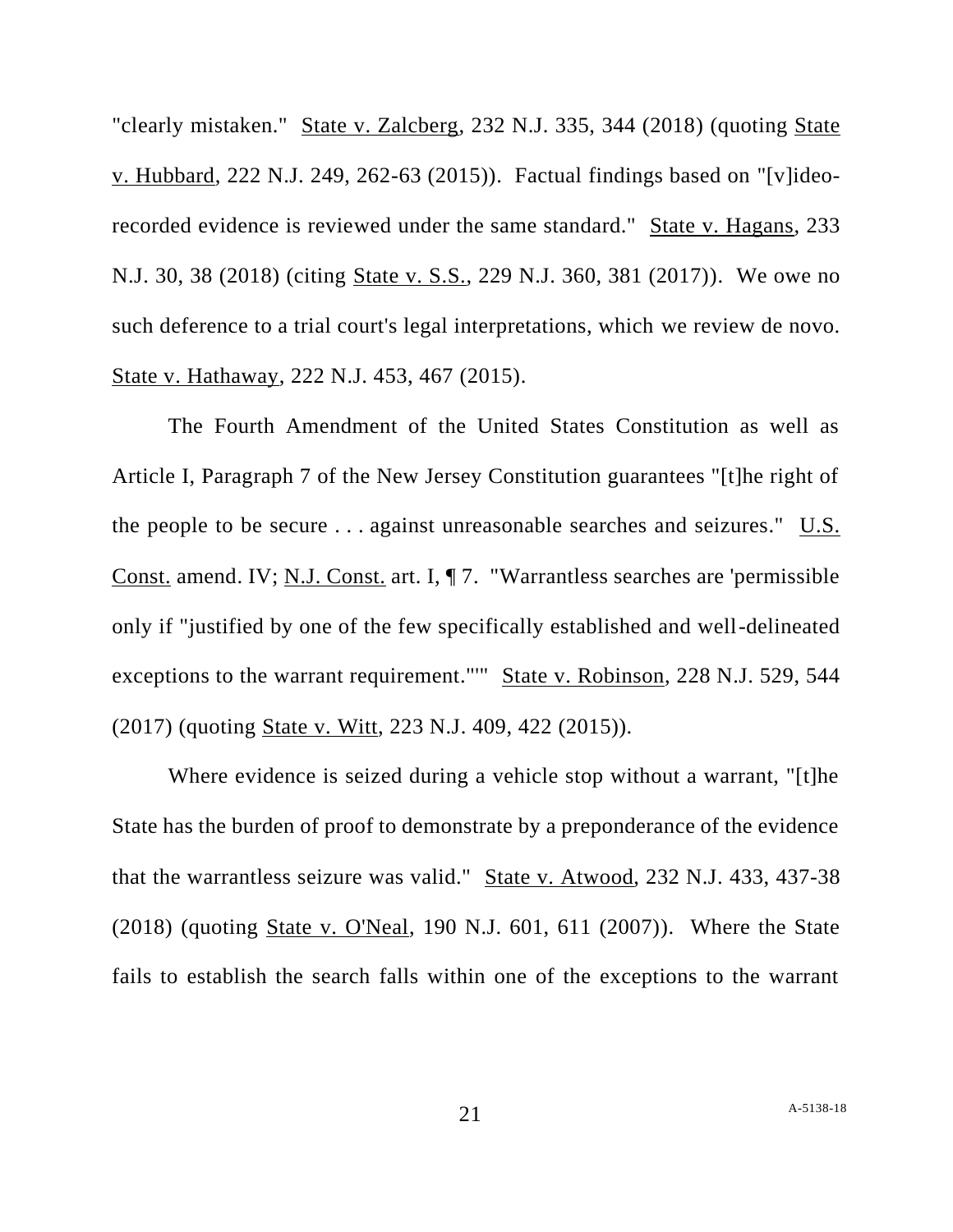"clearly mistaken." State v. Zalcberg, 232 N.J. 335, 344 (2018) (quoting State v. Hubbard, 222 N.J. 249, 262-63 (2015)). Factual findings based on "[v]ideo-recorded evidence is reviewed under the same standard." State v. Hagans, 233 N.J. 30, 38 (2018) (citing State v. S.S., 229 N.J. 360, 381 (2017)). We owe no such deference to a trial court's legal interpretations, which we review de novo. State v. Hathaway, 222 N.J. 453, 467 (2015).

The Fourth Amendment of the United States Constitution as well as Article I, Paragraph 7 of the New Jersey Constitution guarantees "[t]he right of the people to be secure . . . against unreasonable searches and seizures." U.S. Const. amend. IV; N.J. Const. art. I, ¶ 7. "Warrantless searches are 'permissible only if "justified by one of the few specifically established and well-delineated exceptions to the warrant requirement."'" State v. Robinson, 228 N.J. 529, 544 (2017) (quoting State v. Witt, 223 N.J. 409, 422 (2015)).

Where evidence is seized during a vehicle stop without a warrant, "[t]he State has the burden of proof to demonstrate by a preponderance of the evidence that the warrantless seizure was valid." State v. Atwood, 232 N.J. 433, 437-38 (2018) (quoting State v. O'Neal, 190 N.J. 601, 611 (2007)). Where the State fails to establish the search falls within one of the exceptions to the warrant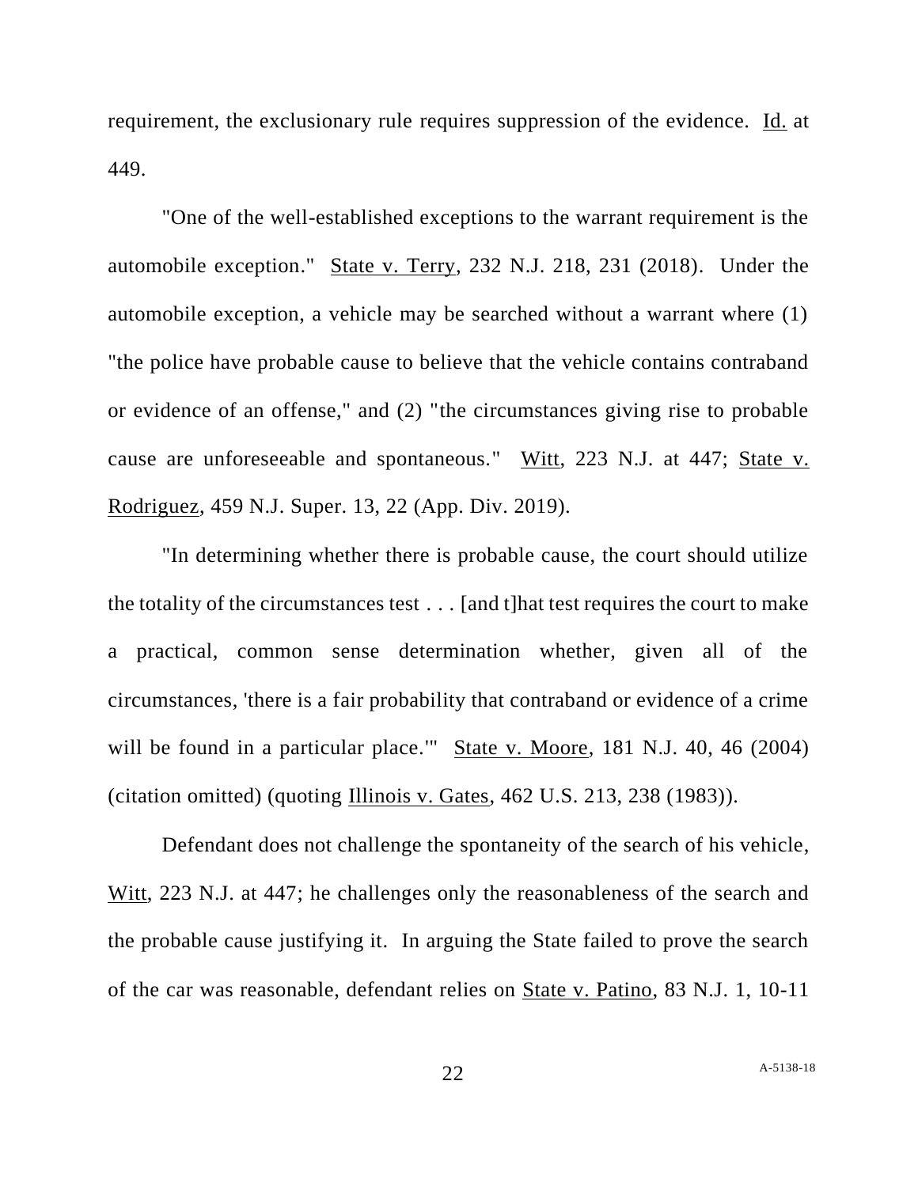requirement, the exclusionary rule requires suppression of the evidence. Id. at 449.

"One of the well-established exceptions to the warrant requirement is the automobile exception." State v. Terry, 232 N.J. 218, 231 (2018). Under the automobile exception, a vehicle may be searched without a warrant where (1) "the police have probable cause to believe that the vehicle contains contraband or evidence of an offense," and (2) "the circumstances giving rise to probable cause are unforeseeable and spontaneous." Witt, 223 N.J. at 447; State v. Rodriguez, 459 N.J. Super. 13, 22 (App. Div. 2019).

"In determining whether there is probable cause, the court should utilize the totality of the circumstances test . . . [and t]hat test requires the court to make a practical, common sense determination whether, given all of the circumstances, 'there is a fair probability that contraband or evidence of a crime will be found in a particular place.'" State v. Moore, 181 N.J. 40, 46 (2004) (citation omitted) (quoting Illinois v. Gates, 462 U.S. 213, 238 (1983)).

Defendant does not challenge the spontaneity of the search of his vehicle, Witt, 223 N.J. at 447; he challenges only the reasonableness of the search and the probable cause justifying it. In arguing the State failed to prove the search of the car was reasonable, defendant relies on State v. Patino, 83 N.J. 1, 10-11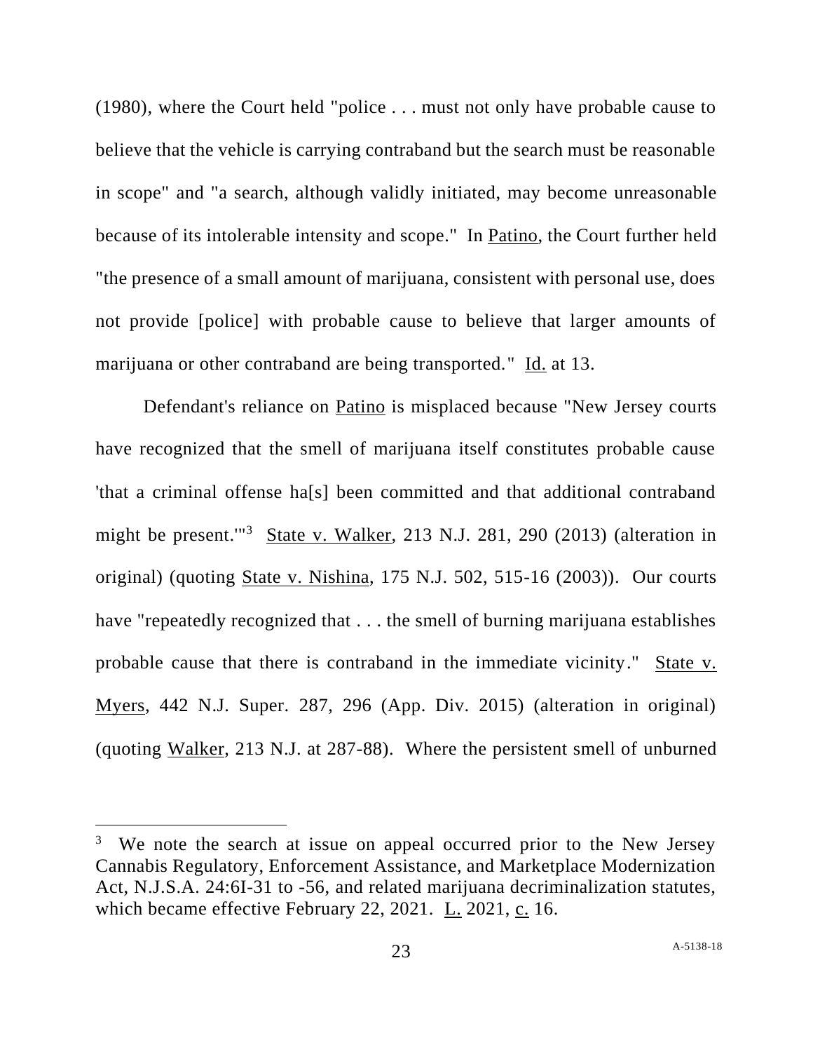(1980), where the Court held "police . . . must not only have probable cause to believe that the vehicle is carrying contraband but the search must be reasonable in scope" and "a search, although validly initiated, may become unreasonable because of its intolerable intensity and scope." In Patino, the Court further held "the presence of a small amount of marijuana, consistent with personal use, does not provide [police] with probable cause to believe that larger amounts of marijuana or other contraband are being transported." Id. at 13.

Defendant's reliance on Patino is misplaced because "New Jersey courts have recognized that the smell of marijuana itself constitutes probable cause 'that a criminal offense ha[s] been committed and that additional contraband might be present.'"[3] State v. Walker, 213 N.J. 281, 290 (2013) (alteration in original) (quoting State v. Nishina, 175 N.J. 502, 515-16 (2003)). Our courts have "repeatedly recognized that . . . the smell of burning marijuana establishes probable cause that there is contraband in the immediate vicinity." State v. Myers, 442 N.J. Super. 287, 296 (App. Div. 2015) (alteration in original) (quoting Walker, 213 N.J. at 287-88). Where the persistent smell of unburned

---

[3] We note the search at issue on appeal occurred prior to the New Jersey Cannabis Regulatory, Enforcement Assistance, and Marketplace Modernization Act, N.J.S.A. 24:6I-31 to -56, and related marijuana decriminalization statutes, which became effective February 22, 2021. L. 2021, c. 16.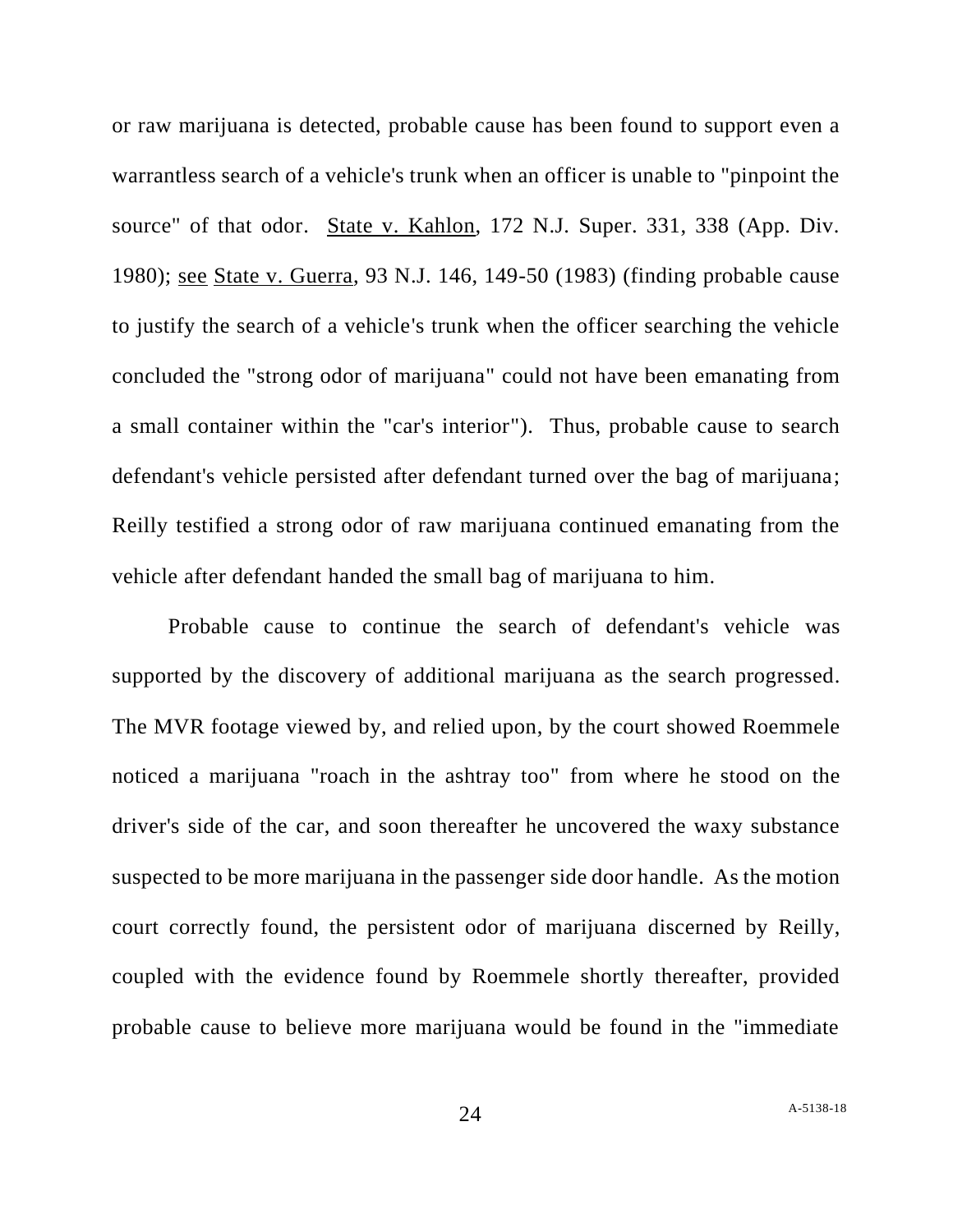or raw marijuana is detected, probable cause has been found to support even a warrantless search of a vehicle's trunk when an officer is unable to "pinpoint the source" of that odor. State v. Kahlon, 172 N.J. Super. 331, 338 (App. Div. 1980); see State v. Guerra, 93 N.J. 146, 149-50 (1983) (finding probable cause to justify the search of a vehicle's trunk when the officer searching the vehicle concluded the "strong odor of marijuana" could not have been emanating from a small container within the "car's interior"). Thus, probable cause to search defendant's vehicle persisted after defendant turned over the bag of marijuana; Reilly testified a strong odor of raw marijuana continued emanating from the vehicle after defendant handed the small bag of marijuana to him.

Probable cause to continue the search of defendant's vehicle was supported by the discovery of additional marijuana as the search progressed. The MVR footage viewed by, and relied upon, by the court showed Roemmele noticed a marijuana "roach in the ashtray too" from where he stood on the driver's side of the car, and soon thereafter he uncovered the waxy substance suspected to be more marijuana in the passenger side door handle. As the motion court correctly found, the persistent odor of marijuana discerned by Reilly, coupled with the evidence found by Roemmele shortly thereafter, provided probable cause to believe more marijuana would be found in the "immediate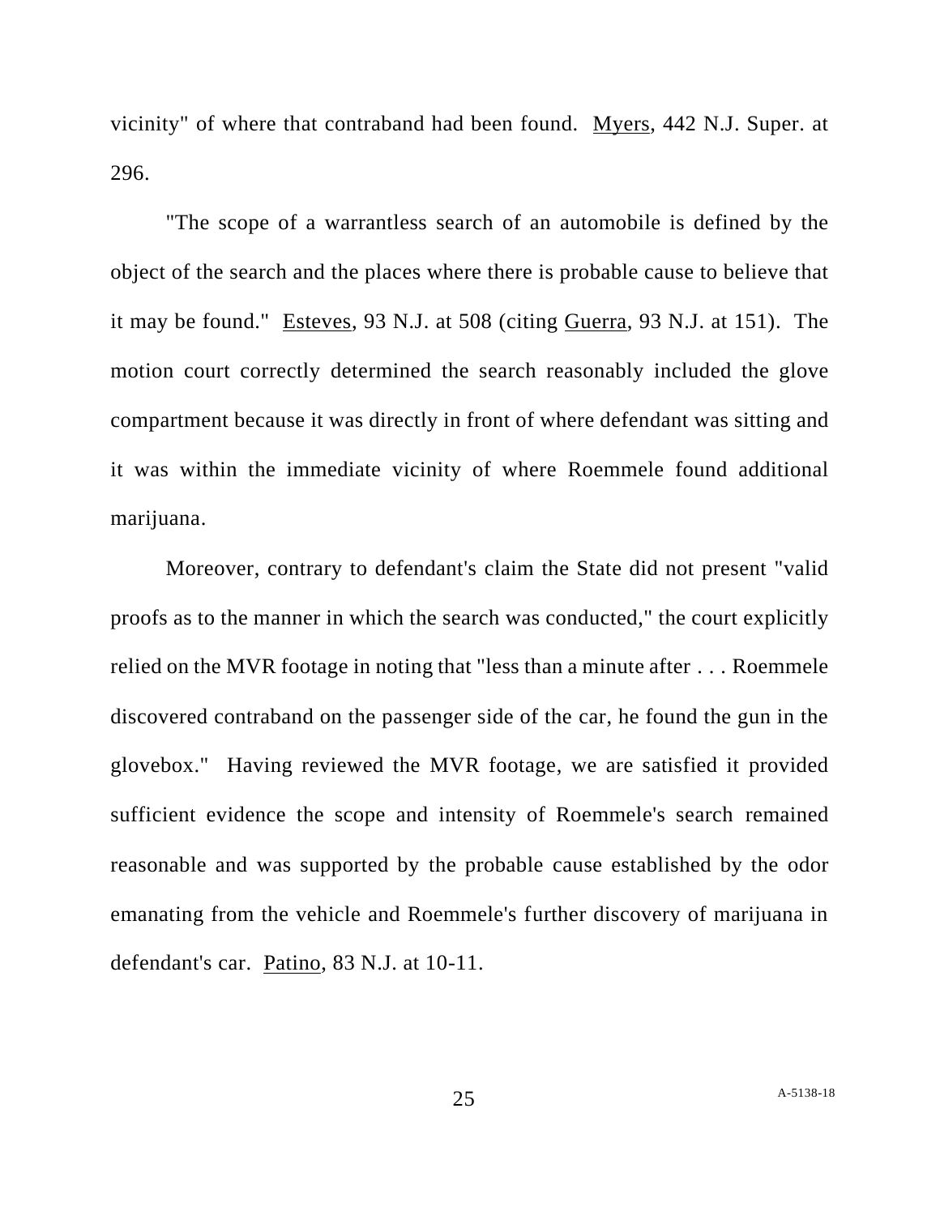vicinity" of where that contraband had been found. Myers, 442 N.J. Super. at 296.

"The scope of a warrantless search of an automobile is defined by the object of the search and the places where there is probable cause to believe that it may be found." Esteves, 93 N.J. at 508 (citing Guerra, 93 N.J. at 151). The motion court correctly determined the search reasonably included the glove compartment because it was directly in front of where defendant was sitting and it was within the immediate vicinity of where Roemmele found additional marijuana.

Moreover, contrary to defendant's claim the State did not present "valid proofs as to the manner in which the search was conducted," the court explicitly relied on the MVR footage in noting that "less than a minute after . . . Roemmele discovered contraband on the passenger side of the car, he found the gun in the glovebox." Having reviewed the MVR footage, we are satisfied it provided sufficient evidence the scope and intensity of Roemmele's search remained reasonable and was supported by the probable cause established by the odor emanating from the vehicle and Roemmele's further discovery of marijuana in defendant's car. Patino, 83 N.J. at 10-11.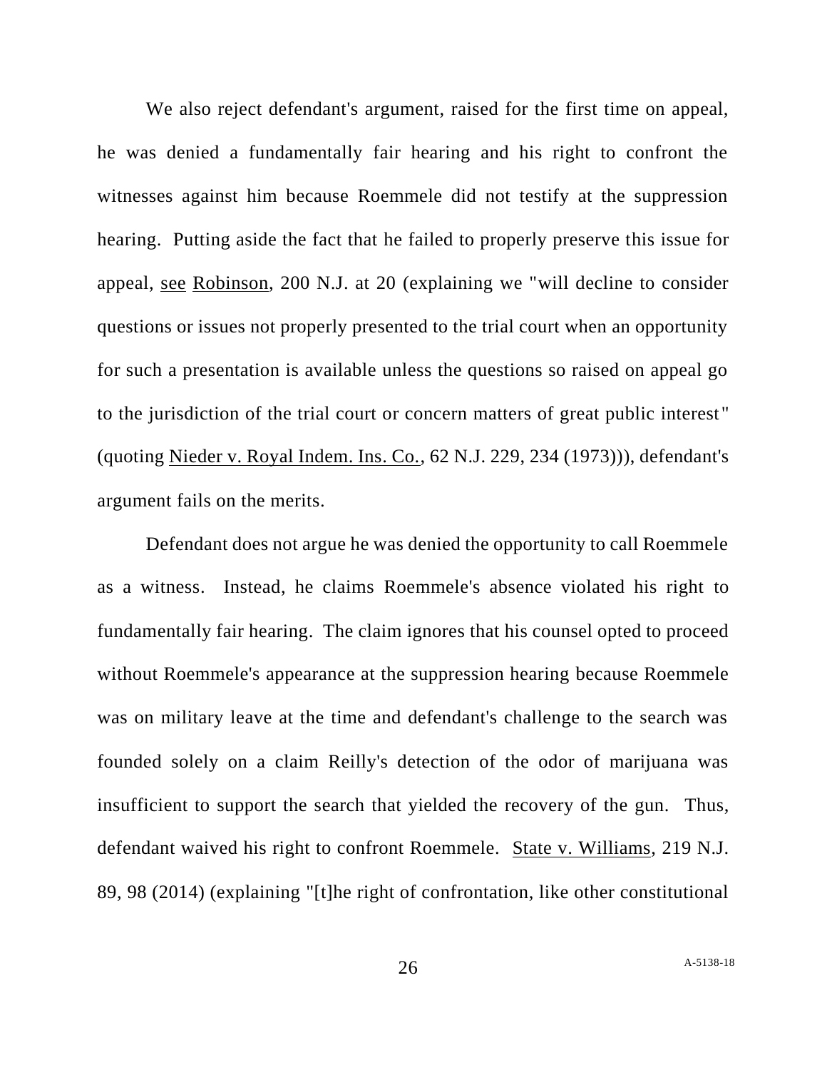We also reject defendant's argument, raised for the first time on appeal, he was denied a fundamentally fair hearing and his right to confront the witnesses against him because Roemmele did not testify at the suppression hearing. Putting aside the fact that he failed to properly preserve this issue for appeal, see Robinson, 200 N.J. at 20 (explaining we "will decline to consider questions or issues not properly presented to the trial court when an opportunity for such a presentation is available unless the questions so raised on appeal go to the jurisdiction of the trial court or concern matters of great public interest" (quoting Nieder v. Royal Indem. Ins. Co., 62 N.J. 229, 234 (1973))), defendant's argument fails on the merits.

Defendant does not argue he was denied the opportunity to call Roemmele as a witness. Instead, he claims Roemmele's absence violated his right to fundamentally fair hearing. The claim ignores that his counsel opted to proceed without Roemmele's appearance at the suppression hearing because Roemmele was on military leave at the time and defendant's challenge to the search was founded solely on a claim Reilly's detection of the odor of marijuana was insufficient to support the search that yielded the recovery of the gun. Thus, defendant waived his right to confront Roemmele. State v. Williams, 219 N.J. 89, 98 (2014) (explaining "[t]he right of confrontation, like other constitutional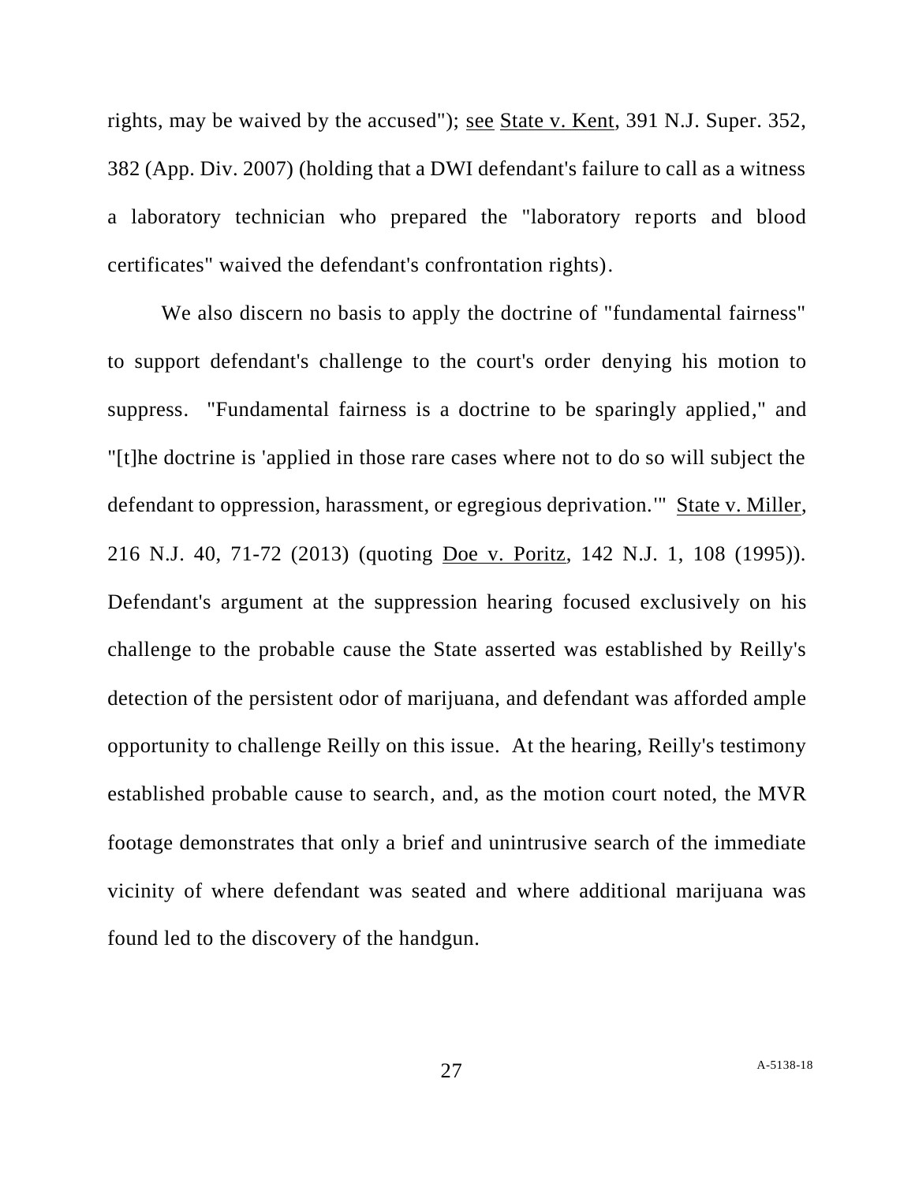rights, may be waived by the accused"); see State v. Kent, 391 N.J. Super. 352, 382 (App. Div. 2007) (holding that a DWI defendant's failure to call as a witness a laboratory technician who prepared the "laboratory reports and blood certificates" waived the defendant's confrontation rights).

We also discern no basis to apply the doctrine of "fundamental fairness" to support defendant's challenge to the court's order denying his motion to suppress. "Fundamental fairness is a doctrine to be sparingly applied," and "[t]he doctrine is 'applied in those rare cases where not to do so will subject the defendant to oppression, harassment, or egregious deprivation.'" State v. Miller, 216 N.J. 40, 71-72 (2013) (quoting Doe v. Poritz, 142 N.J. 1, 108 (1995)). Defendant's argument at the suppression hearing focused exclusively on his challenge to the probable cause the State asserted was established by Reilly's detection of the persistent odor of marijuana, and defendant was afforded ample opportunity to challenge Reilly on this issue. At the hearing, Reilly's testimony established probable cause to search, and, as the motion court noted, the MVR footage demonstrates that only a brief and unintrusive search of the immediate vicinity of where defendant was seated and where additional marijuana was found led to the discovery of the handgun.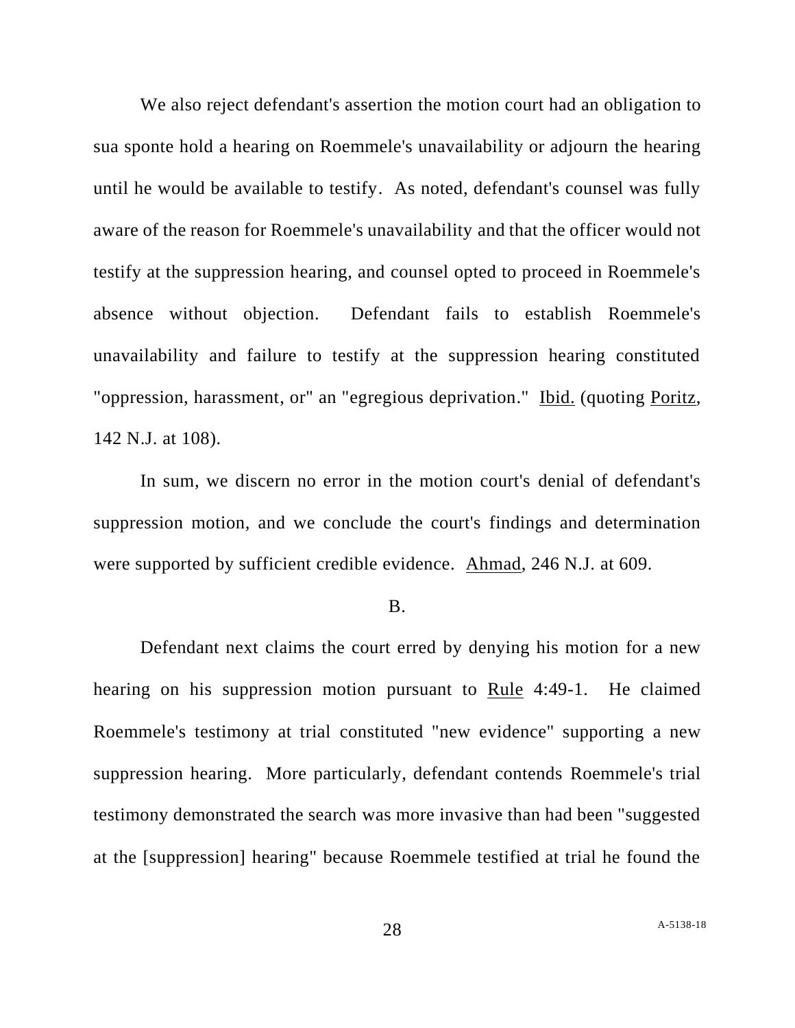We also reject defendant's assertion the motion court had an obligation to sua sponte hold a hearing on Roemmele's unavailability or adjourn the hearing until he would be available to testify. As noted, defendant's counsel was fully aware of the reason for Roemmele's unavailability and that the officer would not testify at the suppression hearing, and counsel opted to proceed in Roemmele's absence without objection. Defendant fails to establish Roemmele's unavailability and failure to testify at the suppression hearing constituted "oppression, harassment, or" an "egregious deprivation." Ibid. (quoting Poritz, 142 N.J. at 108).

In sum, we discern no error in the motion court's denial of defendant's suppression motion, and we conclude the court's findings and determination were supported by sufficient credible evidence. Ahmad, 246 N.J. at 609.

B.

Defendant next claims the court erred by denying his motion for a new hearing on his suppression motion pursuant to Rule 4:49-1. He claimed Roemmele's testimony at trial constituted "new evidence" supporting a new suppression hearing. More particularly, defendant contends Roemmele's trial testimony demonstrated the search was more invasive than had been "suggested at the [suppression] hearing" because Roemmele testified at trial he found the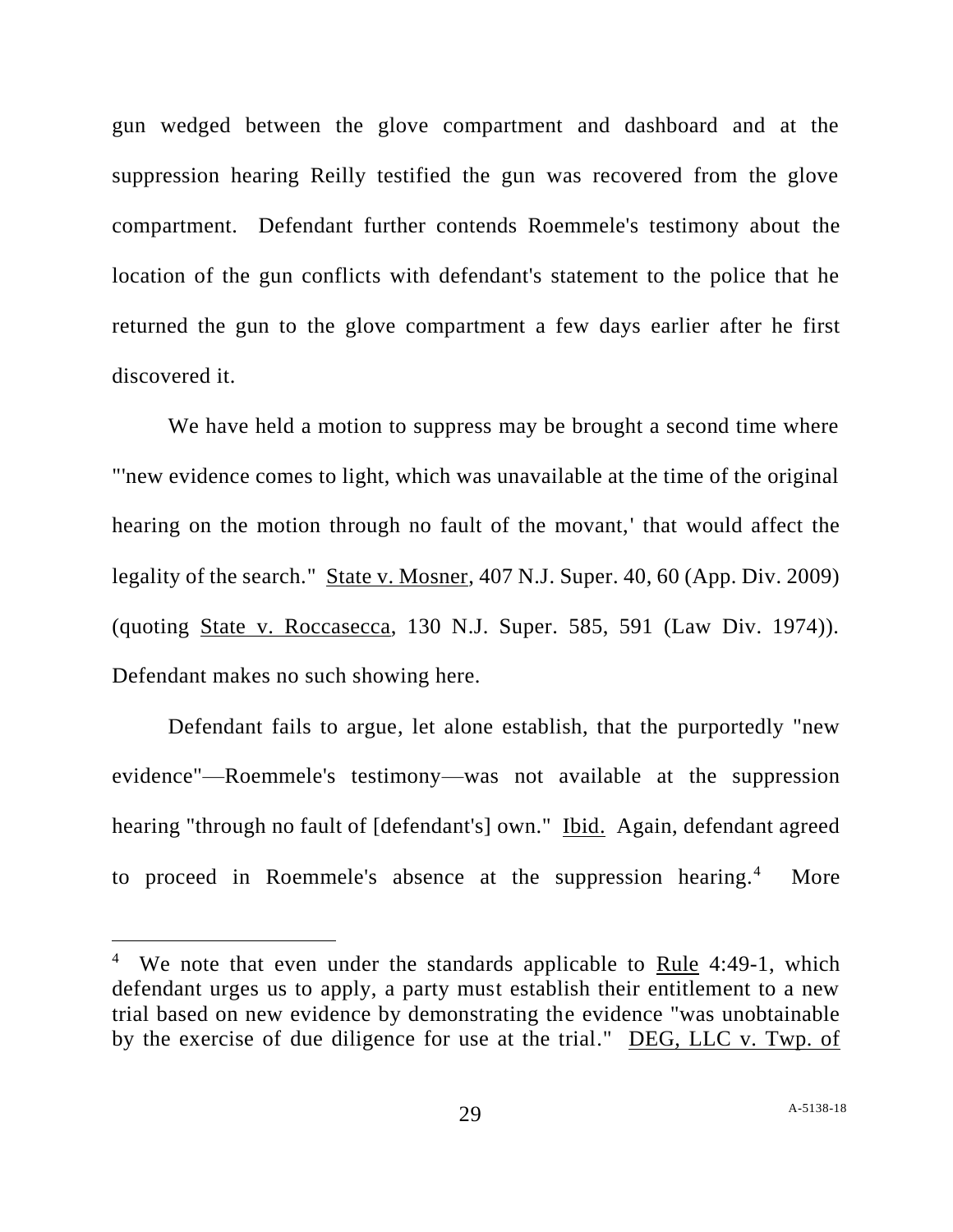gun wedged between the glove compartment and dashboard and at the suppression hearing Reilly testified the gun was recovered from the glove compartment. Defendant further contends Roemmele's testimony about the location of the gun conflicts with defendant's statement to the police that he returned the gun to the glove compartment a few days earlier after he first discovered it.

We have held a motion to suppress may be brought a second time where "'new evidence comes to light, which was unavailable at the time of the original hearing on the motion through no fault of the movant,' that would affect the legality of the search." State v. Mosner, 407 N.J. Super. 40, 60 (App. Div. 2009) (quoting State v. Roccasecca, 130 N.J. Super. 585, 591 (Law Div. 1974)). Defendant makes no such showing here.

Defendant fails to argue, let alone establish, that the purportedly "new evidence"—Roemmele's testimony—was not available at the suppression hearing "through no fault of [defendant's] own." Ibid. Again, defendant agreed to proceed in Roemmele's absence at the suppression hearing.[4] More

[4] We note that even under the standards applicable to Rule 4:49-1, which defendant urges us to apply, a party must establish their entitlement to a new trial based on new evidence by demonstrating the evidence "was unobtainable by the exercise of due diligence for use at the trial." DEG, LLC v. Twp. of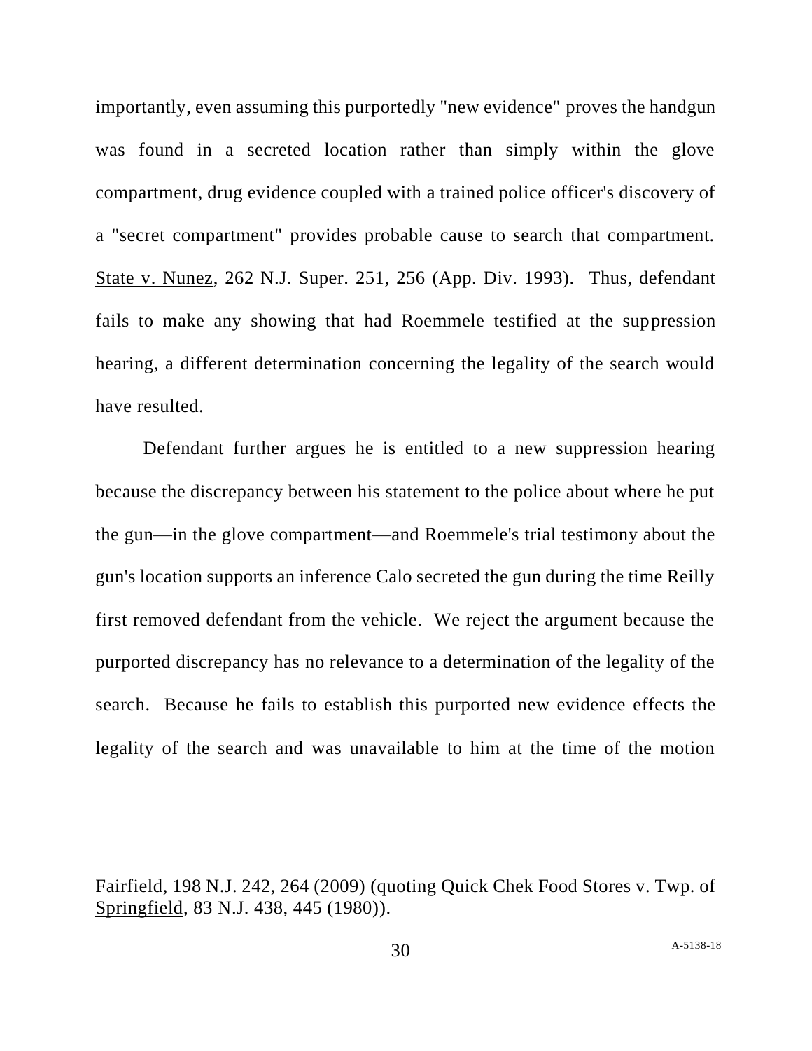importantly, even assuming this purportedly "new evidence" proves the handgun was found in a secreted location rather than simply within the glove compartment, drug evidence coupled with a trained police officer's discovery of a "secret compartment" provides probable cause to search that compartment. State v. Nunez, 262 N.J. Super. 251, 256 (App. Div. 1993). Thus, defendant fails to make any showing that had Roemmele testified at the suppression hearing, a different determination concerning the legality of the search would have resulted.

Defendant further argues he is entitled to a new suppression hearing because the discrepancy between his statement to the police about where he put the gun—in the glove compartment—and Roemmele's trial testimony about the gun's location supports an inference Calo secreted the gun during the time Reilly first removed defendant from the vehicle. We reject the argument because the purported discrepancy has no relevance to a determination of the legality of the search. Because he fails to establish this purported new evidence effects the legality of the search and was unavailable to him at the time of the motion

---

Fairfield, 198 N.J. 242, 264 (2009) (quoting Quick Chek Food Stores v. Twp. of Springfield, 83 N.J. 438, 445 (1980)).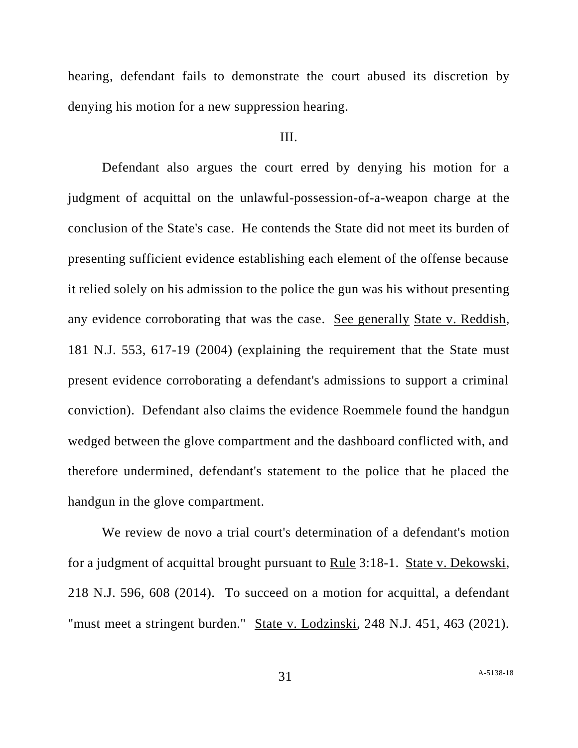hearing, defendant fails to demonstrate the court abused its discretion by denying his motion for a new suppression hearing.

III.

Defendant also argues the court erred by denying his motion for a judgment of acquittal on the unlawful-possession-of-a-weapon charge at the conclusion of the State's case. He contends the State did not meet its burden of presenting sufficient evidence establishing each element of the offense because it relied solely on his admission to the police the gun was his without presenting any evidence corroborating that was the case. See generally State v. Reddish, 181 N.J. 553, 617-19 (2004) (explaining the requirement that the State must present evidence corroborating a defendant's admissions to support a criminal conviction). Defendant also claims the evidence Roemmele found the handgun wedged between the glove compartment and the dashboard conflicted with, and therefore undermined, defendant's statement to the police that he placed the handgun in the glove compartment.

We review de novo a trial court's determination of a defendant's motion for a judgment of acquittal brought pursuant to Rule 3:18-1. State v. Dekowski, 218 N.J. 596, 608 (2014). To succeed on a motion for acquittal, a defendant "must meet a stringent burden." State v. Lodzinski, 248 N.J. 451, 463 (2021).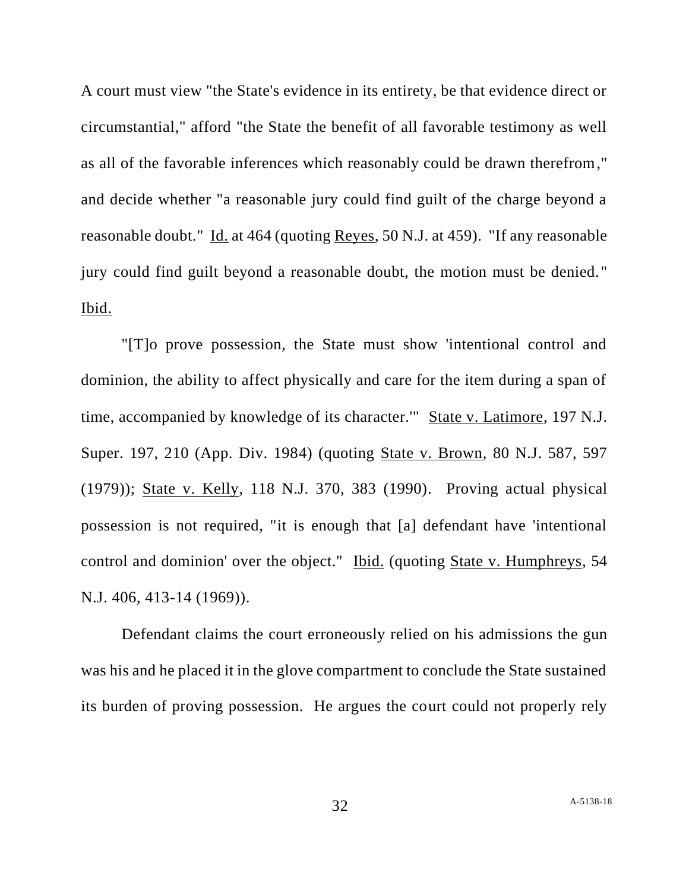A court must view "the State's evidence in its entirety, be that evidence direct or circumstantial," afford "the State the benefit of all favorable testimony as well as all of the favorable inferences which reasonably could be drawn therefrom," and decide whether "a reasonable jury could find guilt of the charge beyond a reasonable doubt." Id. at 464 (quoting Reyes, 50 N.J. at 459). "If any reasonable jury could find guilt beyond a reasonable doubt, the motion must be denied." Ibid.

"[T]o prove possession, the State must show 'intentional control and dominion, the ability to affect physically and care for the item during a span of time, accompanied by knowledge of its character.'" State v. Latimore, 197 N.J. Super. 197, 210 (App. Div. 1984) (quoting State v. Brown, 80 N.J. 587, 597 (1979)); State v. Kelly, 118 N.J. 370, 383 (1990). Proving actual physical possession is not required, "it is enough that [a] defendant have 'intentional control and dominion' over the object." Ibid. (quoting State v. Humphreys, 54 N.J. 406, 413-14 (1969)).

Defendant claims the court erroneously relied on his admissions the gun was his and he placed it in the glove compartment to conclude the State sustained its burden of proving possession. He argues the court could not properly rely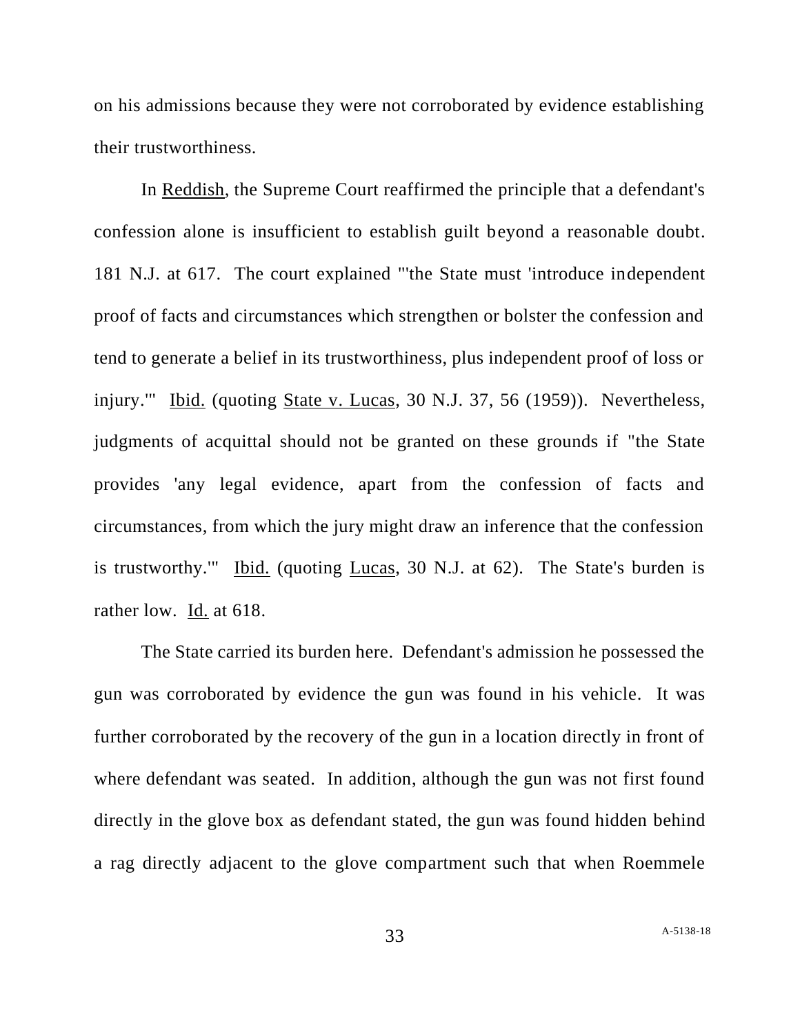on his admissions because they were not corroborated by evidence establishing their trustworthiness.

In Reddish, the Supreme Court reaffirmed the principle that a defendant's confession alone is insufficient to establish guilt beyond a reasonable doubt. 181 N.J. at 617. The court explained "'the State must 'introduce independent proof of facts and circumstances which strengthen or bolster the confession and tend to generate a belief in its trustworthiness, plus independent proof of loss or injury.'" Ibid. (quoting State v. Lucas, 30 N.J. 37, 56 (1959)). Nevertheless, judgments of acquittal should not be granted on these grounds if "the State provides 'any legal evidence, apart from the confession of facts and circumstances, from which the jury might draw an inference that the confession is trustworthy.'" Ibid. (quoting Lucas, 30 N.J. at 62). The State's burden is rather low. Id. at 618.

The State carried its burden here. Defendant's admission he possessed the gun was corroborated by evidence the gun was found in his vehicle. It was further corroborated by the recovery of the gun in a location directly in front of where defendant was seated. In addition, although the gun was not first found directly in the glove box as defendant stated, the gun was found hidden behind a rag directly adjacent to the glove compartment such that when Roemmele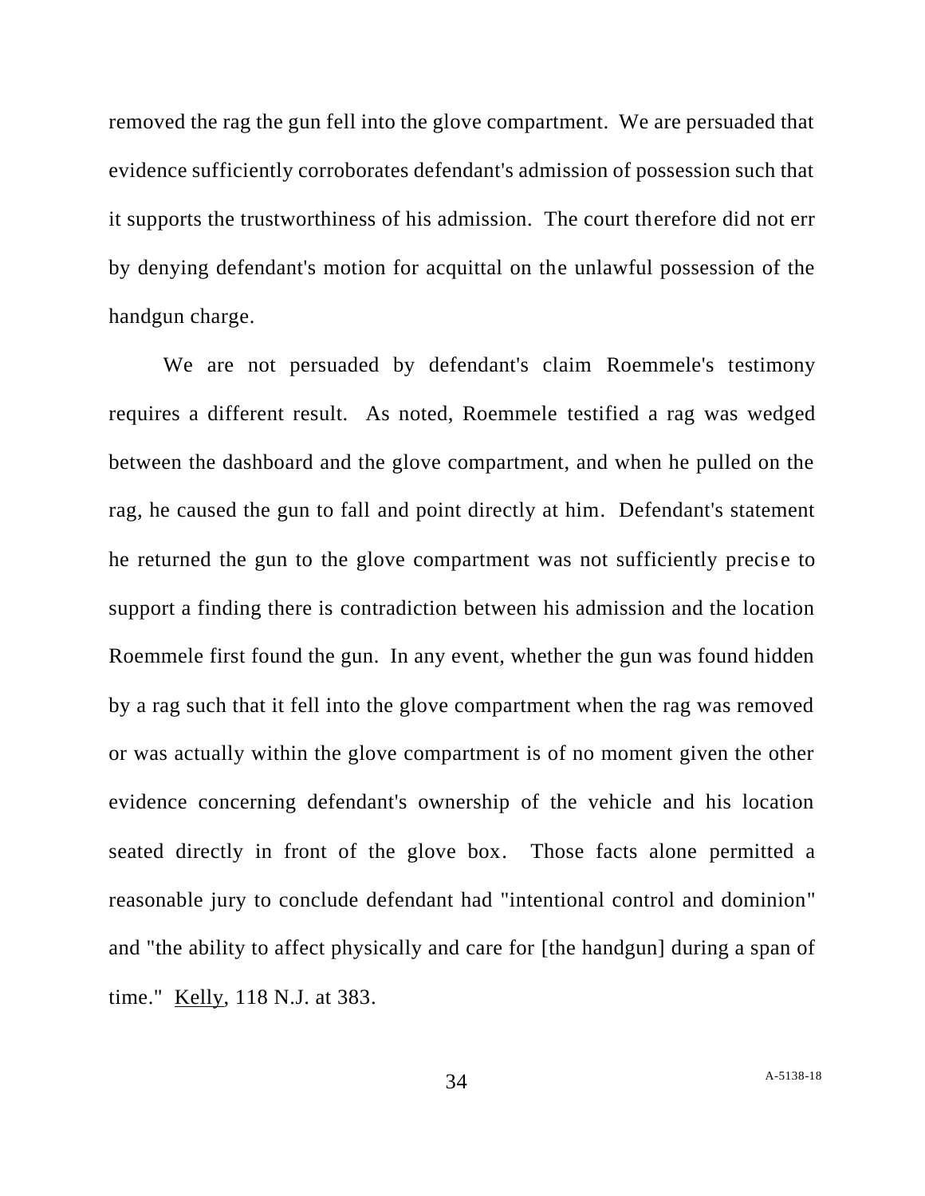removed the rag the gun fell into the glove compartment. We are persuaded that evidence sufficiently corroborates defendant's admission of possession such that it supports the trustworthiness of his admission. The court therefore did not err by denying defendant's motion for acquittal on the unlawful possession of the handgun charge.

We are not persuaded by defendant's claim Roemmele's testimony requires a different result. As noted, Roemmele testified a rag was wedged between the dashboard and the glove compartment, and when he pulled on the rag, he caused the gun to fall and point directly at him. Defendant's statement he returned the gun to the glove compartment was not sufficiently precise to support a finding there is contradiction between his admission and the location Roemmele first found the gun. In any event, whether the gun was found hidden by a rag such that it fell into the glove compartment when the rag was removed or was actually within the glove compartment is of no moment given the other evidence concerning defendant's ownership of the vehicle and his location seated directly in front of the glove box. Those facts alone permitted a reasonable jury to conclude defendant had "intentional control and dominion" and "the ability to affect physically and care for [the handgun] during a span of time." Kelly, 118 N.J. at 383.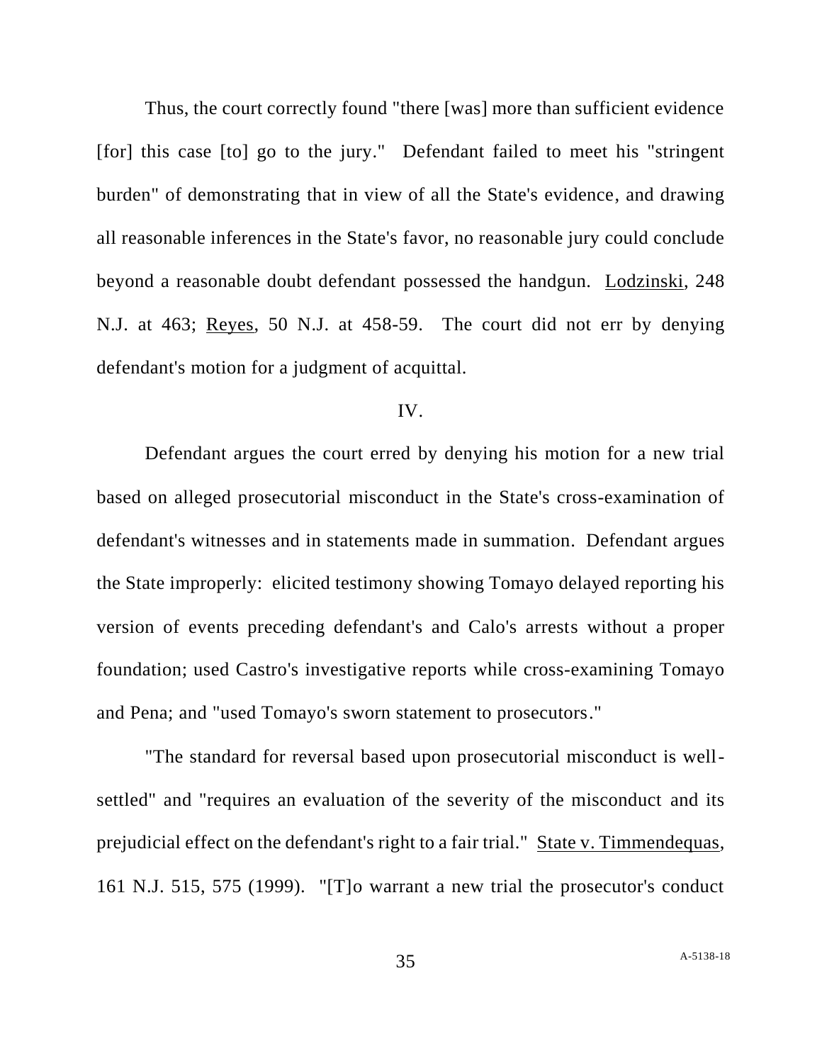Thus, the court correctly found "there [was] more than sufficient evidence [for] this case [to] go to the jury." Defendant failed to meet his "stringent burden" of demonstrating that in view of all the State's evidence, and drawing all reasonable inferences in the State's favor, no reasonable jury could conclude beyond a reasonable doubt defendant possessed the handgun. Lodzinski, 248 N.J. at 463; Reyes, 50 N.J. at 458-59. The court did not err by denying defendant's motion for a judgment of acquittal.

## IV.

Defendant argues the court erred by denying his motion for a new trial based on alleged prosecutorial misconduct in the State's cross-examination of defendant's witnesses and in statements made in summation. Defendant argues the State improperly: elicited testimony showing Tomayo delayed reporting his version of events preceding defendant's and Calo's arrests without a proper foundation; used Castro's investigative reports while cross-examining Tomayo and Pena; and "used Tomayo's sworn statement to prosecutors."

"The standard for reversal based upon prosecutorial misconduct is well-settled" and "requires an evaluation of the severity of the misconduct and its prejudicial effect on the defendant's right to a fair trial." State v. Timmendequas, 161 N.J. 515, 575 (1999). "[T]o warrant a new trial the prosecutor's conduct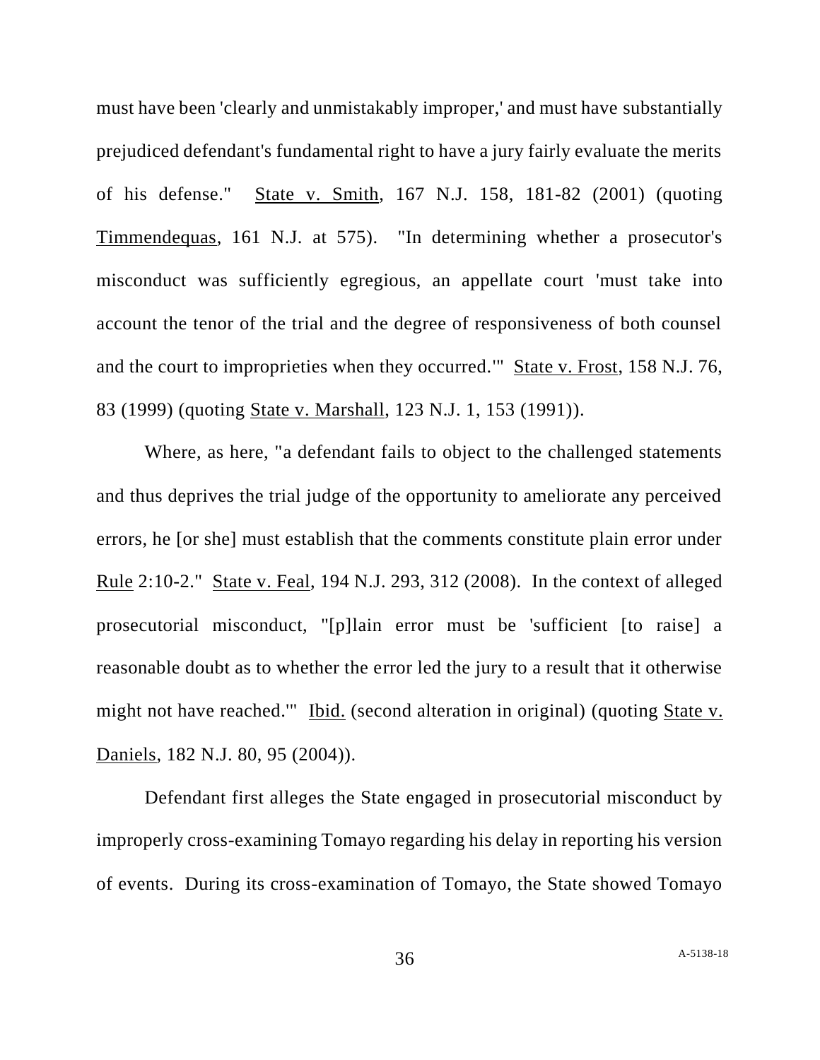must have been 'clearly and unmistakably improper,' and must have substantially prejudiced defendant's fundamental right to have a jury fairly evaluate the merits of his defense." State v. Smith, 167 N.J. 158, 181-82 (2001) (quoting Timmendequas, 161 N.J. at 575). "In determining whether a prosecutor's misconduct was sufficiently egregious, an appellate court 'must take into account the tenor of the trial and the degree of responsiveness of both counsel and the court to improprieties when they occurred.'" State v. Frost, 158 N.J. 76, 83 (1999) (quoting State v. Marshall, 123 N.J. 1, 153 (1991)).

Where, as here, "a defendant fails to object to the challenged statements and thus deprives the trial judge of the opportunity to ameliorate any perceived errors, he [or she] must establish that the comments constitute plain error under Rule 2:10-2." State v. Feal, 194 N.J. 293, 312 (2008). In the context of alleged prosecutorial misconduct, "[p]lain error must be 'sufficient [to raise] a reasonable doubt as to whether the error led the jury to a result that it otherwise might not have reached.'" Ibid. (second alteration in original) (quoting State v. Daniels, 182 N.J. 80, 95 (2004)).

Defendant first alleges the State engaged in prosecutorial misconduct by improperly cross-examining Tomayo regarding his delay in reporting his version of events. During its cross-examination of Tomayo, the State showed Tomayo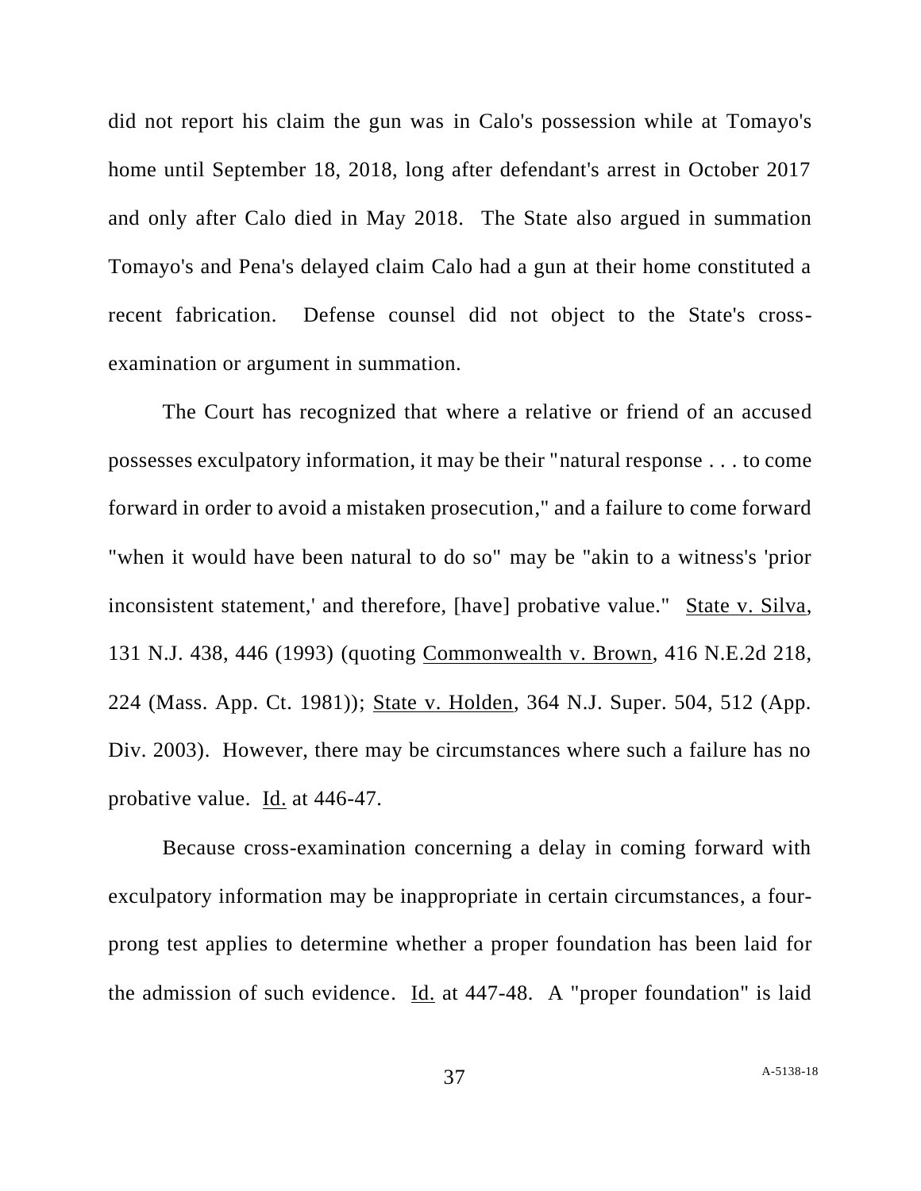did not report his claim the gun was in Calo's possession while at Tomayo's home until September 18, 2018, long after defendant's arrest in October 2017 and only after Calo died in May 2018. The State also argued in summation Tomayo's and Pena's delayed claim Calo had a gun at their home constituted a recent fabrication. Defense counsel did not object to the State's cross-examination or argument in summation.

The Court has recognized that where a relative or friend of an accused possesses exculpatory information, it may be their "natural response . . . to come forward in order to avoid a mistaken prosecution," and a failure to come forward "when it would have been natural to do so" may be "akin to a witness's 'prior inconsistent statement,' and therefore, [have] probative value." State v. Silva, 131 N.J. 438, 446 (1993) (quoting Commonwealth v. Brown, 416 N.E.2d 218, 224 (Mass. App. Ct. 1981)); State v. Holden, 364 N.J. Super. 504, 512 (App. Div. 2003). However, there may be circumstances where such a failure has no probative value. Id. at 446-47.

Because cross-examination concerning a delay in coming forward with exculpatory information may be inappropriate in certain circumstances, a four-prong test applies to determine whether a proper foundation has been laid for the admission of such evidence. Id. at 447-48. A "proper foundation" is laid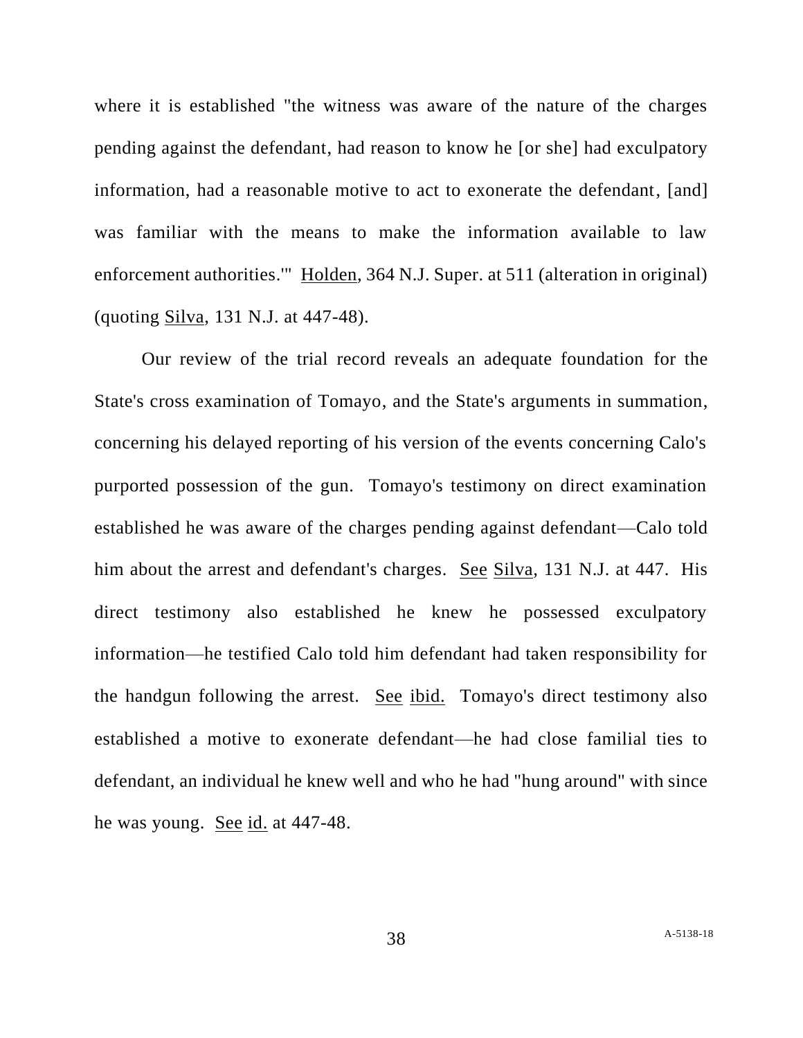where it is established "the witness was aware of the nature of the charges pending against the defendant, had reason to know he [or she] had exculpatory information, had a reasonable motive to act to exonerate the defendant, [and] was familiar with the means to make the information available to law enforcement authorities.'" Holden, 364 N.J. Super. at 511 (alteration in original) (quoting Silva, 131 N.J. at 447-48).

Our review of the trial record reveals an adequate foundation for the State's cross examination of Tomayo, and the State's arguments in summation, concerning his delayed reporting of his version of the events concerning Calo's purported possession of the gun. Tomayo's testimony on direct examination established he was aware of the charges pending against defendant—Calo told him about the arrest and defendant's charges. See Silva, 131 N.J. at 447. His direct testimony also established he knew he possessed exculpatory information—he testified Calo told him defendant had taken responsibility for the handgun following the arrest. See ibid. Tomayo's direct testimony also established a motive to exonerate defendant—he had close familial ties to defendant, an individual he knew well and who he had "hung around" with since he was young. See id. at 447-48.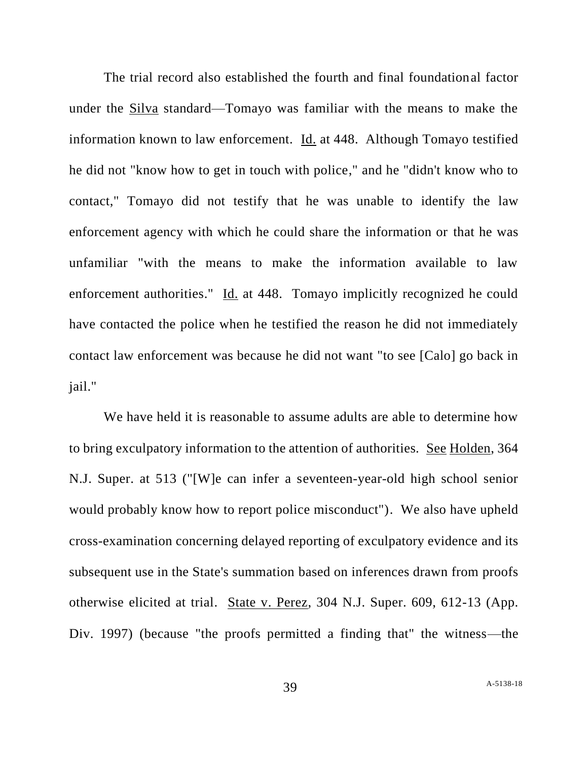The trial record also established the fourth and final foundational factor under the Silva standard—Tomayo was familiar with the means to make the information known to law enforcement. Id. at 448. Although Tomayo testified he did not "know how to get in touch with police," and he "didn't know who to contact," Tomayo did not testify that he was unable to identify the law enforcement agency with which he could share the information or that he was unfamiliar "with the means to make the information available to law enforcement authorities." Id. at 448. Tomayo implicitly recognized he could have contacted the police when he testified the reason he did not immediately contact law enforcement was because he did not want "to see [Calo] go back in jail."

We have held it is reasonable to assume adults are able to determine how to bring exculpatory information to the attention of authorities. See Holden, 364 N.J. Super. at 513 ("[W]e can infer a seventeen-year-old high school senior would probably know how to report police misconduct"). We also have upheld cross-examination concerning delayed reporting of exculpatory evidence and its subsequent use in the State's summation based on inferences drawn from proofs otherwise elicited at trial. State v. Perez, 304 N.J. Super. 609, 612-13 (App. Div. 1997) (because "the proofs permitted a finding that" the witness—the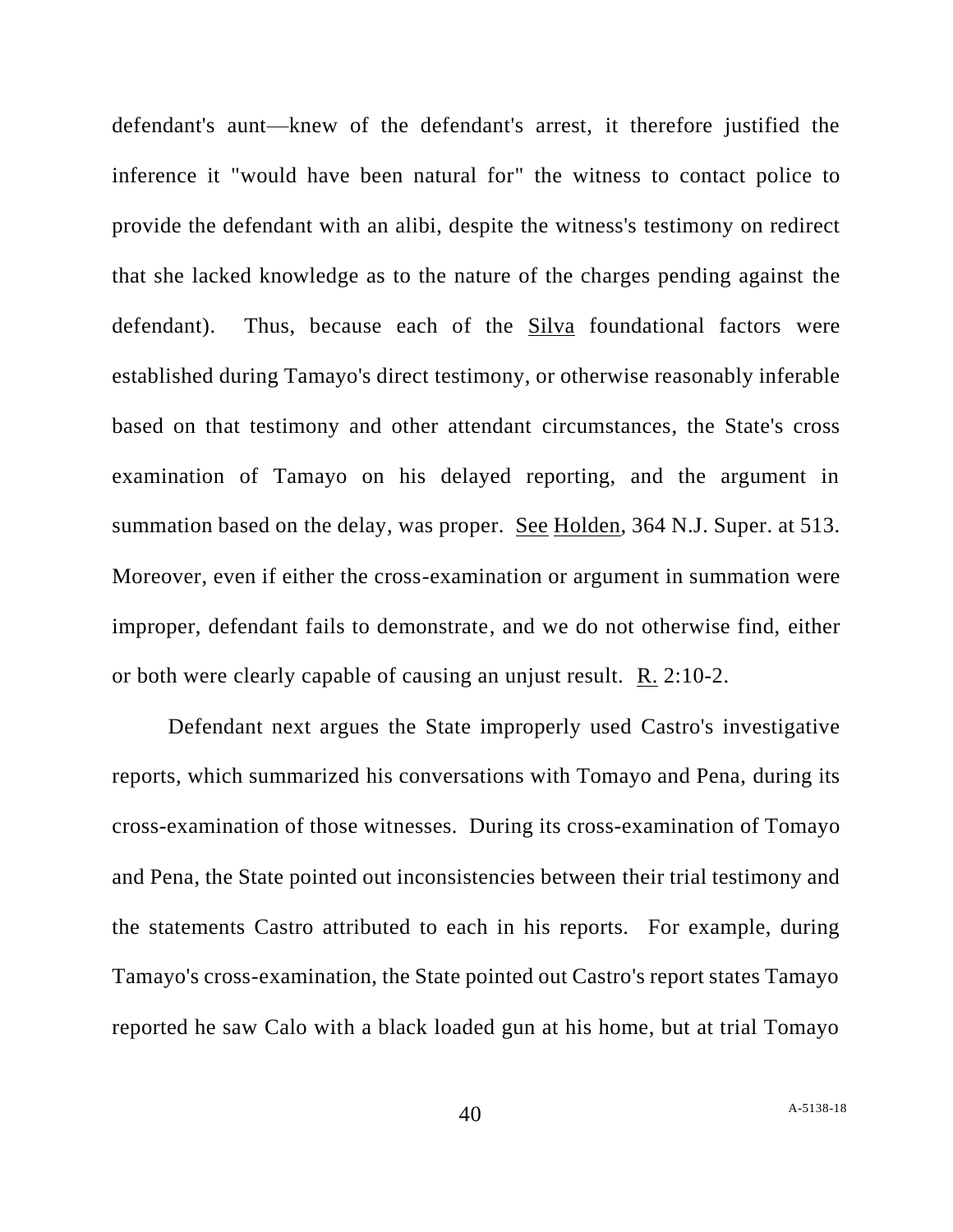defendant's aunt—knew of the defendant's arrest, it therefore justified the inference it "would have been natural for" the witness to contact police to provide the defendant with an alibi, despite the witness's testimony on redirect that she lacked knowledge as to the nature of the charges pending against the defendant). Thus, because each of the Silva foundational factors were established during Tamayo's direct testimony, or otherwise reasonably inferable based on that testimony and other attendant circumstances, the State's cross examination of Tamayo on his delayed reporting, and the argument in summation based on the delay, was proper. See Holden, 364 N.J. Super. at 513. Moreover, even if either the cross-examination or argument in summation were improper, defendant fails to demonstrate, and we do not otherwise find, either or both were clearly capable of causing an unjust result. R. 2:10-2.

Defendant next argues the State improperly used Castro's investigative reports, which summarized his conversations with Tomayo and Pena, during its cross-examination of those witnesses. During its cross-examination of Tomayo and Pena, the State pointed out inconsistencies between their trial testimony and the statements Castro attributed to each in his reports. For example, during Tamayo's cross-examination, the State pointed out Castro's report states Tamayo reported he saw Calo with a black loaded gun at his home, but at trial Tomayo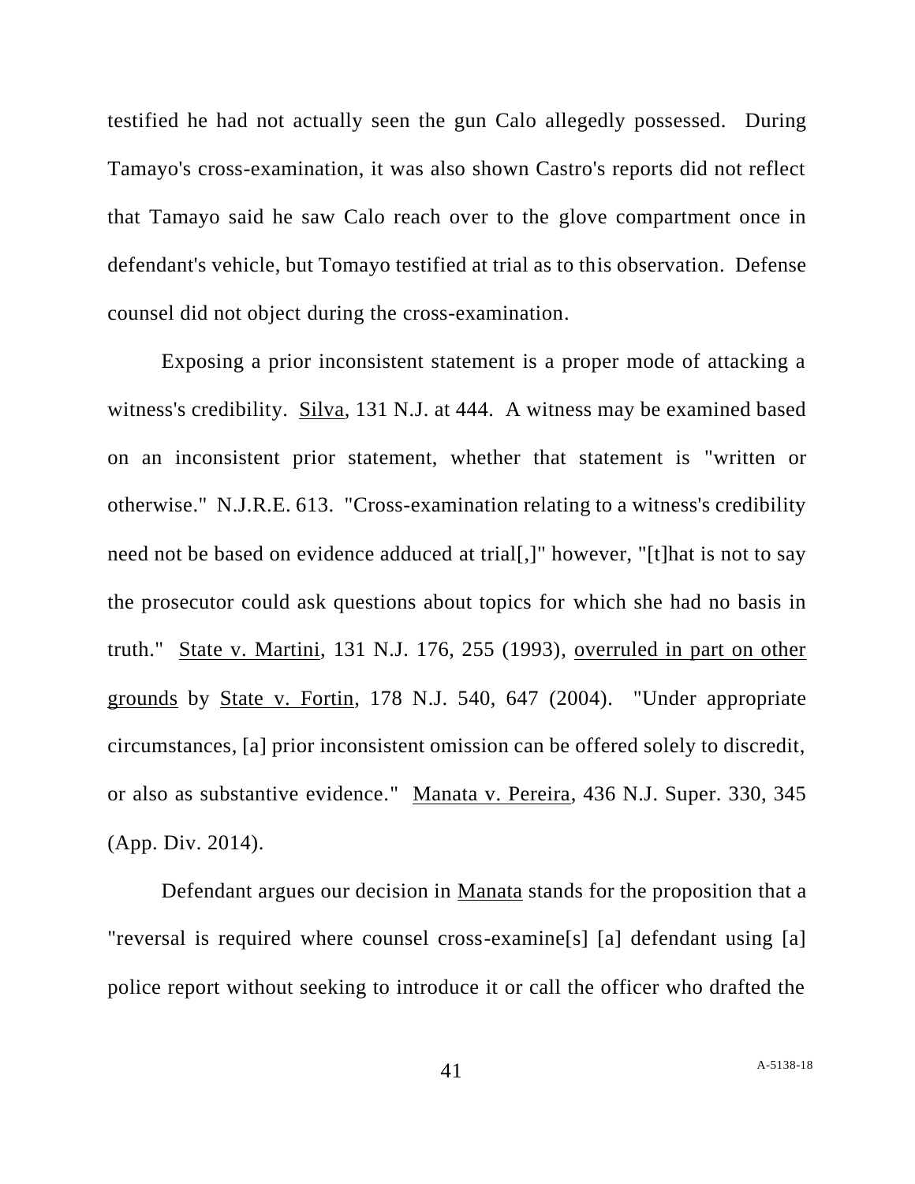testified he had not actually seen the gun Calo allegedly possessed. During Tamayo's cross-examination, it was also shown Castro's reports did not reflect that Tamayo said he saw Calo reach over to the glove compartment once in defendant's vehicle, but Tomayo testified at trial as to this observation. Defense counsel did not object during the cross-examination.

Exposing a prior inconsistent statement is a proper mode of attacking a witness's credibility. Silva, 131 N.J. at 444. A witness may be examined based on an inconsistent prior statement, whether that statement is "written or otherwise." N.J.R.E. 613. "Cross-examination relating to a witness's credibility need not be based on evidence adduced at trial[,]" however, "[t]hat is not to say the prosecutor could ask questions about topics for which she had no basis in truth." State v. Martini, 131 N.J. 176, 255 (1993), overruled in part on other grounds by State v. Fortin, 178 N.J. 540, 647 (2004). "Under appropriate circumstances, [a] prior inconsistent omission can be offered solely to discredit, or also as substantive evidence." Manata v. Pereira, 436 N.J. Super. 330, 345 (App. Div. 2014).

Defendant argues our decision in Manata stands for the proposition that a "reversal is required where counsel cross-examine[s] [a] defendant using [a] police report without seeking to introduce it or call the officer who drafted the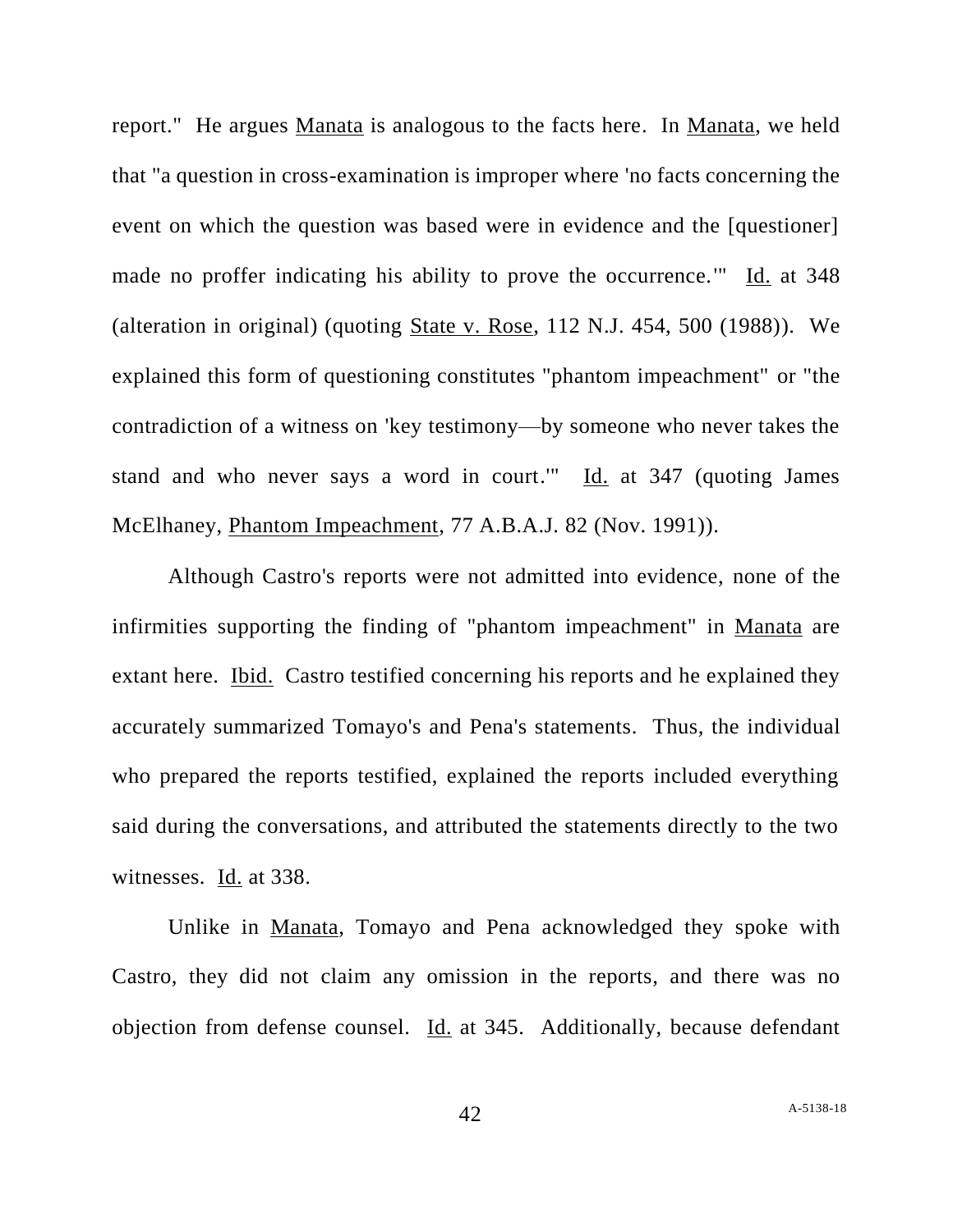report." He argues Manata is analogous to the facts here. In Manata, we held that "a question in cross-examination is improper where 'no facts concerning the event on which the question was based were in evidence and the [questioner] made no proffer indicating his ability to prove the occurrence.'" Id. at 348 (alteration in original) (quoting State v. Rose, 112 N.J. 454, 500 (1988)). We explained this form of questioning constitutes "phantom impeachment" or "the contradiction of a witness on 'key testimony—by someone who never takes the stand and who never says a word in court.'" Id. at 347 (quoting James McElhaney, Phantom Impeachment, 77 A.B.A.J. 82 (Nov. 1991)).

Although Castro's reports were not admitted into evidence, none of the infirmities supporting the finding of "phantom impeachment" in Manata are extant here. Ibid. Castro testified concerning his reports and he explained they accurately summarized Tomayo's and Pena's statements. Thus, the individual who prepared the reports testified, explained the reports included everything said during the conversations, and attributed the statements directly to the two witnesses. Id. at 338.

Unlike in Manata, Tomayo and Pena acknowledged they spoke with Castro, they did not claim any omission in the reports, and there was no objection from defense counsel. Id. at 345. Additionally, because defendant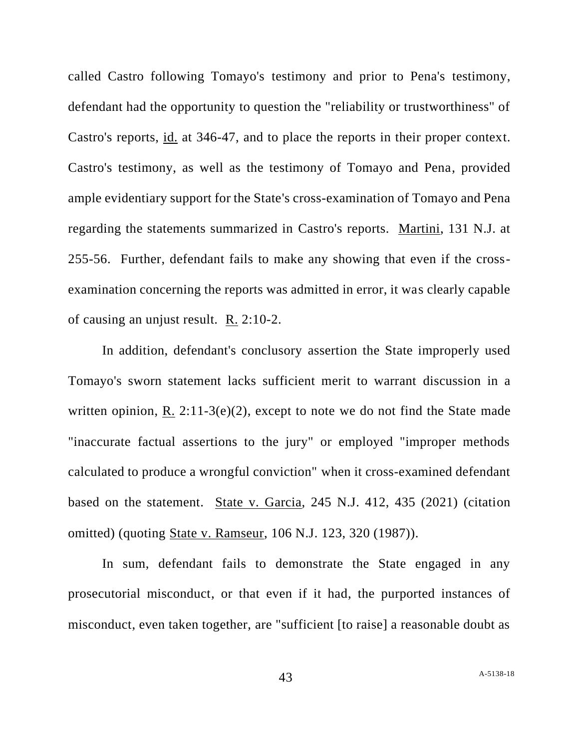called Castro following Tomayo's testimony and prior to Pena's testimony, defendant had the opportunity to question the "reliability or trustworthiness" of Castro's reports, id. at 346-47, and to place the reports in their proper context. Castro's testimony, as well as the testimony of Tomayo and Pena, provided ample evidentiary support for the State's cross-examination of Tomayo and Pena regarding the statements summarized in Castro's reports. Martini, 131 N.J. at 255-56. Further, defendant fails to make any showing that even if the cross-examination concerning the reports was admitted in error, it was clearly capable of causing an unjust result. R. 2:10-2.

In addition, defendant's conclusory assertion the State improperly used Tomayo's sworn statement lacks sufficient merit to warrant discussion in a written opinion, R. 2:11-3(e)(2), except to note we do not find the State made "inaccurate factual assertions to the jury" or employed "improper methods calculated to produce a wrongful conviction" when it cross-examined defendant based on the statement. State v. Garcia, 245 N.J. 412, 435 (2021) (citation omitted) (quoting State v. Ramseur, 106 N.J. 123, 320 (1987)).

In sum, defendant fails to demonstrate the State engaged in any prosecutorial misconduct, or that even if it had, the purported instances of misconduct, even taken together, are "sufficient [to raise] a reasonable doubt as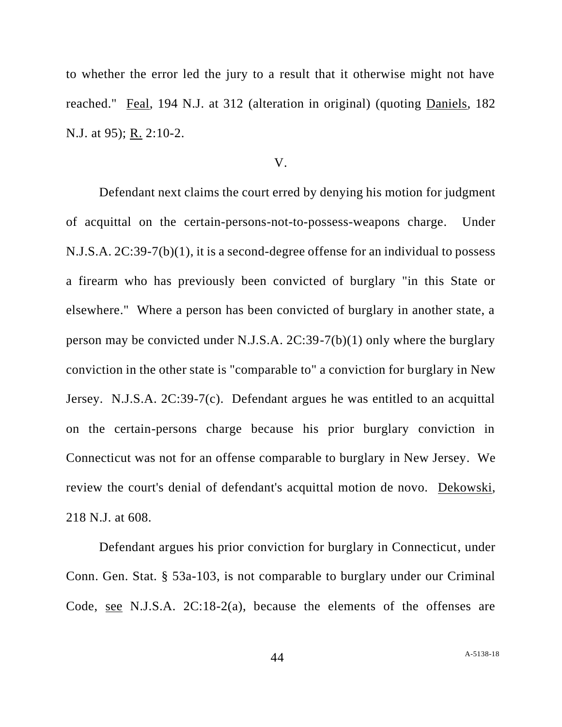to whether the error led the jury to a result that it otherwise might not have reached." Feal, 194 N.J. at 312 (alteration in original) (quoting Daniels, 182 N.J. at 95); R. 2:10-2.

V.

Defendant next claims the court erred by denying his motion for judgment of acquittal on the certain-persons-not-to-possess-weapons charge. Under N.J.S.A. 2C:39-7(b)(1), it is a second-degree offense for an individual to possess a firearm who has previously been convicted of burglary "in this State or elsewhere." Where a person has been convicted of burglary in another state, a person may be convicted under N.J.S.A. 2C:39-7(b)(1) only where the burglary conviction in the other state is "comparable to" a conviction for burglary in New Jersey. N.J.S.A. 2C:39-7(c). Defendant argues he was entitled to an acquittal on the certain-persons charge because his prior burglary conviction in Connecticut was not for an offense comparable to burglary in New Jersey. We review the court's denial of defendant's acquittal motion de novo. Dekowski, 218 N.J. at 608.

Defendant argues his prior conviction for burglary in Connecticut, under Conn. Gen. Stat. § 53a-103, is not comparable to burglary under our Criminal Code, see N.J.S.A. 2C:18-2(a), because the elements of the offenses are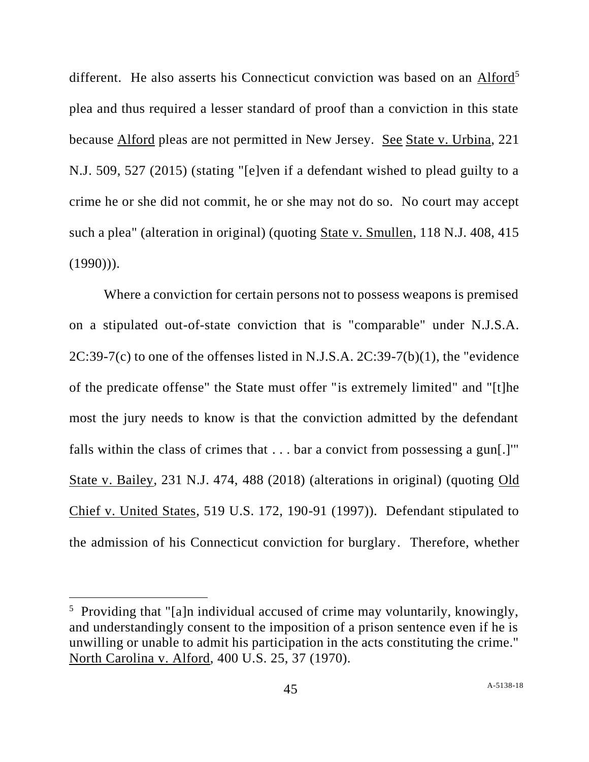different. He also asserts his Connecticut conviction was based on an Alford[5] plea and thus required a lesser standard of proof than a conviction in this state because Alford pleas are not permitted in New Jersey. See State v. Urbina, 221 N.J. 509, 527 (2015) (stating "[e]ven if a defendant wished to plead guilty to a crime he or she did not commit, he or she may not do so. No court may accept such a plea" (alteration in original) (quoting State v. Smullen, 118 N.J. 408, 415 (1990))).

Where a conviction for certain persons not to possess weapons is premised on a stipulated out-of-state conviction that is "comparable" under N.J.S.A. 2C:39-7(c) to one of the offenses listed in N.J.S.A. 2C:39-7(b)(1), the "evidence of the predicate offense" the State must offer "is extremely limited" and "[t]he most the jury needs to know is that the conviction admitted by the defendant falls within the class of crimes that . . . bar a convict from possessing a gun[.]'" State v. Bailey, 231 N.J. 474, 488 (2018) (alterations in original) (quoting Old Chief v. United States, 519 U.S. 172, 190-91 (1997)). Defendant stipulated to the admission of his Connecticut conviction for burglary. Therefore, whether

[5] Providing that "[a]n individual accused of crime may voluntarily, knowingly, and understandingly consent to the imposition of a prison sentence even if he is unwilling or unable to admit his participation in the acts constituting the crime." North Carolina v. Alford, 400 U.S. 25, 37 (1970).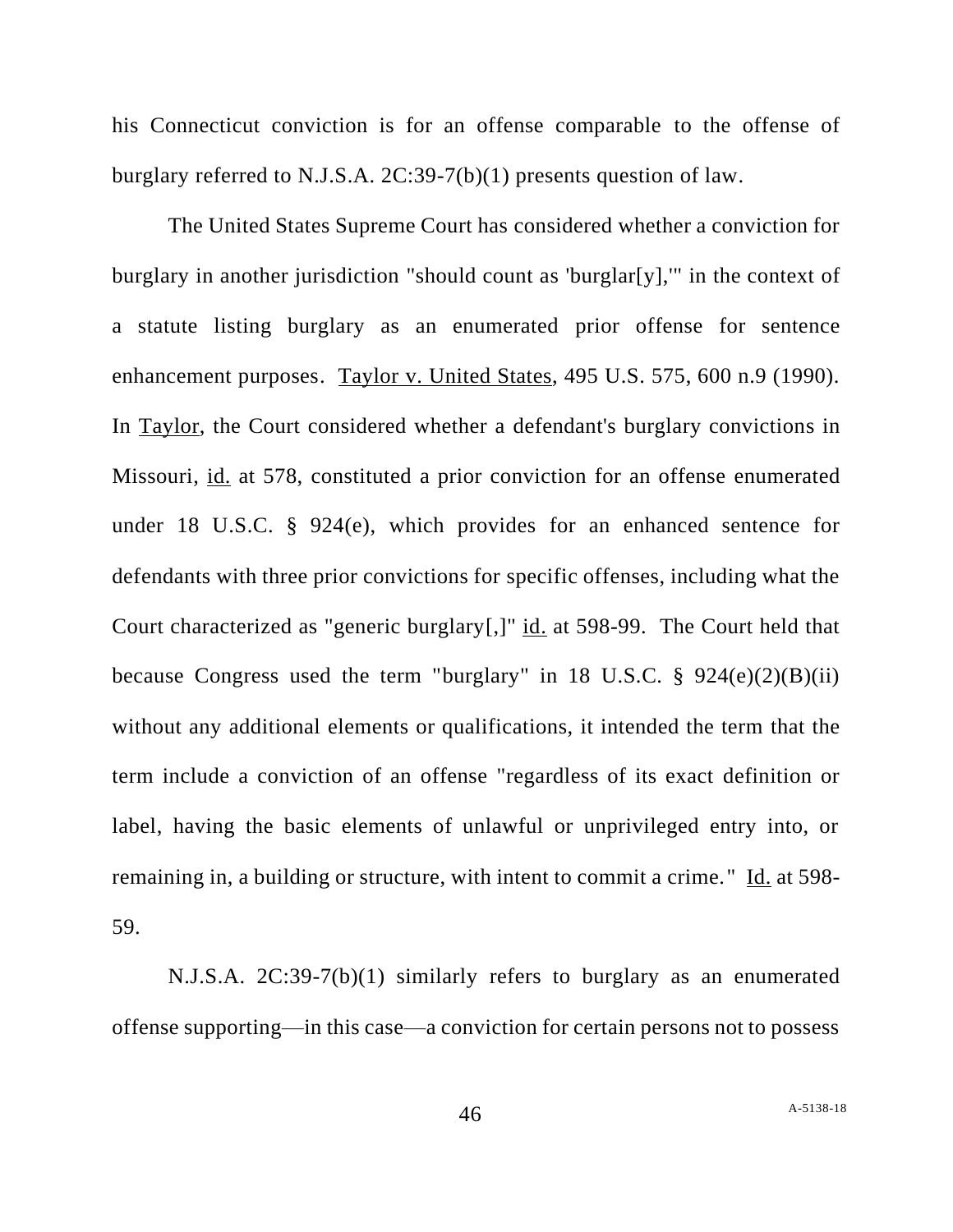his Connecticut conviction is for an offense comparable to the offense of burglary referred to N.J.S.A. 2C:39-7(b)(1) presents question of law.

The United States Supreme Court has considered whether a conviction for burglary in another jurisdiction "should count as 'burglar[y],'" in the context of a statute listing burglary as an enumerated prior offense for sentence enhancement purposes. Taylor v. United States, 495 U.S. 575, 600 n.9 (1990). In Taylor, the Court considered whether a defendant's burglary convictions in Missouri, id. at 578, constituted a prior conviction for an offense enumerated under 18 U.S.C. § 924(e), which provides for an enhanced sentence for defendants with three prior convictions for specific offenses, including what the Court characterized as "generic burglary[,]" id. at 598-99. The Court held that because Congress used the term "burglary" in 18 U.S.C. § 924(e)(2)(B)(ii) without any additional elements or qualifications, it intended the term that the term include a conviction of an offense "regardless of its exact definition or label, having the basic elements of unlawful or unprivileged entry into, or remaining in, a building or structure, with intent to commit a crime." Id. at 598-59.

N.J.S.A. 2C:39-7(b)(1) similarly refers to burglary as an enumerated offense supporting—in this case—a conviction for certain persons not to possess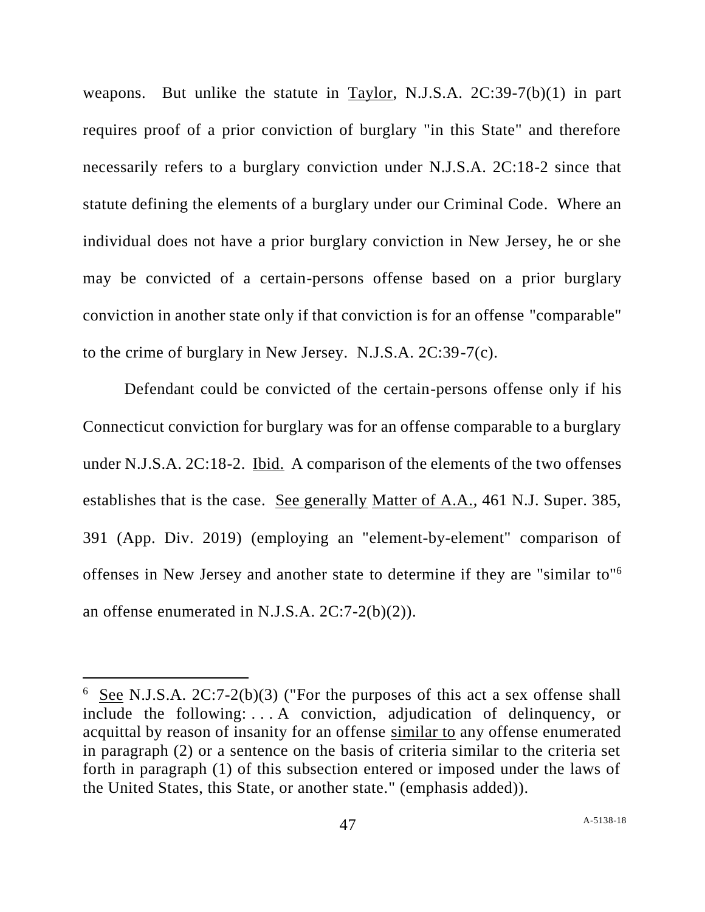weapons. But unlike the statute in Taylor, N.J.S.A. 2C:39-7(b)(1) in part requires proof of a prior conviction of burglary "in this State" and therefore necessarily refers to a burglary conviction under N.J.S.A. 2C:18-2 since that statute defining the elements of a burglary under our Criminal Code. Where an individual does not have a prior burglary conviction in New Jersey, he or she may be convicted of a certain-persons offense based on a prior burglary conviction in another state only if that conviction is for an offense "comparable" to the crime of burglary in New Jersey. N.J.S.A. 2C:39-7(c).

Defendant could be convicted of the certain-persons offense only if his Connecticut conviction for burglary was for an offense comparable to a burglary under N.J.S.A. 2C:18-2. Ibid. A comparison of the elements of the two offenses establishes that is the case. See generally Matter of A.A., 461 N.J. Super. 385, 391 (App. Div. 2019) (employing an "element-by-element" comparison of offenses in New Jersey and another state to determine if they are "similar to"[6] an offense enumerated in N.J.S.A. 2C:7-2(b)(2)).

---

[6] See N.J.S.A. 2C:7-2(b)(3) ("For the purposes of this act a sex offense shall include the following: . . . A conviction, adjudication of delinquency, or acquittal by reason of insanity for an offense similar to any offense enumerated in paragraph (2) or a sentence on the basis of criteria similar to the criteria set forth in paragraph (1) of this subsection entered or imposed under the laws of the United States, this State, or another state." (emphasis added)).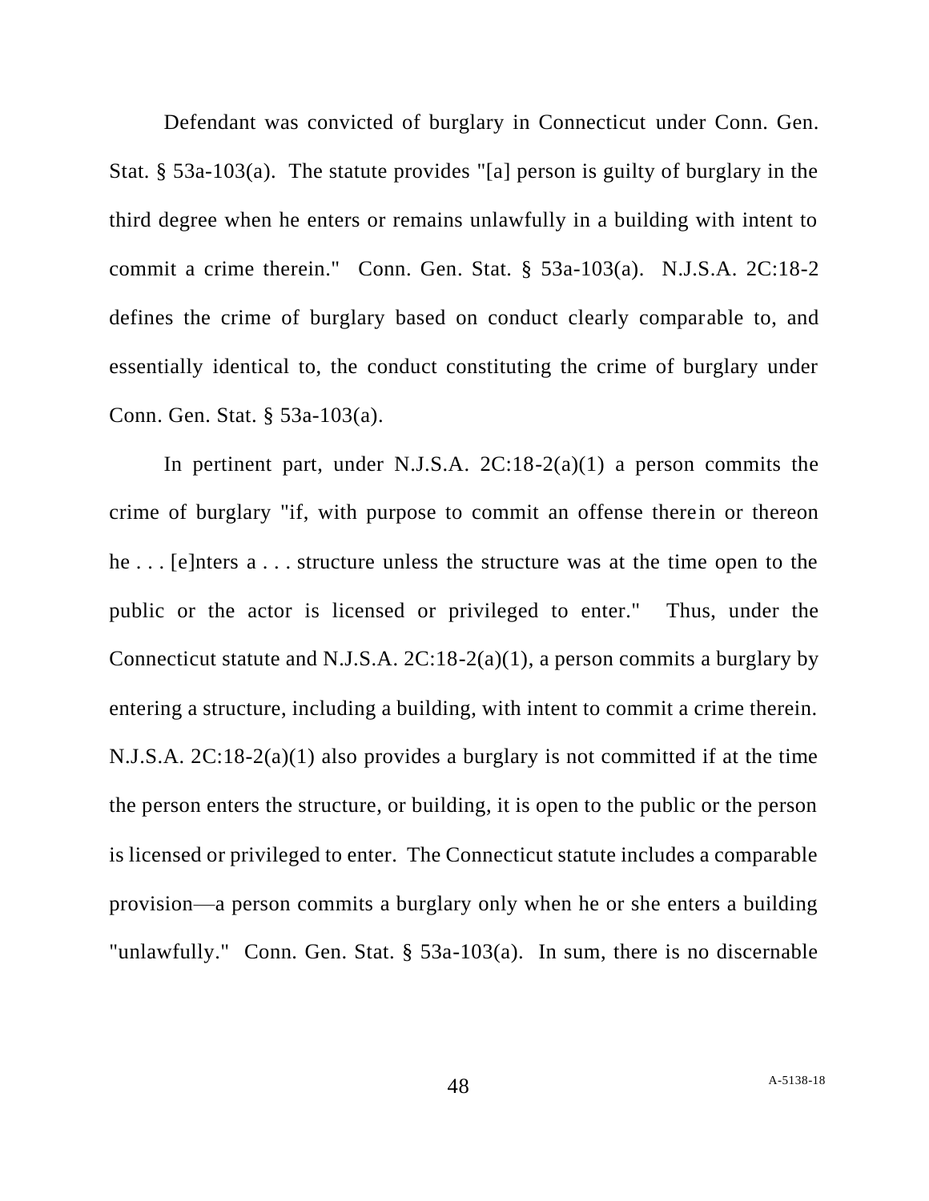Defendant was convicted of burglary in Connecticut under Conn. Gen. Stat. § 53a-103(a). The statute provides "[a] person is guilty of burglary in the third degree when he enters or remains unlawfully in a building with intent to commit a crime therein." Conn. Gen. Stat. § 53a-103(a). N.J.S.A. 2C:18-2 defines the crime of burglary based on conduct clearly comparable to, and essentially identical to, the conduct constituting the crime of burglary under Conn. Gen. Stat. § 53a-103(a).

In pertinent part, under N.J.S.A. 2C:18-2(a)(1) a person commits the crime of burglary "if, with purpose to commit an offense therein or thereon he . . . [e]nters a . . . structure unless the structure was at the time open to the public or the actor is licensed or privileged to enter." Thus, under the Connecticut statute and N.J.S.A. 2C:18-2(a)(1), a person commits a burglary by entering a structure, including a building, with intent to commit a crime therein. N.J.S.A. 2C:18-2(a)(1) also provides a burglary is not committed if at the time the person enters the structure, or building, it is open to the public or the person is licensed or privileged to enter. The Connecticut statute includes a comparable provision—a person commits a burglary only when he or she enters a building "unlawfully." Conn. Gen. Stat. § 53a-103(a). In sum, there is no discernable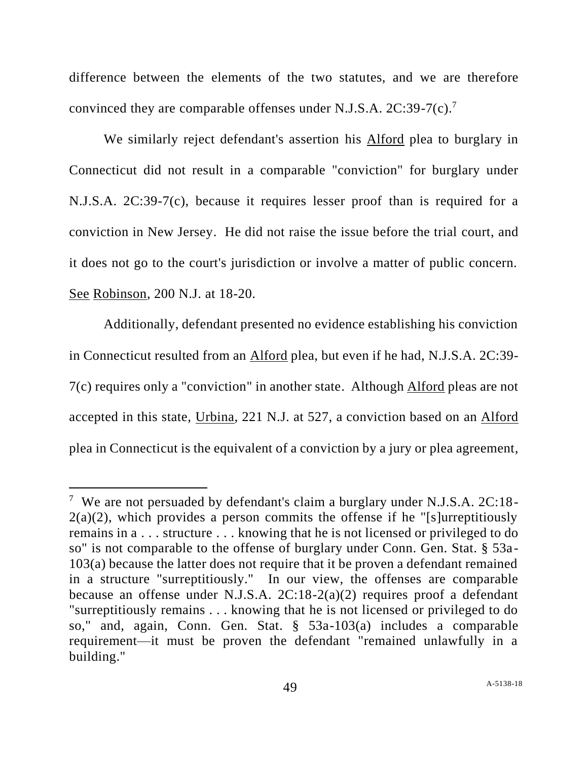difference between the elements of the two statutes, and we are therefore convinced they are comparable offenses under N.J.S.A. 2C:39-7(c).[7]

We similarly reject defendant's assertion his Alford plea to burglary in Connecticut did not result in a comparable "conviction" for burglary under N.J.S.A. 2C:39-7(c), because it requires lesser proof than is required for a conviction in New Jersey. He did not raise the issue before the trial court, and it does not go to the court's jurisdiction or involve a matter of public concern. See Robinson, 200 N.J. at 18-20.

Additionally, defendant presented no evidence establishing his conviction in Connecticut resulted from an Alford plea, but even if he had, N.J.S.A. 2C:39-7(c) requires only a "conviction" in another state. Although Alford pleas are not accepted in this state, Urbina, 221 N.J. at 527, a conviction based on an Alford plea in Connecticut is the equivalent of a conviction by a jury or plea agreement,

---

[7] We are not persuaded by defendant's claim a burglary under N.J.S.A. 2C:18-2(a)(2), which provides a person commits the offense if he "[s]urreptitiously remains in a . . . structure . . . knowing that he is not licensed or privileged to do so" is not comparable to the offense of burglary under Conn. Gen. Stat. § 53a-103(a) because the latter does not require that it be proven a defendant remained in a structure "surreptitiously." In our view, the offenses are comparable because an offense under N.J.S.A. 2C:18-2(a)(2) requires proof a defendant "surreptitiously remains . . . knowing that he is not licensed or privileged to do so," and, again, Conn. Gen. Stat. § 53a-103(a) includes a comparable requirement—it must be proven the defendant "remained unlawfully in a building."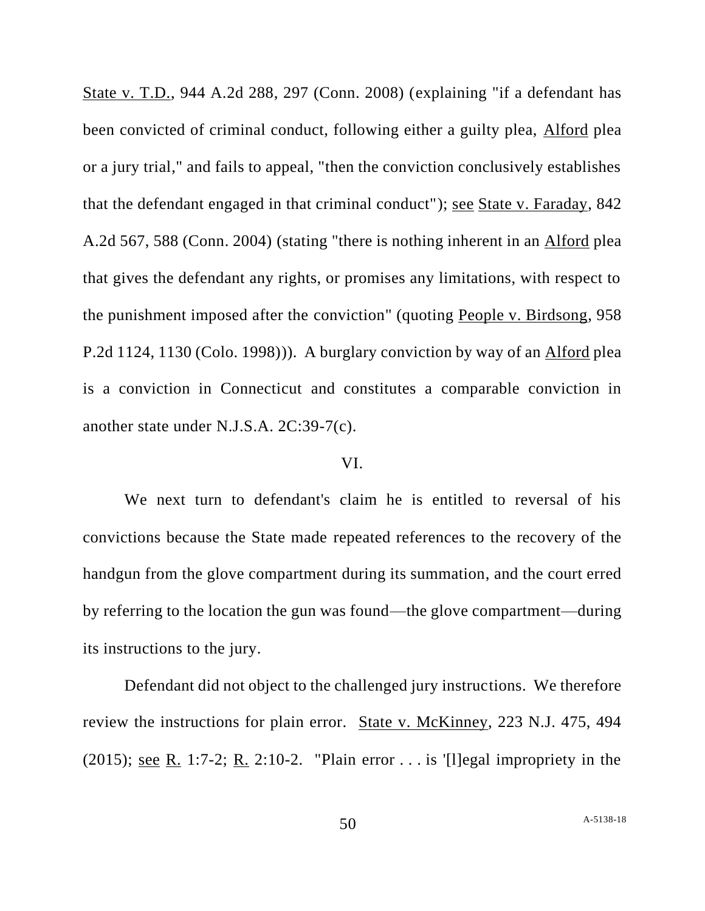State v. T.D., 944 A.2d 288, 297 (Conn. 2008) (explaining "if a defendant has been convicted of criminal conduct, following either a guilty plea, Alford plea or a jury trial," and fails to appeal, "then the conviction conclusively establishes that the defendant engaged in that criminal conduct"); see State v. Faraday, 842 A.2d 567, 588 (Conn. 2004) (stating "there is nothing inherent in an Alford plea that gives the defendant any rights, or promises any limitations, with respect to the punishment imposed after the conviction" (quoting People v. Birdsong, 958 P.2d 1124, 1130 (Colo. 1998))). A burglary conviction by way of an Alford plea is a conviction in Connecticut and constitutes a comparable conviction in another state under N.J.S.A. 2C:39-7(c).

## VI.

We next turn to defendant's claim he is entitled to reversal of his convictions because the State made repeated references to the recovery of the handgun from the glove compartment during its summation, and the court erred by referring to the location the gun was found—the glove compartment—during its instructions to the jury.

Defendant did not object to the challenged jury instructions. We therefore review the instructions for plain error. State v. McKinney, 223 N.J. 475, 494 (2015); see R. 1:7-2; R. 2:10-2. "Plain error . . . is '[l]egal impropriety in the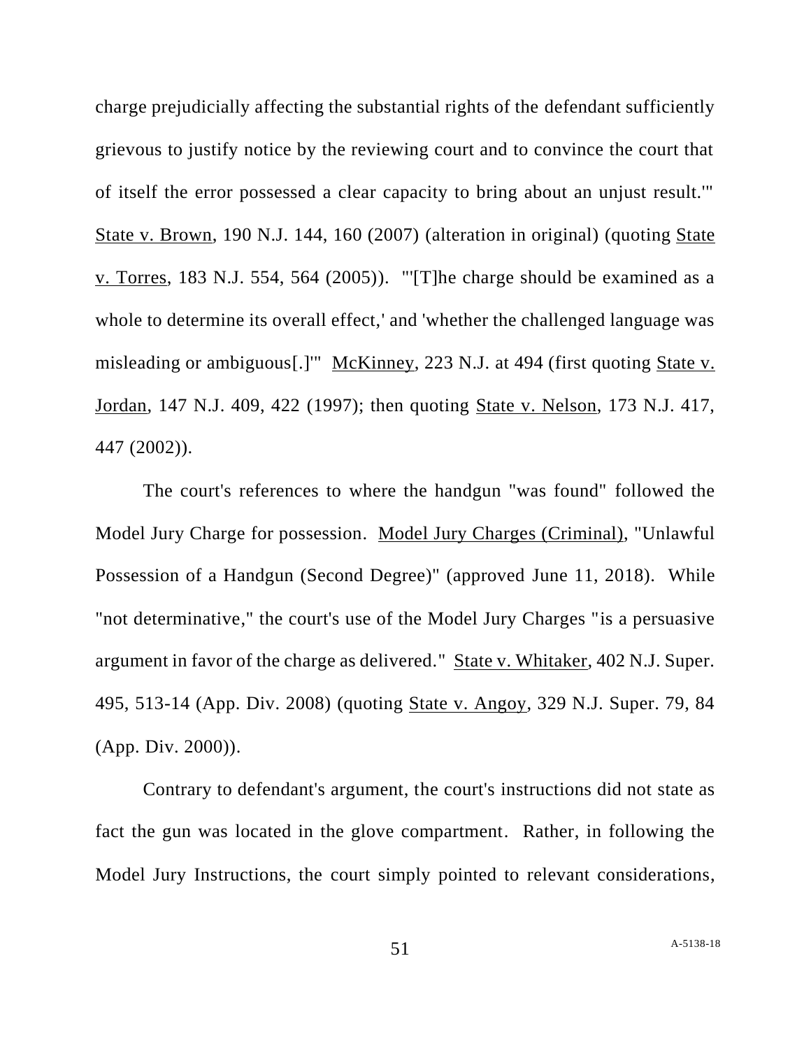charge prejudicially affecting the substantial rights of the defendant sufficiently grievous to justify notice by the reviewing court and to convince the court that of itself the error possessed a clear capacity to bring about an unjust result.'" State v. Brown, 190 N.J. 144, 160 (2007) (alteration in original) (quoting State v. Torres, 183 N.J. 554, 564 (2005)). "'[T]he charge should be examined as a whole to determine its overall effect,' and 'whether the challenged language was misleading or ambiguous[.]'" McKinney, 223 N.J. at 494 (first quoting State v. Jordan, 147 N.J. 409, 422 (1997); then quoting State v. Nelson, 173 N.J. 417, 447 (2002)).

The court's references to where the handgun "was found" followed the Model Jury Charge for possession. Model Jury Charges (Criminal), "Unlawful Possession of a Handgun (Second Degree)" (approved June 11, 2018). While "not determinative," the court's use of the Model Jury Charges "is a persuasive argument in favor of the charge as delivered." State v. Whitaker, 402 N.J. Super. 495, 513-14 (App. Div. 2008) (quoting State v. Angoy, 329 N.J. Super. 79, 84 (App. Div. 2000)).

Contrary to defendant's argument, the court's instructions did not state as fact the gun was located in the glove compartment. Rather, in following the Model Jury Instructions, the court simply pointed to relevant considerations,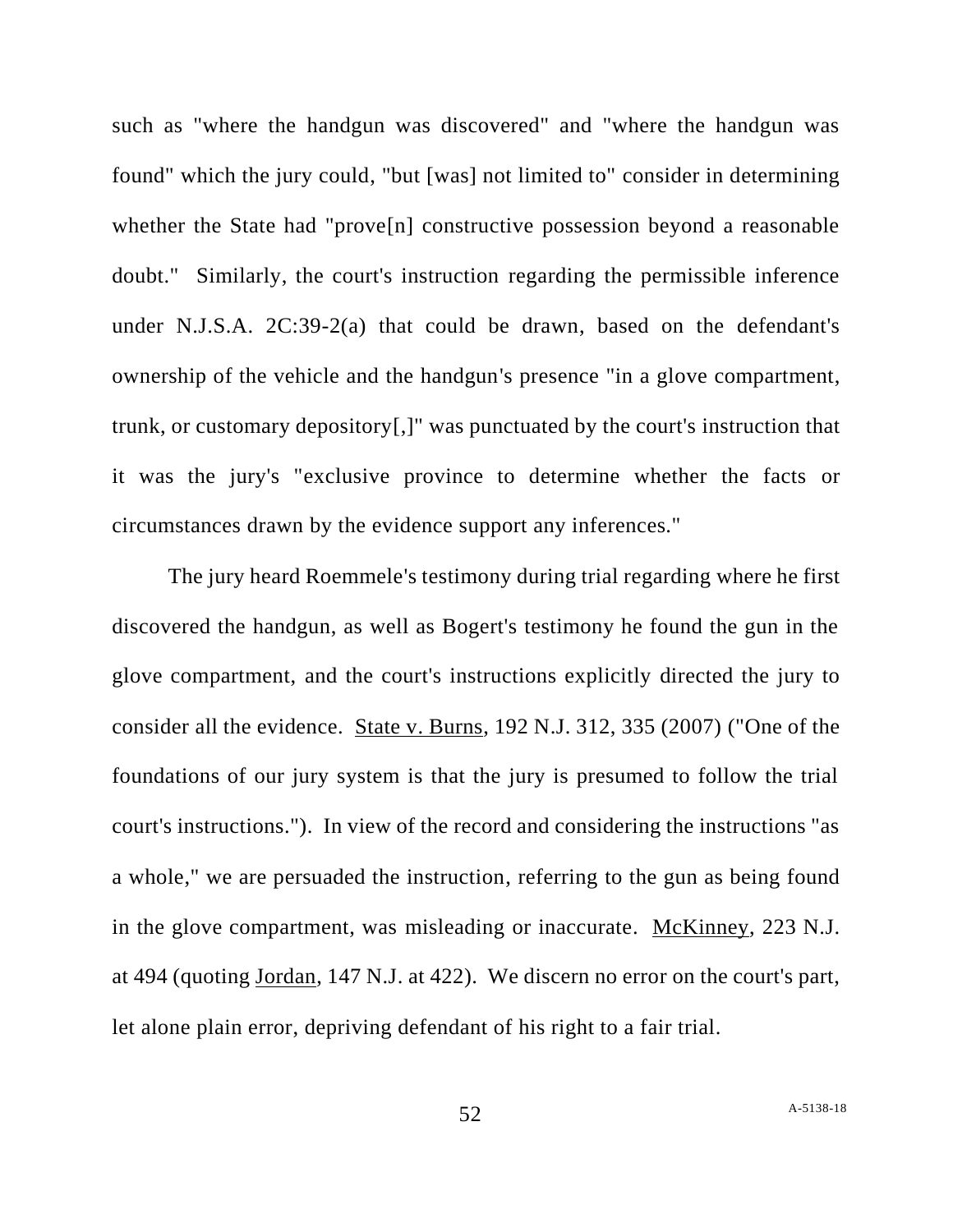such as "where the handgun was discovered" and "where the handgun was found" which the jury could, "but [was] not limited to" consider in determining whether the State had "prove[n] constructive possession beyond a reasonable doubt." Similarly, the court's instruction regarding the permissible inference under N.J.S.A. 2C:39-2(a) that could be drawn, based on the defendant's ownership of the vehicle and the handgun's presence "in a glove compartment, trunk, or customary depository[,]" was punctuated by the court's instruction that it was the jury's "exclusive province to determine whether the facts or circumstances drawn by the evidence support any inferences."

The jury heard Roemmele's testimony during trial regarding where he first discovered the handgun, as well as Bogert's testimony he found the gun in the glove compartment, and the court's instructions explicitly directed the jury to consider all the evidence. State v. Burns, 192 N.J. 312, 335 (2007) ("One of the foundations of our jury system is that the jury is presumed to follow the trial court's instructions."). In view of the record and considering the instructions "as a whole," we are persuaded the instruction, referring to the gun as being found in the glove compartment, was misleading or inaccurate. McKinney, 223 N.J. at 494 (quoting Jordan, 147 N.J. at 422). We discern no error on the court's part, let alone plain error, depriving defendant of his right to a fair trial.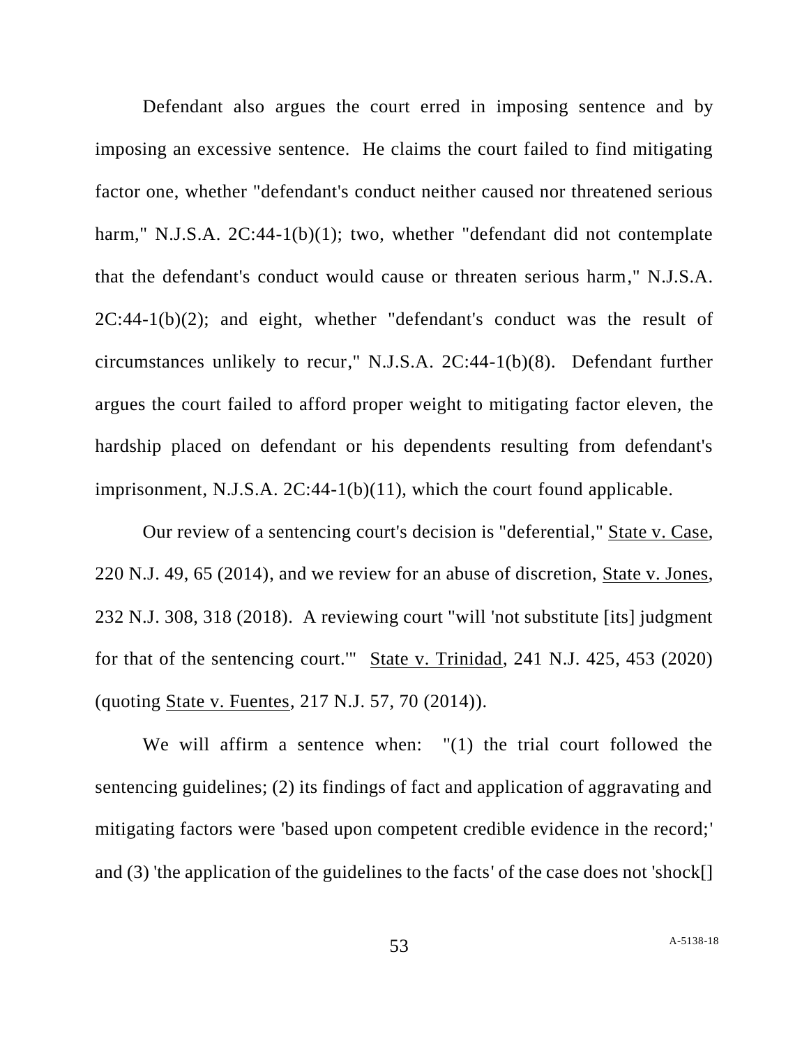Defendant also argues the court erred in imposing sentence and by imposing an excessive sentence. He claims the court failed to find mitigating factor one, whether "defendant's conduct neither caused nor threatened serious harm," N.J.S.A. 2C:44-1(b)(1); two, whether "defendant did not contemplate that the defendant's conduct would cause or threaten serious harm," N.J.S.A. 2C:44-1(b)(2); and eight, whether "defendant's conduct was the result of circumstances unlikely to recur," N.J.S.A. 2C:44-1(b)(8). Defendant further argues the court failed to afford proper weight to mitigating factor eleven, the hardship placed on defendant or his dependents resulting from defendant's imprisonment, N.J.S.A. 2C:44-1(b)(11), which the court found applicable.

Our review of a sentencing court's decision is "deferential," State v. Case, 220 N.J. 49, 65 (2014), and we review for an abuse of discretion, State v. Jones, 232 N.J. 308, 318 (2018). A reviewing court "will 'not substitute [its] judgment for that of the sentencing court.'" State v. Trinidad, 241 N.J. 425, 453 (2020) (quoting State v. Fuentes, 217 N.J. 57, 70 (2014)).

We will affirm a sentence when: "(1) the trial court followed the sentencing guidelines; (2) its findings of fact and application of aggravating and mitigating factors were 'based upon competent credible evidence in the record;' and (3) 'the application of the guidelines to the facts' of the case does not 'shock[]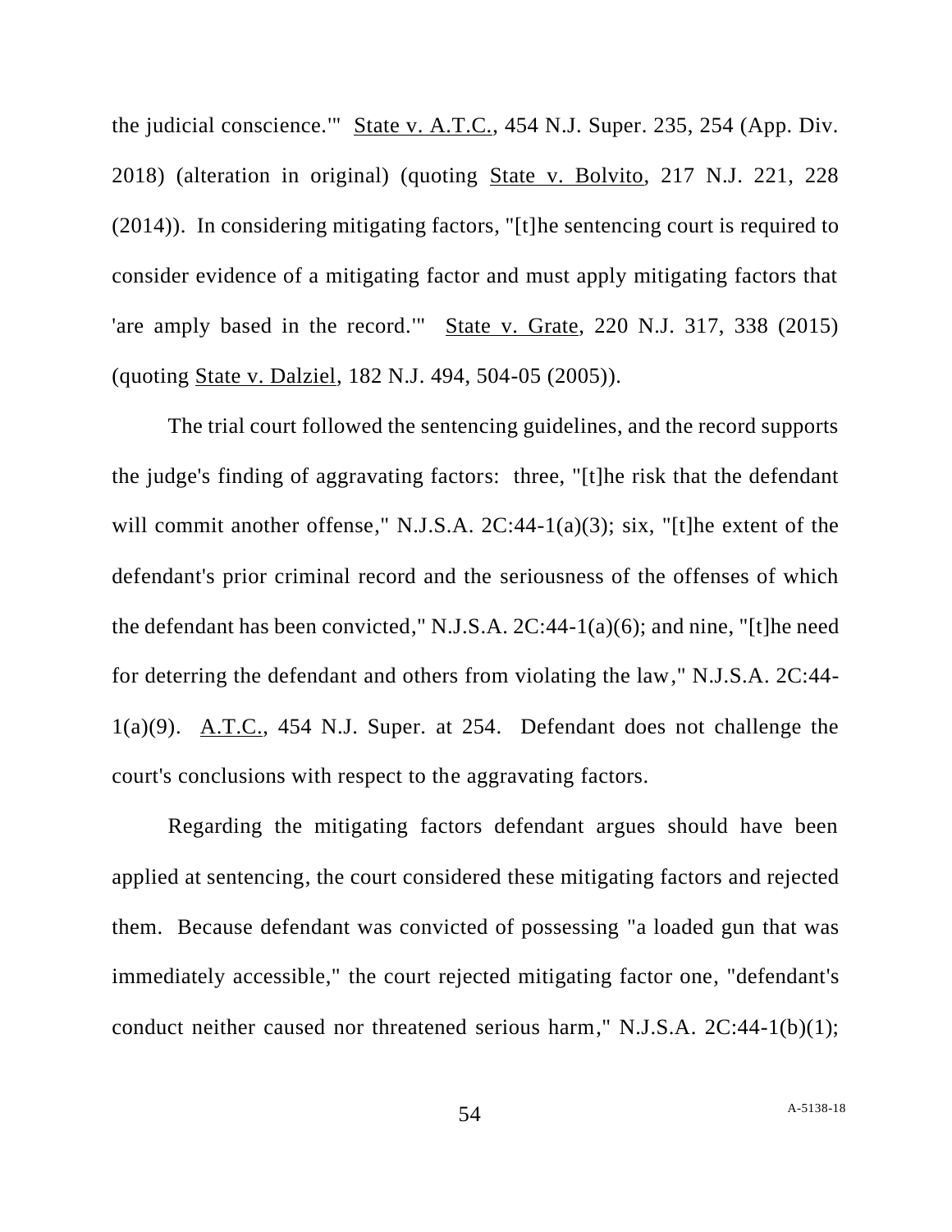the judicial conscience.'" State v. A.T.C., 454 N.J. Super. 235, 254 (App. Div. 2018) (alteration in original) (quoting State v. Bolvito, 217 N.J. 221, 228 (2014)). In considering mitigating factors, "[t]he sentencing court is required to consider evidence of a mitigating factor and must apply mitigating factors that 'are amply based in the record.'" State v. Grate, 220 N.J. 317, 338 (2015) (quoting State v. Dalziel, 182 N.J. 494, 504-05 (2005)).

The trial court followed the sentencing guidelines, and the record supports the judge's finding of aggravating factors: three, "[t]he risk that the defendant will commit another offense," N.J.S.A. 2C:44-1(a)(3); six, "[t]he extent of the defendant's prior criminal record and the seriousness of the offenses of which the defendant has been convicted," N.J.S.A. 2C:44-1(a)(6); and nine, "[t]he need for deterring the defendant and others from violating the law," N.J.S.A. 2C:44-1(a)(9). A.T.C., 454 N.J. Super. at 254. Defendant does not challenge the court's conclusions with respect to the aggravating factors.

Regarding the mitigating factors defendant argues should have been applied at sentencing, the court considered these mitigating factors and rejected them. Because defendant was convicted of possessing "a loaded gun that was immediately accessible," the court rejected mitigating factor one, "defendant's conduct neither caused nor threatened serious harm," N.J.S.A. 2C:44-1(b)(1);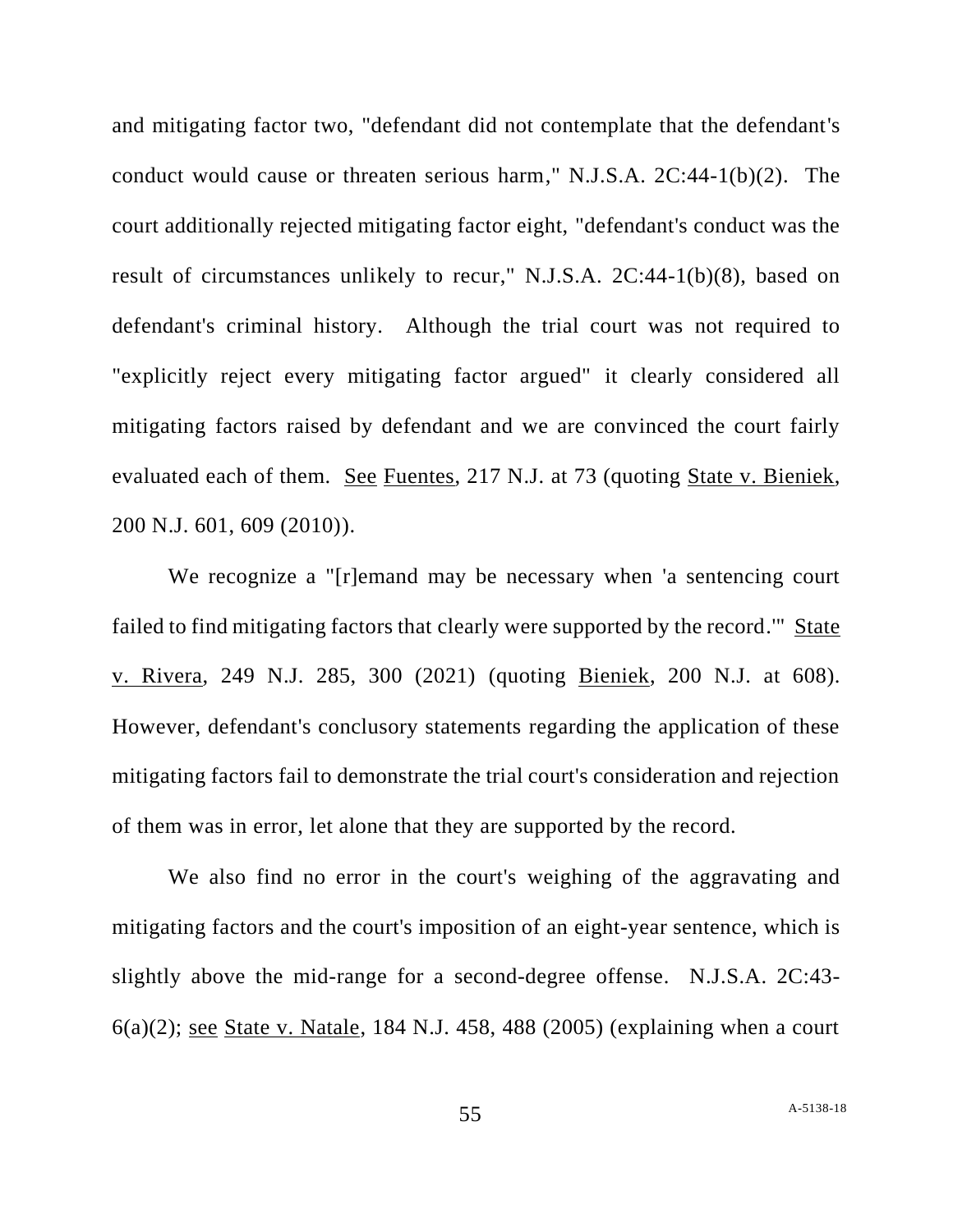and mitigating factor two, "defendant did not contemplate that the defendant's conduct would cause or threaten serious harm," N.J.S.A. 2C:44-1(b)(2). The court additionally rejected mitigating factor eight, "defendant's conduct was the result of circumstances unlikely to recur," N.J.S.A. 2C:44-1(b)(8), based on defendant's criminal history. Although the trial court was not required to "explicitly reject every mitigating factor argued" it clearly considered all mitigating factors raised by defendant and we are convinced the court fairly evaluated each of them. See Fuentes, 217 N.J. at 73 (quoting State v. Bieniek, 200 N.J. 601, 609 (2010)).

We recognize a "[r]emand may be necessary when 'a sentencing court failed to find mitigating factors that clearly were supported by the record.'" State v. Rivera, 249 N.J. 285, 300 (2021) (quoting Bieniek, 200 N.J. at 608). However, defendant's conclusory statements regarding the application of these mitigating factors fail to demonstrate the trial court's consideration and rejection of them was in error, let alone that they are supported by the record.

We also find no error in the court's weighing of the aggravating and mitigating factors and the court's imposition of an eight-year sentence, which is slightly above the mid-range for a second-degree offense. N.J.S.A. 2C:43-6(a)(2); see State v. Natale, 184 N.J. 458, 488 (2005) (explaining when a court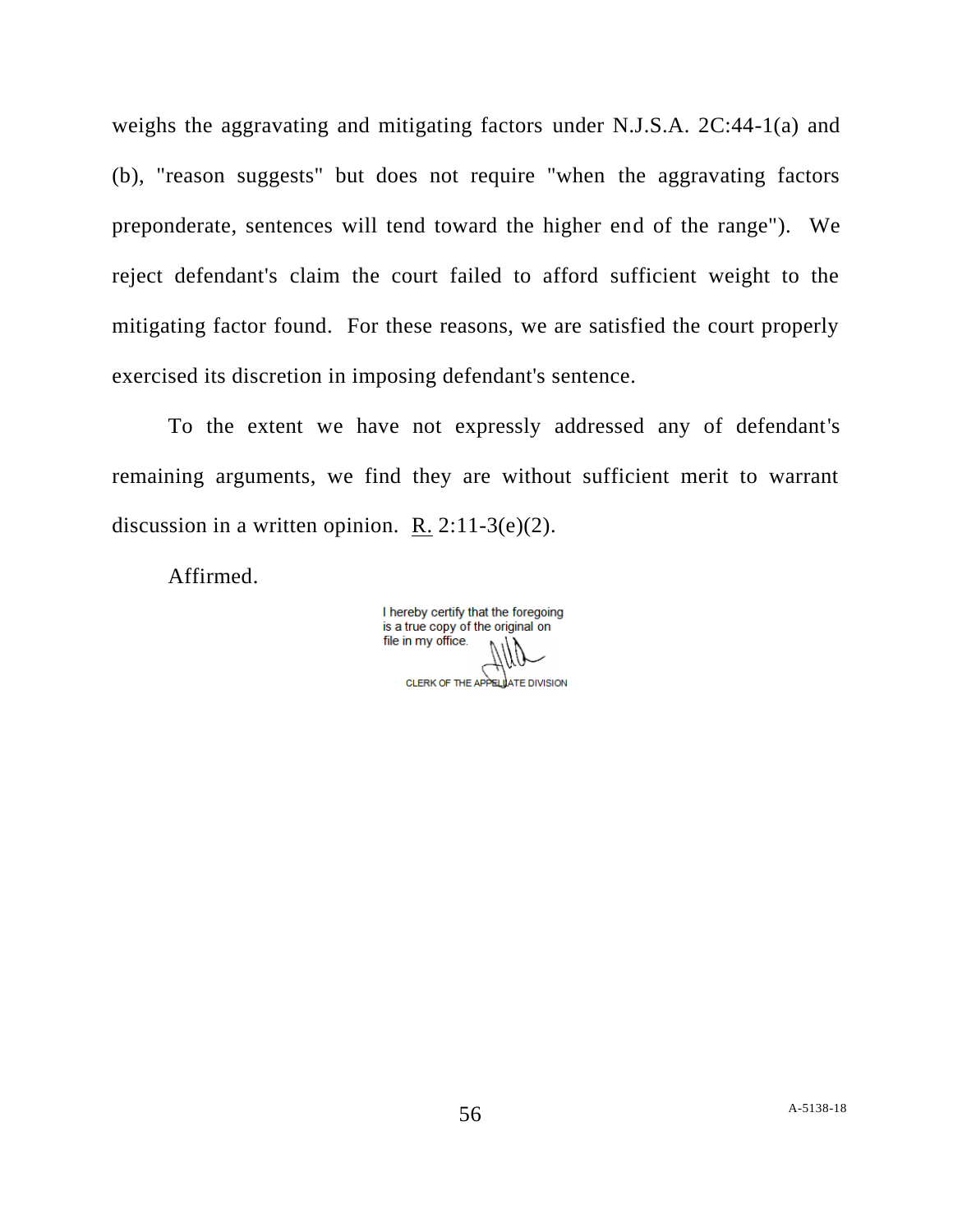weighs the aggravating and mitigating factors under N.J.S.A. 2C:44-1(a) and (b), "reason suggests" but does not require "when the aggravating factors preponderate, sentences will tend toward the higher end of the range"). We reject defendant's claim the court failed to afford sufficient weight to the mitigating factor found. For these reasons, we are satisfied the court properly exercised its discretion in imposing defendant's sentence.

To the extent we have not expressly addressed any of defendant's remaining arguments, we find they are without sufficient merit to warrant discussion in a written opinion. R. 2:11-3(e)(2).

Affirmed.

I hereby certify that the foregoing is a true copy of the original on file in my office.

CLERK OF THE APPELLATE DIVISION